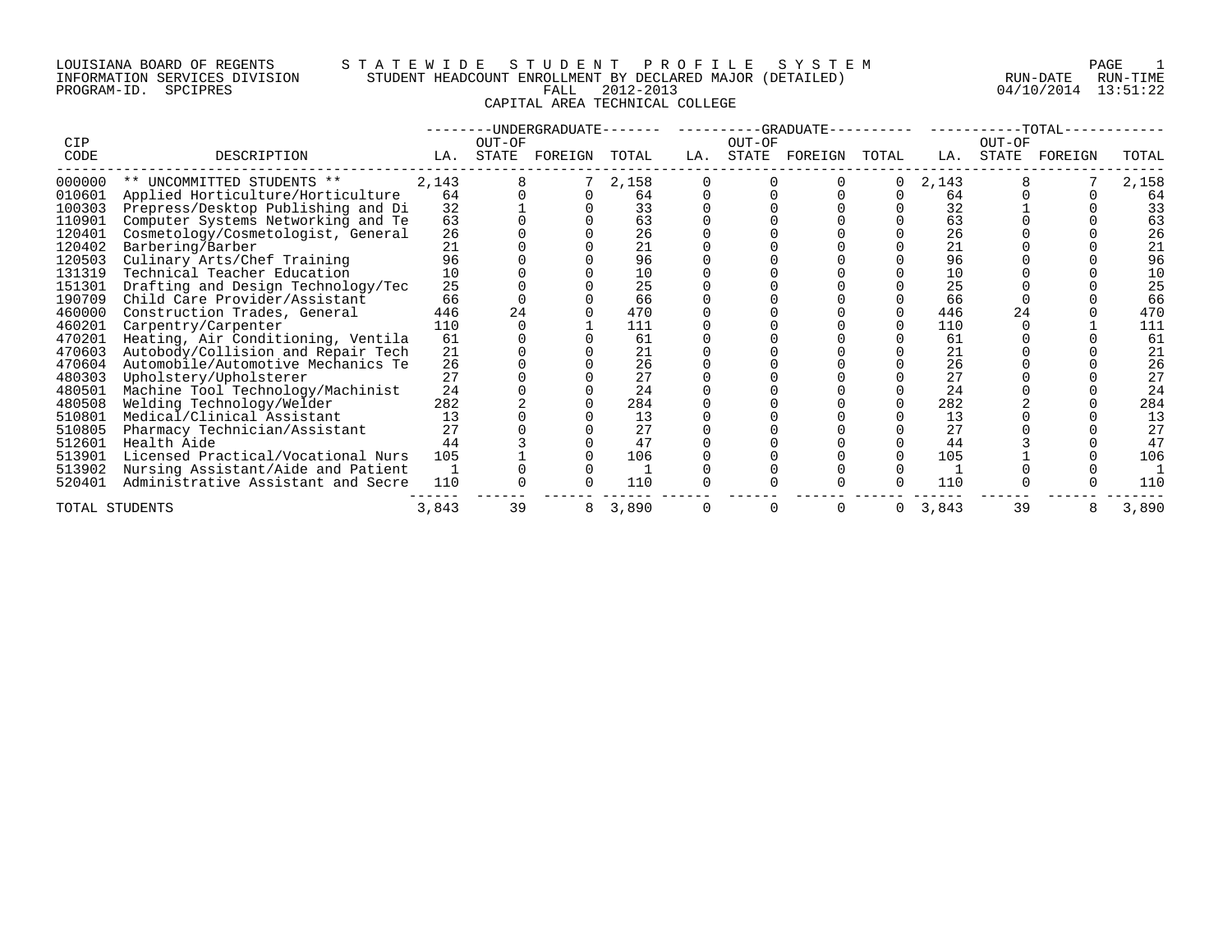LOUISIANA BOARD OF REGENTS — STATEWIDE STUDENT PROFILE SYSTEM
INFORMATION SERVICES DIVISION — STUDENT HEADCOUNT ENROLLMENT BY DECLARED MAJOR (DETAILED)
PROGRAM-ID. SPCIPRES — FALL 2012-2013 — RUN-DATE 04/10/2014 RUN-TIME 13:51:22

CAPITAL AREA TECHNICAL COLLEGE

| CIP CODE | DESCRIPTION | UNDERGRADUATE LA. | UNDERGRADUATE OUT-OF STATE | UNDERGRADUATE FOREIGN | UNDERGRADUATE TOTAL | GRADUATE LA. | GRADUATE OUT-OF STATE | GRADUATE FOREIGN | GRADUATE TOTAL | TOTAL LA. | TOTAL OUT-OF STATE | TOTAL FOREIGN | TOTAL |
|---|---|---|---|---|---|---|---|---|---|---|---|---|---|
| 000000 | ** UNCOMMITTED STUDENTS ** | 2,143 | 8 | 7 | 2,158 | 0 | 0 | 0 | 0 | 2,143 | 8 | 7 | 2,158 |
| 010601 | Applied Horticulture/Horticulture | 64 | 0 | 0 | 64 | 0 | 0 | 0 | 0 | 64 | 0 | 0 | 64 |
| 100303 | Prepress/Desktop Publishing and Di | 32 | 1 | 0 | 33 | 0 | 0 | 0 | 0 | 32 | 1 | 0 | 33 |
| 110901 | Computer Systems Networking and Te | 63 | 0 | 0 | 63 | 0 | 0 | 0 | 0 | 63 | 0 | 0 | 63 |
| 120401 | Cosmetology/Cosmetologist, General | 26 | 0 | 0 | 26 | 0 | 0 | 0 | 0 | 26 | 0 | 0 | 26 |
| 120402 | Barbering/Barber | 21 | 0 | 0 | 21 | 0 | 0 | 0 | 0 | 21 | 0 | 0 | 21 |
| 120503 | Culinary Arts/Chef Training | 96 | 0 | 0 | 96 | 0 | 0 | 0 | 0 | 96 | 0 | 0 | 96 |
| 131319 | Technical Teacher Education | 10 | 0 | 0 | 10 | 0 | 0 | 0 | 0 | 10 | 0 | 0 | 10 |
| 151301 | Drafting and Design Technology/Tec | 25 | 0 | 0 | 25 | 0 | 0 | 0 | 0 | 25 | 0 | 0 | 25 |
| 190709 | Child Care Provider/Assistant | 66 | 0 | 0 | 66 | 0 | 0 | 0 | 0 | 66 | 0 | 0 | 66 |
| 460000 | Construction Trades, General | 446 | 24 | 0 | 470 | 0 | 0 | 0 | 0 | 446 | 24 | 0 | 470 |
| 460201 | Carpentry/Carpenter | 110 | 0 | 1 | 111 | 0 | 0 | 0 | 0 | 110 | 0 | 1 | 111 |
| 470201 | Heating, Air Conditioning, Ventila | 61 | 0 | 0 | 61 | 0 | 0 | 0 | 0 | 61 | 0 | 0 | 61 |
| 470603 | Autobody/Collision and Repair Tech | 21 | 0 | 0 | 21 | 0 | 0 | 0 | 0 | 21 | 0 | 0 | 21 |
| 470604 | Automobile/Automotive Mechanics Te | 26 | 0 | 0 | 26 | 0 | 0 | 0 | 0 | 26 | 0 | 0 | 26 |
| 480303 | Upholstery/Upholsterer | 27 | 0 | 0 | 27 | 0 | 0 | 0 | 0 | 27 | 0 | 0 | 27 |
| 480501 | Machine Tool Technology/Machinist | 24 | 0 | 0 | 24 | 0 | 0 | 0 | 0 | 24 | 0 | 0 | 24 |
| 480508 | Welding Technology/Welder | 282 | 2 | 0 | 284 | 0 | 0 | 0 | 0 | 282 | 2 | 0 | 284 |
| 510801 | Medical/Clinical Assistant | 13 | 0 | 0 | 13 | 0 | 0 | 0 | 0 | 13 | 0 | 0 | 13 |
| 510805 | Pharmacy Technician/Assistant | 27 | 0 | 0 | 27 | 0 | 0 | 0 | 0 | 27 | 0 | 0 | 27 |
| 512601 | Health Aide | 44 | 3 | 0 | 47 | 0 | 0 | 0 | 0 | 44 | 3 | 0 | 47 |
| 513901 | Licensed Practical/Vocational Nurs | 105 | 1 | 0 | 106 | 0 | 0 | 0 | 0 | 105 | 1 | 0 | 106 |
| 513902 | Nursing Assistant/Aide and Patient | 1 | 0 | 0 | 1 | 0 | 0 | 0 | 0 | 1 | 0 | 0 | 1 |
| 520401 | Administrative Assistant and Secre | 110 | 0 | 0 | 110 | 0 | 0 | 0 | 0 | 110 | 0 | 0 | 110 |
| TOTAL STUDENTS | | 3,843 | 39 | 8 | 3,890 | 0 | 0 | 0 | 0 | 3,843 | 39 | 8 | 3,890 |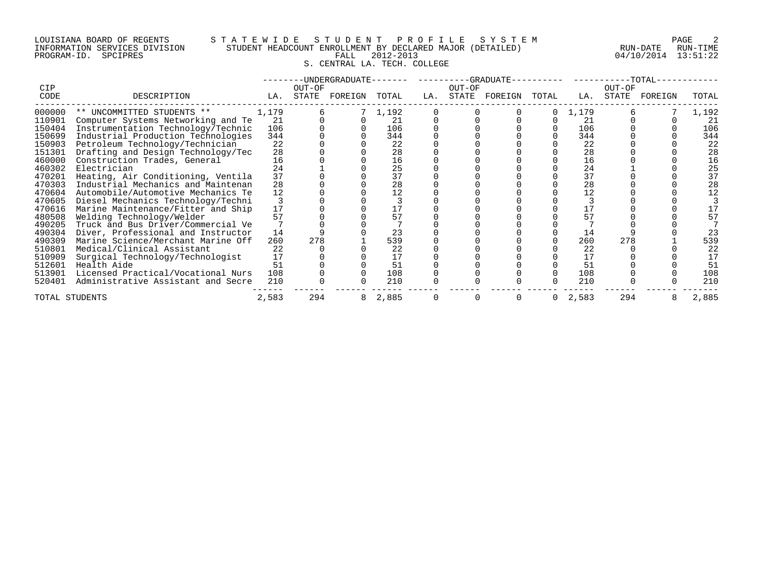LOUISIANA BOARD OF REGENTS — STATEWIDE STUDENT PROFILE SYSTEM
INFORMATION SERVICES DIVISION — STUDENT HEADCOUNT ENROLLMENT BY DECLARED MAJOR (DETAILED) — RUN-DATE 04/10/2014 RUN-TIME 13:51:22
PROGRAM-ID. SPCIPRES — FALL 2012-2013

S. CENTRAL LA. TECH. COLLEGE

| CIP CODE | DESCRIPTION | UNDERGRADUATE LA. | UNDERGRADUATE OUT-OF STATE | UNDERGRADUATE FOREIGN | UNDERGRADUATE TOTAL | GRADUATE LA. | GRADUATE OUT-OF STATE | GRADUATE FOREIGN | GRADUATE TOTAL | TOTAL LA. | TOTAL OUT-OF STATE | TOTAL FOREIGN | TOTAL TOTAL |
|---|---|---|---|---|---|---|---|---|---|---|---|---|---|
| 000000 | ** UNCOMMITTED STUDENTS ** | 1,179 | 6 | 7 | 1,192 | 0 | 0 | 0 | 0 | 1,179 | 6 | 7 | 1,192 |
| 110901 | Computer Systems Networking and Te | 21 | 0 | 0 | 21 | 0 | 0 | 0 | 0 | 21 | 0 | 0 | 21 |
| 150404 | Instrumentation Technology/Technic | 106 | 0 | 0 | 106 | 0 | 0 | 0 | 0 | 106 | 0 | 0 | 106 |
| 150699 | Industrial Production Technologies | 344 | 0 | 0 | 344 | 0 | 0 | 0 | 0 | 344 | 0 | 0 | 344 |
| 150903 | Petroleum Technology/Technician | 22 | 0 | 0 | 22 | 0 | 0 | 0 | 0 | 22 | 0 | 0 | 22 |
| 151301 | Drafting and Design Technology/Tec | 28 | 0 | 0 | 28 | 0 | 0 | 0 | 0 | 28 | 0 | 0 | 28 |
| 460000 | Construction Trades, General | 16 | 0 | 0 | 16 | 0 | 0 | 0 | 0 | 16 | 0 | 0 | 16 |
| 460302 | Electrician | 24 | 1 | 0 | 25 | 0 | 0 | 0 | 0 | 24 | 1 | 0 | 25 |
| 470201 | Heating, Air Conditioning, Ventila | 37 | 0 | 0 | 37 | 0 | 0 | 0 | 0 | 37 | 0 | 0 | 37 |
| 470303 | Industrial Mechanics and Maintenan | 28 | 0 | 0 | 28 | 0 | 0 | 0 | 0 | 28 | 0 | 0 | 28 |
| 470604 | Automobile/Automotive Mechanics Te | 12 | 0 | 0 | 12 | 0 | 0 | 0 | 0 | 12 | 0 | 0 | 12 |
| 470605 | Diesel Mechanics Technology/Techni | 3 | 0 | 0 | 3 | 0 | 0 | 0 | 0 | 3 | 0 | 0 | 3 |
| 470616 | Marine Maintenance/Fitter and Ship | 17 | 0 | 0 | 17 | 0 | 0 | 0 | 0 | 17 | 0 | 0 | 17 |
| 480508 | Welding Technology/Welder | 57 | 0 | 0 | 57 | 0 | 0 | 0 | 0 | 57 | 0 | 0 | 57 |
| 490205 | Truck and Bus Driver/Commercial Ve | 7 | 0 | 0 | 7 | 0 | 0 | 0 | 0 | 7 | 0 | 0 | 7 |
| 490304 | Diver, Professional and Instructor | 14 | 9 | 0 | 23 | 0 | 0 | 0 | 0 | 14 | 9 | 0 | 23 |
| 490309 | Marine Science/Merchant Marine Off | 260 | 278 | 1 | 539 | 0 | 0 | 0 | 0 | 260 | 278 | 1 | 539 |
| 510801 | Medical/Clinical Assistant | 22 | 0 | 0 | 22 | 0 | 0 | 0 | 0 | 22 | 0 | 0 | 22 |
| 510909 | Surgical Technology/Technologist | 17 | 0 | 0 | 17 | 0 | 0 | 0 | 0 | 17 | 0 | 0 | 17 |
| 512601 | Health Aide | 51 | 0 | 0 | 51 | 0 | 0 | 0 | 0 | 51 | 0 | 0 | 51 |
| 513901 | Licensed Practical/Vocational Nurs | 108 | 0 | 0 | 108 | 0 | 0 | 0 | 0 | 108 | 0 | 0 | 108 |
| 520401 | Administrative Assistant and Secre | 210 | 0 | 0 | 210 | 0 | 0 | 0 | 0 | 210 | 0 | 0 | 210 |
| TOTAL STUDENTS | | 2,583 | 294 | 8 | 2,885 | 0 | 0 | 0 | 0 | 2,583 | 294 | 8 | 2,885 |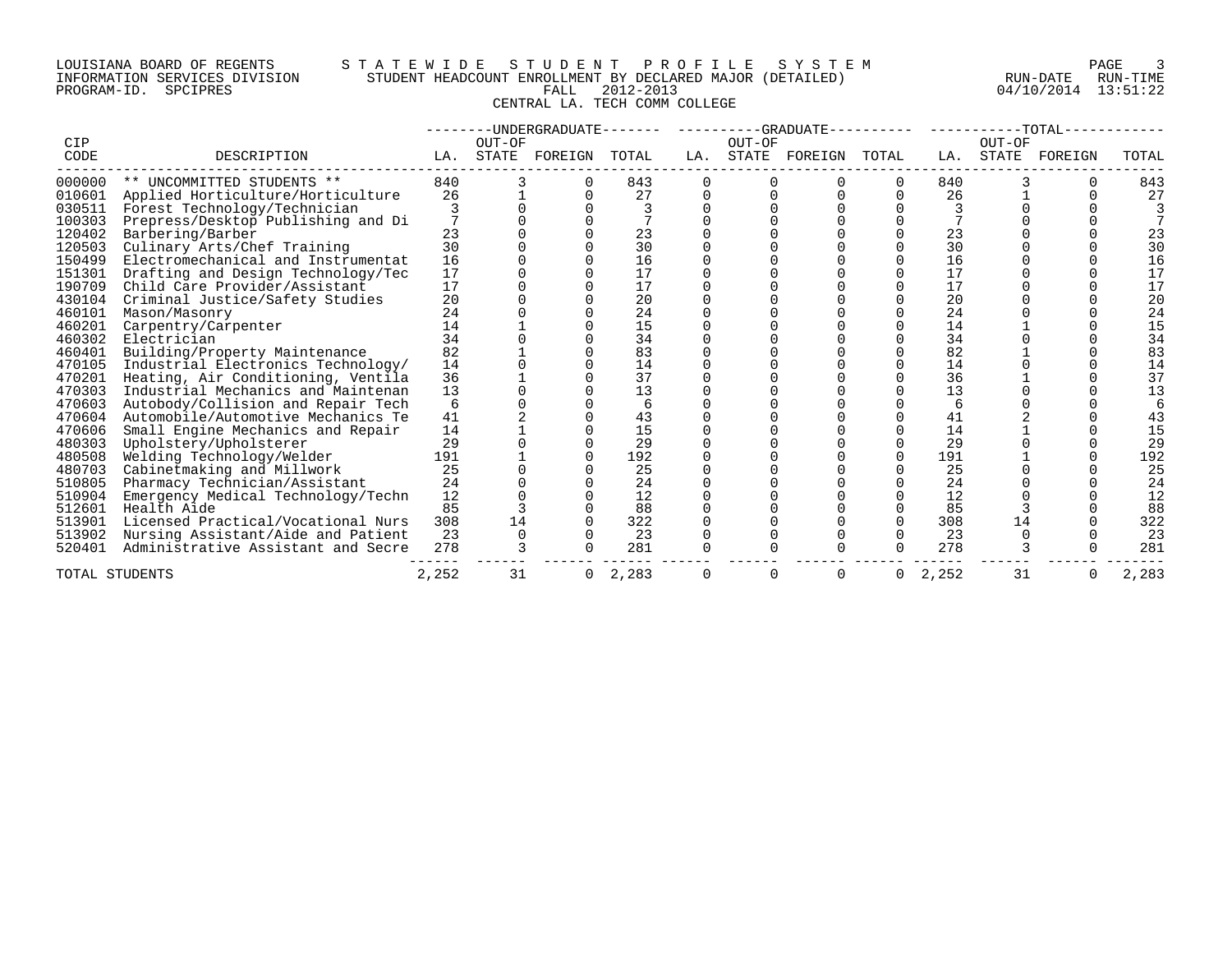LOUISIANA BOARD OF REGENTS
INFORMATION SERVICES DIVISION
PROGRAM-ID. SPCIPRES

STATEWIDE STUDENT PROFILE SYSTEM
STUDENT HEADCOUNT ENROLLMENT BY DECLARED MAJOR (DETAILED)
FALL 2012-2013
CENTRAL LA. TECH COMM COLLEGE

RUN-DATE 04/10/2014 RUN-TIME 13:51:22

| CIP CODE | DESCRIPTION | UNDERGRADUATE LA. | UNDERGRADUATE OUT-OF STATE | UNDERGRADUATE FOREIGN | UNDERGRADUATE TOTAL | GRADUATE LA. | GRADUATE OUT-OF STATE | GRADUATE FOREIGN | GRADUATE TOTAL | TOTAL LA. | TOTAL OUT-OF STATE | TOTAL FOREIGN | TOTAL |
|---|---|---|---|---|---|---|---|---|---|---|---|---|---|
| 000000 | ** UNCOMMITTED STUDENTS ** | 840 | 3 | 0 | 843 | 0 | 0 | 0 | 0 | 840 | 3 | 0 | 843 |
| 010601 | Applied Horticulture/Horticulture | 26 | 1 | 0 | 27 | 0 | 0 | 0 | 0 | 26 | 1 | 0 | 27 |
| 030511 | Forest Technology/Technician | 3 | 0 | 0 | 3 | 0 | 0 | 0 | 0 | 3 | 0 | 0 | 3 |
| 100303 | Prepress/Desktop Publishing and Di | 7 | 0 | 0 | 7 | 0 | 0 | 0 | 0 | 7 | 0 | 0 | 7 |
| 120402 | Barbering/Barber | 23 | 0 | 0 | 23 | 0 | 0 | 0 | 0 | 23 | 0 | 0 | 23 |
| 120503 | Culinary Arts/Chef Training | 30 | 0 | 0 | 30 | 0 | 0 | 0 | 0 | 30 | 0 | 0 | 30 |
| 150499 | Electromechanical and Instrumentat | 16 | 0 | 0 | 16 | 0 | 0 | 0 | 0 | 16 | 0 | 0 | 16 |
| 151301 | Drafting and Design Technology/Tec | 17 | 0 | 0 | 17 | 0 | 0 | 0 | 0 | 17 | 0 | 0 | 17 |
| 190709 | Child Care Provider/Assistant | 17 | 0 | 0 | 17 | 0 | 0 | 0 | 0 | 17 | 0 | 0 | 17 |
| 430104 | Criminal Justice/Safety Studies | 20 | 0 | 0 | 20 | 0 | 0 | 0 | 0 | 20 | 0 | 0 | 20 |
| 460101 | Mason/Masonry | 24 | 0 | 0 | 24 | 0 | 0 | 0 | 0 | 24 | 0 | 0 | 24 |
| 460201 | Carpentry/Carpenter | 14 | 1 | 0 | 15 | 0 | 0 | 0 | 0 | 14 | 1 | 0 | 15 |
| 460302 | Electrician | 34 | 0 | 0 | 34 | 0 | 0 | 0 | 0 | 34 | 0 | 0 | 34 |
| 460401 | Building/Property Maintenance | 82 | 1 | 0 | 83 | 0 | 0 | 0 | 0 | 82 | 1 | 0 | 83 |
| 470105 | Industrial Electronics Technology/ | 14 | 0 | 0 | 14 | 0 | 0 | 0 | 0 | 14 | 0 | 0 | 14 |
| 470201 | Heating, Air Conditioning, Ventila | 36 | 1 | 0 | 37 | 0 | 0 | 0 | 0 | 36 | 1 | 0 | 37 |
| 470303 | Industrial Mechanics and Maintenan | 13 | 0 | 0 | 13 | 0 | 0 | 0 | 0 | 13 | 0 | 0 | 13 |
| 470603 | Autobody/Collision and Repair Tech | 6 | 0 | 0 | 6 | 0 | 0 | 0 | 0 | 6 | 0 | 0 | 6 |
| 470604 | Automobile/Automotive Mechanics Te | 41 | 2 | 0 | 43 | 0 | 0 | 0 | 0 | 41 | 2 | 0 | 43 |
| 470606 | Small Engine Mechanics and Repair | 14 | 1 | 0 | 15 | 0 | 0 | 0 | 0 | 14 | 1 | 0 | 15 |
| 480303 | Upholstery/Upholsterer | 29 | 0 | 0 | 29 | 0 | 0 | 0 | 0 | 29 | 0 | 0 | 29 |
| 480508 | Welding Technology/Welder | 191 | 1 | 0 | 192 | 0 | 0 | 0 | 0 | 191 | 1 | 0 | 192 |
| 480703 | Cabinetmaking and Millwork | 25 | 0 | 0 | 25 | 0 | 0 | 0 | 0 | 25 | 0 | 0 | 25 |
| 510805 | Pharmacy Technician/Assistant | 24 | 0 | 0 | 24 | 0 | 0 | 0 | 0 | 24 | 0 | 0 | 24 |
| 510904 | Emergency Medical Technology/Techn | 12 | 0 | 0 | 12 | 0 | 0 | 0 | 0 | 12 | 0 | 0 | 12 |
| 512601 | Health Aide | 85 | 3 | 0 | 88 | 0 | 0 | 0 | 0 | 85 | 3 | 0 | 88 |
| 513901 | Licensed Practical/Vocational Nurs | 308 | 14 | 0 | 322 | 0 | 0 | 0 | 0 | 308 | 14 | 0 | 322 |
| 513902 | Nursing Assistant/Aide and Patient | 23 | 0 | 0 | 23 | 0 | 0 | 0 | 0 | 23 | 0 | 0 | 23 |
| 520401 | Administrative Assistant and Secre | 278 | 3 | 0 | 281 | 0 | 0 | 0 | 0 | 278 | 3 | 0 | 281 |
| TOTAL STUDENTS | | 2,252 | 31 | 0 | 2,283 | 0 | 0 | 0 | 0 | 2,252 | 31 | 0 | 2,283 |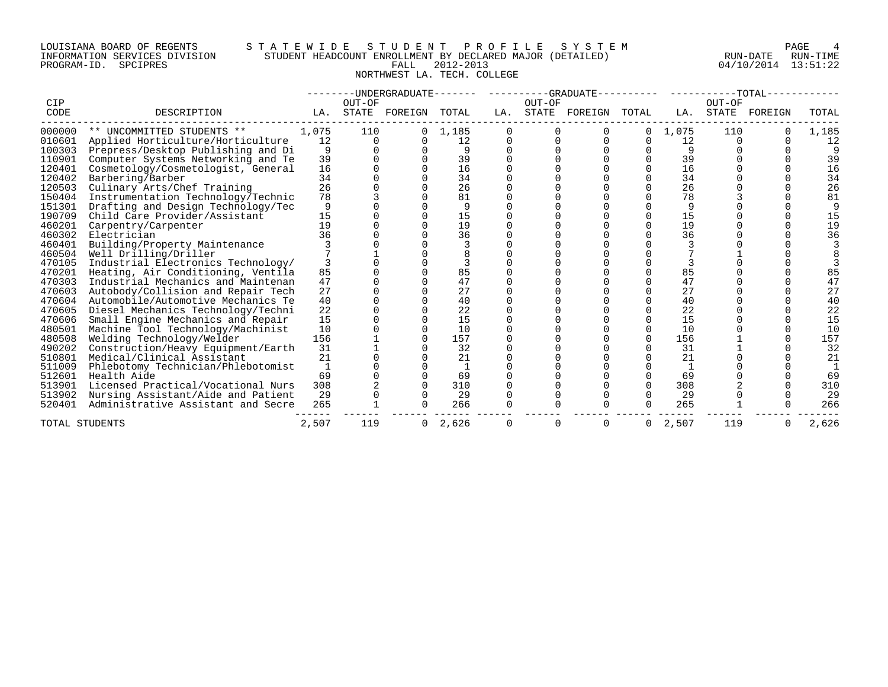LOUISIANA BOARD OF REGENTS — STATEWIDE STUDENT PROFILE SYSTEM
INFORMATION SERVICES DIVISION — STUDENT HEADCOUNT ENROLLMENT BY DECLARED MAJOR (DETAILED)
PROGRAM-ID. SPCIPRES — FALL 2012-2013 — RUN-DATE 04/10/2014 RUN-TIME 13:51:22

NORTHWEST LA. TECH. COLLEGE

| CIP | | UNDERGRADUATE | | | | GRADUATE | | | | TOTAL | | | |
|---|---|---|---|---|---|---|---|---|---|---|---|---|---|
| CODE | DESCRIPTION | LA. | OUT-OF STATE | FOREIGN | TOTAL | LA. | OUT-OF STATE | FOREIGN | TOTAL | LA. | OUT-OF STATE | FOREIGN | TOTAL |
| 000000 | ** UNCOMMITTED STUDENTS ** | 1,075 | 110 | 0 | 1,185 | 0 | 0 | 0 | 0 | 1,075 | 110 | 0 | 1,185 |
| 010601 | Applied Horticulture/Horticulture | 12 | 0 | 0 | 12 | 0 | 0 | 0 | 0 | 12 | 0 | 0 | 12 |
| 100303 | Prepress/Desktop Publishing and Di | 9 | 0 | 0 | 9 | 0 | 0 | 0 | 0 | 9 | 0 | 0 | 9 |
| 110901 | Computer Systems Networking and Te | 39 | 0 | 0 | 39 | 0 | 0 | 0 | 0 | 39 | 0 | 0 | 39 |
| 120401 | Cosmetology/Cosmetologist, General | 16 | 0 | 0 | 16 | 0 | 0 | 0 | 0 | 16 | 0 | 0 | 16 |
| 120402 | Barbering/Barber | 34 | 0 | 0 | 34 | 0 | 0 | 0 | 0 | 34 | 0 | 0 | 34 |
| 120503 | Culinary Arts/Chef Training | 26 | 0 | 0 | 26 | 0 | 0 | 0 | 0 | 26 | 0 | 0 | 26 |
| 150404 | Instrumentation Technology/Technic | 78 | 3 | 0 | 81 | 0 | 0 | 0 | 0 | 78 | 3 | 0 | 81 |
| 151301 | Drafting and Design Technology/Tec | 9 | 0 | 0 | 9 | 0 | 0 | 0 | 0 | 9 | 0 | 0 | 9 |
| 190709 | Child Care Provider/Assistant | 15 | 0 | 0 | 15 | 0 | 0 | 0 | 0 | 15 | 0 | 0 | 15 |
| 460201 | Carpentry/Carpenter | 19 | 0 | 0 | 19 | 0 | 0 | 0 | 0 | 19 | 0 | 0 | 19 |
| 460302 | Electrician | 36 | 0 | 0 | 36 | 0 | 0 | 0 | 0 | 36 | 0 | 0 | 36 |
| 460401 | Building/Property Maintenance | 3 | 0 | 0 | 3 | 0 | 0 | 0 | 0 | 3 | 0 | 0 | 3 |
| 460504 | Well Drilling/Driller | 7 | 1 | 0 | 8 | 0 | 0 | 0 | 0 | 7 | 1 | 0 | 8 |
| 470105 | Industrial Electronics Technology/ | 3 | 0 | 0 | 3 | 0 | 0 | 0 | 0 | 3 | 0 | 0 | 3 |
| 470201 | Heating, Air Conditioning, Ventila | 85 | 0 | 0 | 85 | 0 | 0 | 0 | 0 | 85 | 0 | 0 | 85 |
| 470303 | Industrial Mechanics and Maintenan | 47 | 0 | 0 | 47 | 0 | 0 | 0 | 0 | 47 | 0 | 0 | 47 |
| 470603 | Autobody/Collision and Repair Tech | 27 | 0 | 0 | 27 | 0 | 0 | 0 | 0 | 27 | 0 | 0 | 27 |
| 470604 | Automobile/Automotive Mechanics Te | 40 | 0 | 0 | 40 | 0 | 0 | 0 | 0 | 40 | 0 | 0 | 40 |
| 470605 | Diesel Mechanics Technology/Techni | 22 | 0 | 0 | 22 | 0 | 0 | 0 | 0 | 22 | 0 | 0 | 22 |
| 470606 | Small Engine Mechanics and Repair | 15 | 0 | 0 | 15 | 0 | 0 | 0 | 0 | 15 | 0 | 0 | 15 |
| 480501 | Machine Tool Technology/Machinist | 10 | 0 | 0 | 10 | 0 | 0 | 0 | 0 | 10 | 0 | 0 | 10 |
| 480508 | Welding Technology/Welder | 156 | 1 | 0 | 157 | 0 | 0 | 0 | 0 | 156 | 1 | 0 | 157 |
| 490202 | Construction/Heavy Equipment/Earth | 31 | 1 | 0 | 32 | 0 | 0 | 0 | 0 | 31 | 1 | 0 | 32 |
| 510801 | Medical/Clinical Assistant | 21 | 0 | 0 | 21 | 0 | 0 | 0 | 0 | 21 | 0 | 0 | 21 |
| 511009 | Phlebotomy Technician/Phlebotomist | 1 | 0 | 0 | 1 | 0 | 0 | 0 | 0 | 1 | 0 | 0 | 1 |
| 512601 | Health Aide | 69 | 0 | 0 | 69 | 0 | 0 | 0 | 0 | 69 | 0 | 0 | 69 |
| 513901 | Licensed Practical/Vocational Nurs | 308 | 2 | 0 | 310 | 0 | 0 | 0 | 0 | 308 | 2 | 0 | 310 |
| 513902 | Nursing Assistant/Aide and Patient | 29 | 0 | 0 | 29 | 0 | 0 | 0 | 0 | 29 | 0 | 0 | 29 |
| 520401 | Administrative Assistant and Secre | 265 | 1 | 0 | 266 | 0 | 0 | 0 | 0 | 265 | 1 | 0 | 266 |
| TOTAL STUDENTS | | 2,507 | 119 | 0 | 2,626 | 0 | 0 | 0 | 0 | 2,507 | 119 | 0 | 2,626 |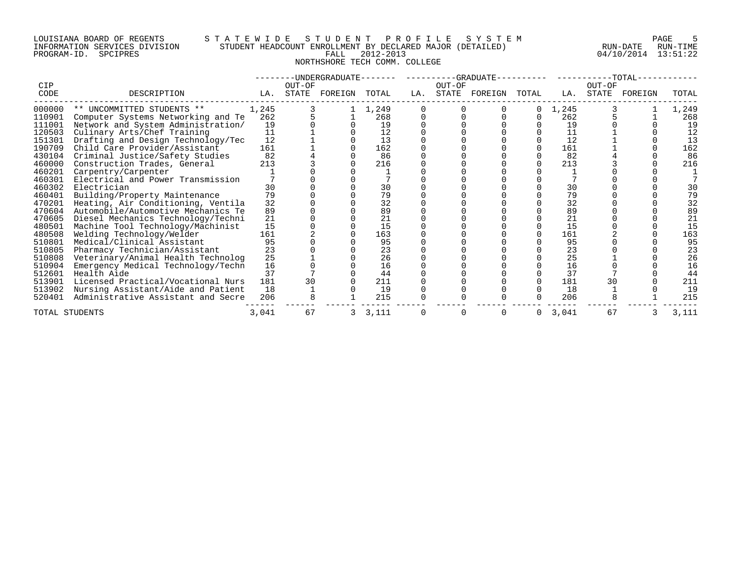LOUISIANA BOARD OF REGENTS — INFORMATION SERVICES DIVISION — PROGRAM-ID. SPCIPRES

# STATEWIDE STUDENT PROFILE SYSTEM

## STUDENT HEADCOUNT ENROLLMENT BY DECLARED MAJOR (DETAILED)

FALL 2012-2013

NORTHSHORE TECH COMM. COLLEGE

RUN-DATE 04/10/2014 RUN-TIME 13:51:22

| CIP CODE | DESCRIPTION | UNDERGRADUATE LA. | UNDERGRADUATE OUT-OF STATE | UNDERGRADUATE FOREIGN | UNDERGRADUATE TOTAL | GRADUATE LA. | GRADUATE OUT-OF STATE | GRADUATE FOREIGN | GRADUATE TOTAL | TOTAL LA. | TOTAL OUT-OF STATE | TOTAL FOREIGN | TOTAL |
|---|---|---|---|---|---|---|---|---|---|---|---|---|---|
| 000000 | ** UNCOMMITTED STUDENTS ** | 1,245 | 3 | 1 | 1,249 | 0 | 0 | 0 | 0 | 1,245 | 3 | 1 | 1,249 |
| 110901 | Computer Systems Networking and Te | 262 | 5 | 1 | 268 | 0 | 0 | 0 | 0 | 262 | 5 | 1 | 268 |
| 111001 | Network and System Administration/ | 19 | 0 | 0 | 19 | 0 | 0 | 0 | 0 | 19 | 0 | 0 | 19 |
| 120503 | Culinary Arts/Chef Training | 11 | 1 | 0 | 12 | 0 | 0 | 0 | 0 | 11 | 1 | 0 | 12 |
| 151301 | Drafting and Design Technology/Tec | 12 | 1 | 0 | 13 | 0 | 0 | 0 | 0 | 12 | 1 | 0 | 13 |
| 190709 | Child Care Provider/Assistant | 161 | 1 | 0 | 162 | 0 | 0 | 0 | 0 | 161 | 1 | 0 | 162 |
| 430104 | Criminal Justice/Safety Studies | 82 | 4 | 0 | 86 | 0 | 0 | 0 | 0 | 82 | 4 | 0 | 86 |
| 460000 | Construction Trades, General | 213 | 3 | 0 | 216 | 0 | 0 | 0 | 0 | 213 | 3 | 0 | 216 |
| 460201 | Carpentry/Carpenter | 1 | 0 | 0 | 1 | 0 | 0 | 0 | 0 | 1 | 0 | 0 | 1 |
| 460301 | Electrical and Power Transmission | 7 | 0 | 0 | 7 | 0 | 0 | 0 | 0 | 7 | 0 | 0 | 7 |
| 460302 | Electrician | 30 | 0 | 0 | 30 | 0 | 0 | 0 | 0 | 30 | 0 | 0 | 30 |
| 460401 | Building/Property Maintenance | 79 | 0 | 0 | 79 | 0 | 0 | 0 | 0 | 79 | 0 | 0 | 79 |
| 470201 | Heating, Air Conditioning, Ventila | 32 | 0 | 0 | 32 | 0 | 0 | 0 | 0 | 32 | 0 | 0 | 32 |
| 470604 | Automobile/Automotive Mechanics Te | 89 | 0 | 0 | 89 | 0 | 0 | 0 | 0 | 89 | 0 | 0 | 89 |
| 470605 | Diesel Mechanics Technology/Techni | 21 | 0 | 0 | 21 | 0 | 0 | 0 | 0 | 21 | 0 | 0 | 21 |
| 480501 | Machine Tool Technology/Machinist | 15 | 0 | 0 | 15 | 0 | 0 | 0 | 0 | 15 | 0 | 0 | 15 |
| 480508 | Welding Technology/Welder | 161 | 2 | 0 | 163 | 0 | 0 | 0 | 0 | 161 | 2 | 0 | 163 |
| 510801 | Medical/Clinical Assistant | 95 | 0 | 0 | 95 | 0 | 0 | 0 | 0 | 95 | 0 | 0 | 95 |
| 510805 | Pharmacy Technician/Assistant | 23 | 0 | 0 | 23 | 0 | 0 | 0 | 0 | 23 | 0 | 0 | 23 |
| 510808 | Veterinary/Animal Health Technolog | 25 | 1 | 0 | 26 | 0 | 0 | 0 | 0 | 25 | 1 | 0 | 26 |
| 510904 | Emergency Medical Technology/Techn | 16 | 0 | 0 | 16 | 0 | 0 | 0 | 0 | 16 | 0 | 0 | 16 |
| 512601 | Health Aide | 37 | 7 | 0 | 44 | 0 | 0 | 0 | 0 | 37 | 7 | 0 | 44 |
| 513901 | Licensed Practical/Vocational Nurs | 181 | 30 | 0 | 211 | 0 | 0 | 0 | 0 | 181 | 30 | 0 | 211 |
| 513902 | Nursing Assistant/Aide and Patient | 18 | 1 | 0 | 19 | 0 | 0 | 0 | 0 | 18 | 1 | 0 | 19 |
| 520401 | Administrative Assistant and Secre | 206 | 8 | 1 | 215 | 0 | 0 | 0 | 0 | 206 | 8 | 1 | 215 |
| TOTAL STUDENTS | | 3,041 | 67 | 3 | 3,111 | 0 | 0 | 0 | 0 | 3,041 | 67 | 3 | 3,111 |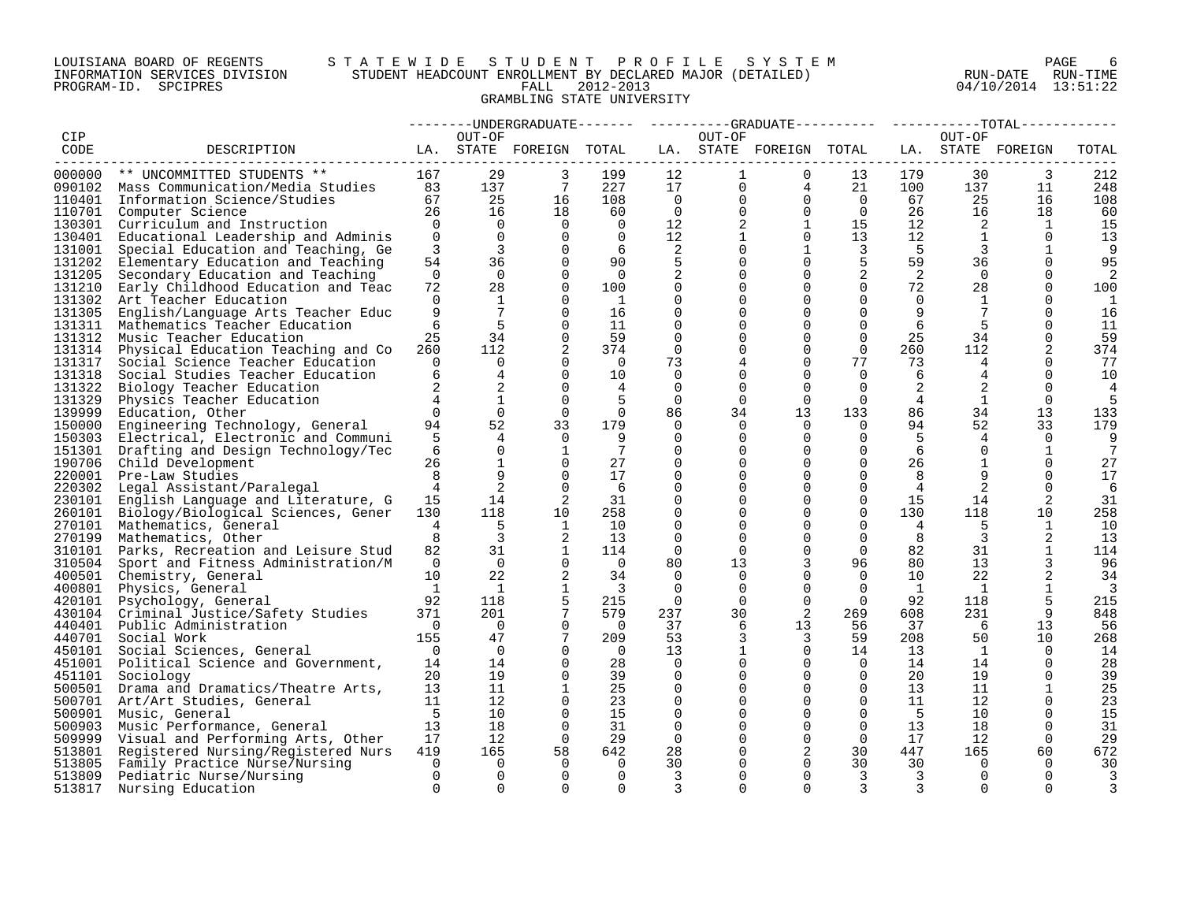LOUISIANA BOARD OF REGENTS — STATEWIDE STUDENT PROFILE SYSTEM
INFORMATION SERVICES DIVISION — STUDENT HEADCOUNT ENROLLMENT BY DECLARED MAJOR (DETAILED)
PROGRAM-ID. SPCIPRES — FALL 2012-2013 — RUN-DATE 04/10/2014 RUN-TIME 13:51:22

GRAMBLING STATE UNIVERSITY

| CIP CODE | DESCRIPTION | UNDERGRADUATE LA. | UNDERGRADUATE OUT-OF STATE | UNDERGRADUATE FOREIGN | UNDERGRADUATE TOTAL | GRADUATE LA. | GRADUATE OUT-OF STATE | GRADUATE FOREIGN | GRADUATE TOTAL | TOTAL LA. | TOTAL OUT-OF STATE | TOTAL FOREIGN | TOTAL |
|---|---|---|---|---|---|---|---|---|---|---|---|---|---|
| 000000 | ** UNCOMMITTED STUDENTS ** | 167 | 29 | 3 | 199 | 12 | 1 | 0 | 13 | 179 | 30 | 3 | 212 |
| 090102 | Mass Communication/Media Studies | 83 | 137 | 7 | 227 | 17 | 0 | 4 | 21 | 100 | 137 | 11 | 248 |
| 110401 | Information Science/Studies | 67 | 25 | 16 | 108 | 0 | 0 | 0 | 0 | 67 | 25 | 16 | 108 |
| 110701 | Computer Science | 26 | 16 | 18 | 60 | 0 | 0 | 0 | 0 | 26 | 16 | 18 | 60 |
| 130301 | Curriculum and Instruction | 0 | 0 | 0 | 0 | 12 | 2 | 1 | 15 | 12 | 2 | 1 | 15 |
| 130401 | Educational Leadership and Adminis | 0 | 0 | 0 | 0 | 12 | 1 | 0 | 13 | 12 | 1 | 0 | 13 |
| 131001 | Special Education and Teaching, Ge | 3 | 3 | 0 | 6 | 2 | 0 | 1 | 3 | 5 | 3 | 1 | 9 |
| 131202 | Elementary Education and Teaching | 54 | 36 | 0 | 90 | 5 | 0 | 0 | 5 | 59 | 36 | 0 | 95 |
| 131205 | Secondary Education and Teaching | 0 | 0 | 0 | 0 | 2 | 0 | 0 | 2 | 2 | 0 | 0 | 2 |
| 131210 | Early Childhood Education and Teac | 72 | 28 | 0 | 100 | 0 | 0 | 0 | 0 | 72 | 28 | 0 | 100 |
| 131302 | Art Teacher Education | 0 | 1 | 0 | 1 | 0 | 0 | 0 | 0 | 0 | 1 | 0 | 1 |
| 131305 | English/Language Arts Teacher Educ | 9 | 7 | 0 | 16 | 0 | 0 | 0 | 0 | 9 | 7 | 0 | 16 |
| 131311 | Mathematics Teacher Education | 6 | 5 | 0 | 11 | 0 | 0 | 0 | 0 | 6 | 5 | 0 | 11 |
| 131312 | Music Teacher Education | 25 | 34 | 0 | 59 | 0 | 0 | 0 | 0 | 25 | 34 | 0 | 59 |
| 131314 | Physical Education Teaching and Co | 260 | 112 | 2 | 374 | 0 | 0 | 0 | 0 | 260 | 112 | 2 | 374 |
| 131317 | Social Science Teacher Education | 0 | 0 | 0 | 0 | 73 | 4 | 0 | 77 | 73 | 4 | 0 | 77 |
| 131318 | Social Studies Teacher Education | 6 | 4 | 0 | 10 | 0 | 0 | 0 | 0 | 6 | 4 | 0 | 10 |
| 131322 | Biology Teacher Education | 2 | 2 | 0 | 4 | 0 | 0 | 0 | 0 | 2 | 2 | 0 | 4 |
| 131329 | Physics Teacher Education | 4 | 1 | 0 | 5 | 0 | 0 | 0 | 0 | 4 | 1 | 0 | 5 |
| 139999 | Education, Other | 0 | 0 | 0 | 0 | 86 | 34 | 13 | 133 | 86 | 34 | 13 | 133 |
| 150000 | Engineering Technology, General | 94 | 52 | 33 | 179 | 0 | 0 | 0 | 0 | 94 | 52 | 33 | 179 |
| 150303 | Electrical, Electronic and Communi | 5 | 4 | 0 | 9 | 0 | 0 | 0 | 0 | 5 | 4 | 0 | 9 |
| 151301 | Drafting and Design Technology/Tec | 6 | 0 | 1 | 7 | 0 | 0 | 0 | 0 | 6 | 0 | 1 | 7 |
| 190706 | Child Development | 26 | 1 | 0 | 27 | 0 | 0 | 0 | 0 | 26 | 1 | 0 | 27 |
| 220001 | Pre-Law Studies | 8 | 9 | 0 | 17 | 0 | 0 | 0 | 0 | 8 | 9 | 0 | 17 |
| 220302 | Legal Assistant/Paralegal | 4 | 2 | 0 | 6 | 0 | 0 | 0 | 0 | 4 | 2 | 0 | 6 |
| 230101 | English Language and Literature, G | 15 | 14 | 2 | 31 | 0 | 0 | 0 | 0 | 15 | 14 | 2 | 31 |
| 260101 | Biology/Biological Sciences, Gener | 130 | 118 | 10 | 258 | 0 | 0 | 0 | 0 | 130 | 118 | 10 | 258 |
| 270101 | Mathematics, General | 4 | 5 | 1 | 10 | 0 | 0 | 0 | 0 | 4 | 5 | 1 | 10 |
| 270199 | Mathematics, Other | 8 | 3 | 2 | 13 | 0 | 0 | 0 | 0 | 8 | 3 | 2 | 13 |
| 310101 | Parks, Recreation and Leisure Stud | 82 | 31 | 1 | 114 | 0 | 0 | 0 | 0 | 82 | 31 | 1 | 114 |
| 310504 | Sport and Fitness Administration/M | 0 | 0 | 0 | 0 | 80 | 13 | 3 | 96 | 80 | 13 | 3 | 96 |
| 400501 | Chemistry, General | 10 | 22 | 2 | 34 | 0 | 0 | 0 | 0 | 10 | 22 | 2 | 34 |
| 400801 | Physics, General | 1 | 1 | 1 | 3 | 0 | 0 | 0 | 0 | 1 | 1 | 1 | 3 |
| 420101 | Psychology, General | 92 | 118 | 5 | 215 | 0 | 0 | 0 | 0 | 92 | 118 | 5 | 215 |
| 430104 | Criminal Justice/Safety Studies | 371 | 201 | 7 | 579 | 237 | 30 | 2 | 269 | 608 | 231 | 9 | 848 |
| 440401 | Public Administration | 0 | 0 | 0 | 0 | 37 | 6 | 13 | 56 | 37 | 6 | 13 | 56 |
| 440701 | Social Work | 155 | 47 | 7 | 209 | 53 | 3 | 3 | 59 | 208 | 50 | 10 | 268 |
| 450101 | Social Sciences, General | 0 | 0 | 0 | 0 | 13 | 1 | 0 | 14 | 13 | 1 | 0 | 14 |
| 451001 | Political Science and Government, | 14 | 14 | 0 | 28 | 0 | 0 | 0 | 0 | 14 | 14 | 0 | 28 |
| 451101 | Sociology | 20 | 19 | 0 | 39 | 0 | 0 | 0 | 0 | 20 | 19 | 0 | 39 |
| 500501 | Drama and Dramatics/Theatre Arts, | 13 | 11 | 1 | 25 | 0 | 0 | 0 | 0 | 13 | 11 | 1 | 25 |
| 500701 | Art/Art Studies, General | 11 | 12 | 0 | 23 | 0 | 0 | 0 | 0 | 11 | 12 | 0 | 23 |
| 500901 | Music, General | 5 | 10 | 0 | 15 | 0 | 0 | 0 | 0 | 5 | 10 | 0 | 15 |
| 500903 | Music Performance, General | 13 | 18 | 0 | 31 | 0 | 0 | 0 | 0 | 13 | 18 | 0 | 31 |
| 509999 | Visual and Performing Arts, Other | 17 | 12 | 0 | 29 | 0 | 0 | 0 | 0 | 17 | 12 | 0 | 29 |
| 513801 | Registered Nursing/Registered Nurs | 419 | 165 | 58 | 642 | 28 | 0 | 2 | 30 | 447 | 165 | 60 | 672 |
| 513805 | Family Practice Nurse/Nursing | 0 | 0 | 0 | 0 | 30 | 0 | 0 | 30 | 30 | 0 | 0 | 30 |
| 513809 | Pediatric Nurse/Nursing | 0 | 0 | 0 | 0 | 3 | 0 | 0 | 3 | 3 | 0 | 0 | 3 |
| 513817 | Nursing Education | 0 | 0 | 0 | 0 | 3 | 0 | 0 | 3 | 3 | 0 | 0 | 3 |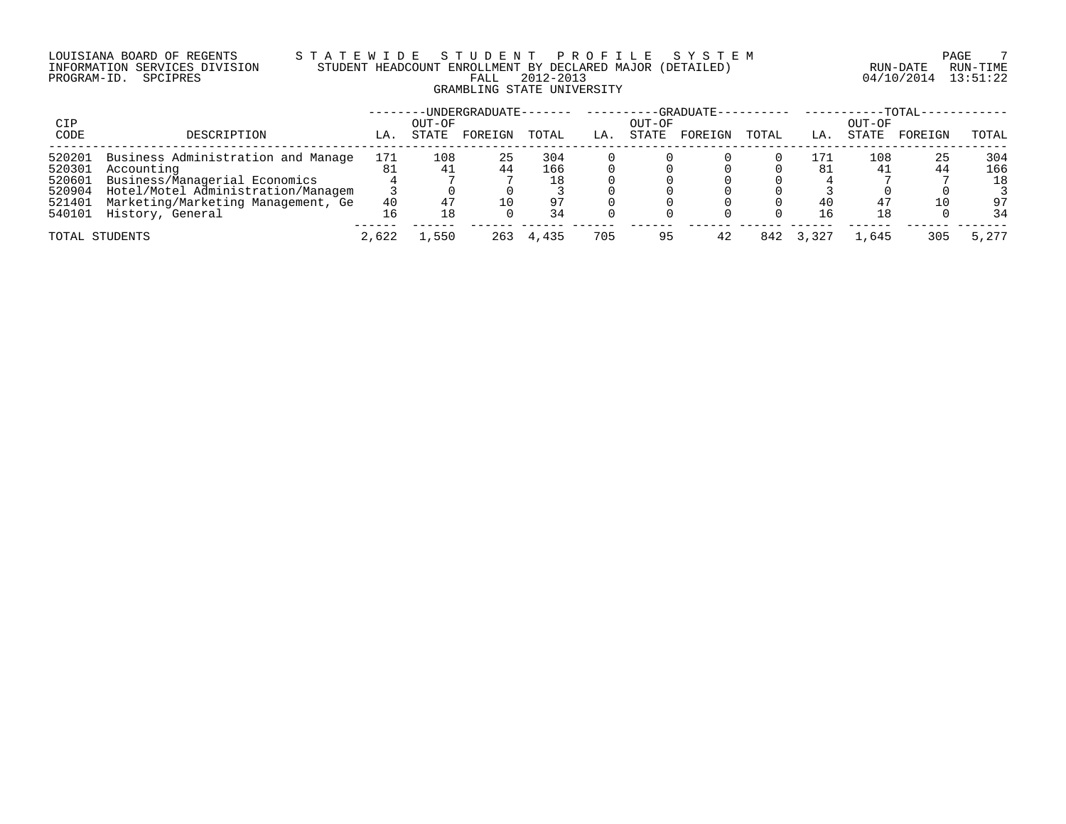LOUISIANA BOARD OF REGENTS — STATEWIDE STUDENT PROFILE SYSTEM
INFORMATION SERVICES DIVISION — STUDENT HEADCOUNT ENROLLMENT BY DECLARED MAJOR (DETAILED)
PROGRAM-ID. SPCIPRES — FALL 2012-2013 — RUN-DATE 04/10/2014 RUN-TIME 13:51:22

GRAMBLING STATE UNIVERSITY

| CIP CODE | DESCRIPTION | UNDERGRADUATE LA. | UNDERGRADUATE OUT-OF STATE | UNDERGRADUATE FOREIGN | UNDERGRADUATE TOTAL | GRADUATE LA. | GRADUATE OUT-OF STATE | GRADUATE FOREIGN | GRADUATE TOTAL | TOTAL LA. | TOTAL OUT-OF STATE | TOTAL FOREIGN | TOTAL |
|---|---|---|---|---|---|---|---|---|---|---|---|---|---|
| 520201 | Business Administration and Manage | 171 | 108 | 25 | 304 | 0 | 0 | 0 | 0 | 171 | 108 | 25 | 304 |
| 520301 | Accounting | 81 | 41 | 44 | 166 | 0 | 0 | 0 | 0 | 81 | 41 | 44 | 166 |
| 520601 | Business/Managerial Economics | 4 | 7 | 7 | 18 | 0 | 0 | 0 | 0 | 4 | 7 | 7 | 18 |
| 520904 | Hotel/Motel Administration/Managem | 3 | 0 | 0 | 3 | 0 | 0 | 0 | 0 | 3 | 0 | 0 | 3 |
| 521401 | Marketing/Marketing Management, Ge | 40 | 47 | 10 | 97 | 0 | 0 | 0 | 0 | 40 | 47 | 10 | 97 |
| 540101 | History, General | 16 | 18 | 0 | 34 | 0 | 0 | 0 | 0 | 16 | 18 | 0 | 34 |
| TOTAL STUDENTS | | 2,622 | 1,550 | 263 | 4,435 | 705 | 95 | 42 | 842 | 3,327 | 1,645 | 305 | 5,277 |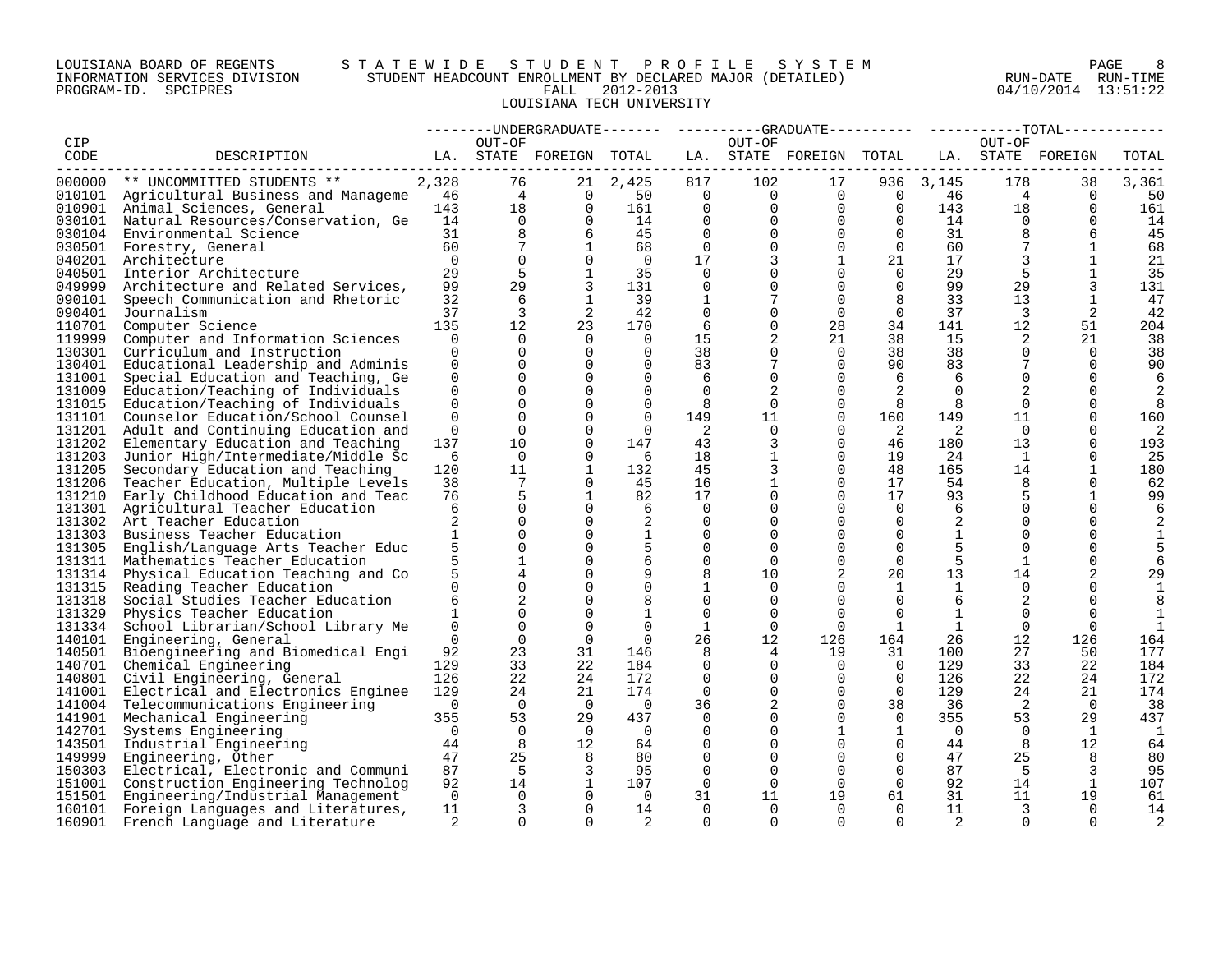LOUISIANA BOARD OF REGENTS — STATEWIDE STUDENT PROFILE SYSTEM
INFORMATION SERVICES DIVISION — STUDENT HEADCOUNT ENROLLMENT BY DECLARED MAJOR (DETAILED) — RUN-DATE 04/10/2014 RUN-TIME 13:51:22
PROGRAM-ID. SPCIPRES — FALL 2012-2013

LOUISIANA TECH UNIVERSITY

| CIP CODE | DESCRIPTION | UNDERGRADUATE LA. | UNDERGRADUATE OUT-OF STATE | UNDERGRADUATE FOREIGN | UNDERGRADUATE TOTAL | GRADUATE LA. | GRADUATE OUT-OF STATE | GRADUATE FOREIGN | GRADUATE TOTAL | TOTAL LA. | TOTAL OUT-OF STATE | TOTAL FOREIGN | TOTAL |
|---|---|---|---|---|---|---|---|---|---|---|---|---|---|
| 000000 | ** UNCOMMITTED STUDENTS ** | 2,328 | 76 | 21 | 2,425 | 817 | 102 | 17 | 936 | 3,145 | 178 | 38 | 3,361 |
| 010101 | Agricultural Business and Manageme | 46 | 4 | 0 | 50 | 0 | 0 | 0 | 0 | 46 | 4 | 0 | 50 |
| 010901 | Animal Sciences, General | 143 | 18 | 0 | 161 | 0 | 0 | 0 | 0 | 143 | 18 | 0 | 161 |
| 030101 | Natural Resources/Conservation, Ge | 14 | 0 | 0 | 14 | 0 | 0 | 0 | 0 | 14 | 0 | 0 | 14 |
| 030104 | Environmental Science | 31 | 8 | 6 | 45 | 0 | 0 | 0 | 0 | 31 | 8 | 6 | 45 |
| 030501 | Forestry, General | 60 | 7 | 1 | 68 | 0 | 0 | 0 | 0 | 60 | 7 | 1 | 68 |
| 040201 | Architecture | 0 | 0 | 0 | 0 | 17 | 3 | 1 | 21 | 17 | 3 | 1 | 21 |
| 040501 | Interior Architecture | 29 | 5 | 1 | 35 | 0 | 0 | 0 | 0 | 29 | 5 | 1 | 35 |
| 049999 | Architecture and Related Services, | 99 | 29 | 3 | 131 | 0 | 0 | 0 | 0 | 99 | 29 | 3 | 131 |
| 090101 | Speech Communication and Rhetoric | 32 | 6 | 1 | 39 | 1 | 7 | 0 | 8 | 33 | 13 | 1 | 47 |
| 090401 | Journalism | 37 | 3 | 2 | 42 | 0 | 0 | 0 | 0 | 37 | 3 | 2 | 42 |
| 110701 | Computer Science | 135 | 12 | 23 | 170 | 6 | 0 | 28 | 34 | 141 | 12 | 51 | 204 |
| 119999 | Computer and Information Sciences | 0 | 0 | 0 | 0 | 15 | 2 | 21 | 38 | 15 | 2 | 21 | 38 |
| 130301 | Curriculum and Instruction | 0 | 0 | 0 | 0 | 38 | 0 | 0 | 38 | 38 | 0 | 0 | 38 |
| 130401 | Educational Leadership and Adminis | 0 | 0 | 0 | 0 | 83 | 7 | 0 | 90 | 83 | 7 | 0 | 90 |
| 131001 | Special Education and Teaching, Ge | 0 | 0 | 0 | 0 | 6 | 0 | 0 | 6 | 6 | 0 | 0 | 6 |
| 131009 | Education/Teaching of Individuals | 0 | 0 | 0 | 0 | 0 | 2 | 0 | 2 | 0 | 2 | 0 | 2 |
| 131015 | Education/Teaching of Individuals | 0 | 0 | 0 | 0 | 8 | 0 | 0 | 8 | 8 | 0 | 0 | 8 |
| 131101 | Counselor Education/School Counsel | 0 | 0 | 0 | 0 | 149 | 11 | 0 | 160 | 149 | 11 | 0 | 160 |
| 131201 | Adult and Continuing Education and | 0 | 0 | 0 | 0 | 2 | 0 | 0 | 2 | 2 | 0 | 0 | 2 |
| 131202 | Elementary Education and Teaching | 137 | 10 | 0 | 147 | 43 | 3 | 0 | 46 | 180 | 13 | 0 | 193 |
| 131203 | Junior High/Intermediate/Middle Sc | 6 | 0 | 0 | 6 | 18 | 1 | 0 | 19 | 24 | 1 | 0 | 25 |
| 131205 | Secondary Education and Teaching | 120 | 11 | 1 | 132 | 45 | 3 | 0 | 48 | 165 | 14 | 1 | 180 |
| 131206 | Teacher Education, Multiple Levels | 38 | 7 | 0 | 45 | 16 | 1 | 0 | 17 | 54 | 8 | 0 | 62 |
| 131210 | Early Childhood Education and Teac | 76 | 5 | 1 | 82 | 17 | 0 | 0 | 17 | 93 | 5 | 1 | 99 |
| 131301 | Agricultural Teacher Education | 6 | 0 | 0 | 6 | 0 | 0 | 0 | 0 | 6 | 0 | 0 | 6 |
| 131302 | Art Teacher Education | 2 | 0 | 0 | 2 | 0 | 0 | 0 | 0 | 2 | 0 | 0 | 2 |
| 131303 | Business Teacher Education | 1 | 0 | 0 | 1 | 0 | 0 | 0 | 0 | 1 | 0 | 0 | 1 |
| 131305 | English/Language Arts Teacher Educ | 5 | 0 | 0 | 5 | 0 | 0 | 0 | 0 | 5 | 0 | 0 | 5 |
| 131311 | Mathematics Teacher Education | 5 | 1 | 0 | 6 | 0 | 0 | 0 | 0 | 5 | 1 | 0 | 6 |
| 131314 | Physical Education Teaching and Co | 5 | 4 | 0 | 9 | 8 | 10 | 2 | 20 | 13 | 14 | 2 | 29 |
| 131315 | Reading Teacher Education | 0 | 0 | 0 | 0 | 1 | 0 | 0 | 1 | 1 | 0 | 0 | 1 |
| 131318 | Social Studies Teacher Education | 6 | 2 | 0 | 8 | 0 | 0 | 0 | 0 | 6 | 2 | 0 | 8 |
| 131329 | Physics Teacher Education | 1 | 0 | 0 | 1 | 0 | 0 | 0 | 0 | 1 | 0 | 0 | 1 |
| 131334 | School Librarian/School Library Me | 0 | 0 | 0 | 0 | 1 | 0 | 0 | 1 | 1 | 0 | 0 | 1 |
| 140101 | Engineering, General | 0 | 0 | 0 | 0 | 26 | 12 | 126 | 164 | 26 | 12 | 126 | 164 |
| 140501 | Bioengineering and Biomedical Engi | 92 | 23 | 31 | 146 | 8 | 4 | 19 | 31 | 100 | 27 | 50 | 177 |
| 140701 | Chemical Engineering | 129 | 33 | 22 | 184 | 0 | 0 | 0 | 0 | 129 | 33 | 22 | 184 |
| 140801 | Civil Engineering, General | 126 | 22 | 24 | 172 | 0 | 0 | 0 | 0 | 126 | 22 | 24 | 172 |
| 141001 | Electrical and Electronics Enginee | 129 | 24 | 21 | 174 | 0 | 0 | 0 | 0 | 129 | 24 | 21 | 174 |
| 141004 | Telecommunications Engineering | 0 | 0 | 0 | 0 | 36 | 2 | 0 | 38 | 36 | 2 | 0 | 38 |
| 141901 | Mechanical Engineering | 355 | 53 | 29 | 437 | 0 | 0 | 0 | 0 | 355 | 53 | 29 | 437 |
| 142701 | Systems Engineering | 0 | 0 | 0 | 0 | 0 | 0 | 1 | 1 | 0 | 0 | 1 | 1 |
| 143501 | Industrial Engineering | 44 | 8 | 12 | 64 | 0 | 0 | 0 | 0 | 44 | 8 | 12 | 64 |
| 149999 | Engineering, Other | 47 | 25 | 8 | 80 | 0 | 0 | 0 | 0 | 47 | 25 | 8 | 80 |
| 150303 | Electrical, Electronic and Communi | 87 | 5 | 3 | 95 | 0 | 0 | 0 | 0 | 87 | 5 | 3 | 95 |
| 151001 | Construction Engineering Technolog | 92 | 14 | 1 | 107 | 0 | 0 | 0 | 0 | 92 | 14 | 1 | 107 |
| 151501 | Engineering/Industrial Management | 0 | 0 | 0 | 0 | 31 | 11 | 19 | 61 | 31 | 11 | 19 | 61 |
| 160101 | Foreign Languages and Literatures, | 11 | 3 | 0 | 14 | 0 | 0 | 0 | 0 | 11 | 3 | 0 | 14 |
| 160901 | French Language and Literature | 2 | 0 | 0 | 2 | 0 | 0 | 0 | 0 | 2 | 0 | 0 | 2 |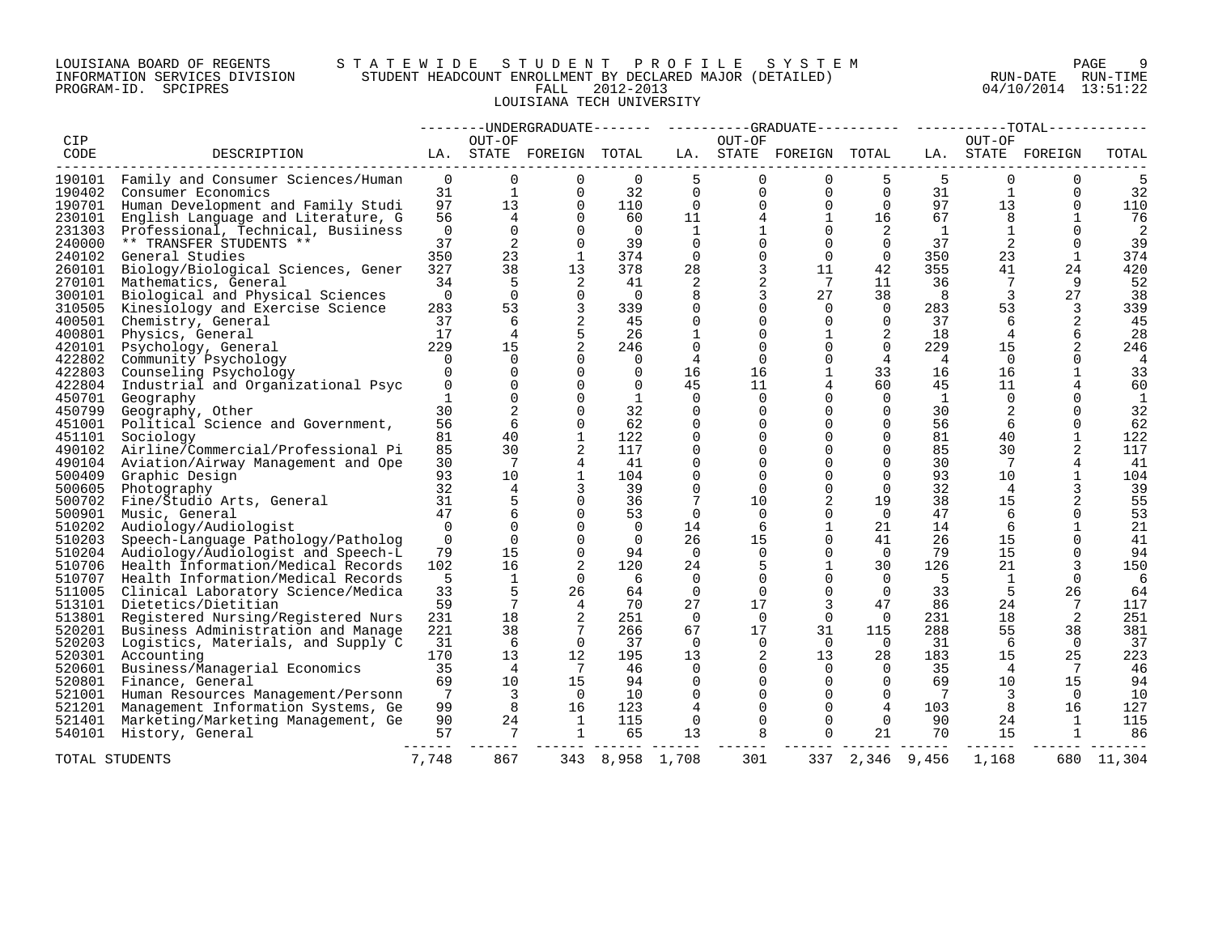LOUISIANA BOARD OF REGENTS — STATEWIDE STUDENT PROFILE SYSTEM
INFORMATION SERVICES DIVISION — STUDENT HEADCOUNT ENROLLMENT BY DECLARED MAJOR (DETAILED)
PROGRAM-ID. SPCIPRES — FALL 2012-2013
RUN-DATE 04/10/2014 RUN-TIME 13:51:22

LOUISIANA TECH UNIVERSITY

| CIP CODE | DESCRIPTION | UNDERGRADUATE LA. | UNDERGRADUATE OUT-OF STATE | UNDERGRADUATE FOREIGN | UNDERGRADUATE TOTAL | GRADUATE LA. | GRADUATE OUT-OF STATE | GRADUATE FOREIGN | GRADUATE TOTAL | TOTAL LA. | TOTAL OUT-OF STATE | TOTAL FOREIGN | TOTAL |
|---|---|---|---|---|---|---|---|---|---|---|---|---|---|
| 190101 | Family and Consumer Sciences/Human | 0 | 0 | 0 | 0 | 5 | 0 | 0 | 5 | 5 | 0 | 0 | 5 |
| 190402 | Consumer Economics | 31 | 1 | 0 | 32 | 0 | 0 | 0 | 0 | 31 | 1 | 0 | 32 |
| 190701 | Human Development and Family Studi | 97 | 13 | 0 | 110 | 0 | 0 | 0 | 0 | 97 | 13 | 0 | 110 |
| 230101 | English Language and Literature, G | 56 | 4 | 0 | 60 | 11 | 4 | 1 | 16 | 67 | 8 | 1 | 76 |
| 231303 | Professional, Technical, Busiiness | 0 | 0 | 0 | 0 | 1 | 1 | 0 | 2 | 1 | 1 | 0 | 2 |
| 240000 | ** TRANSFER STUDENTS ** | 37 | 2 | 0 | 39 | 0 | 0 | 0 | 0 | 37 | 2 | 0 | 39 |
| 240102 | General Studies | 350 | 23 | 1 | 374 | 0 | 0 | 0 | 0 | 350 | 23 | 1 | 374 |
| 260101 | Biology/Biological Sciences, Gener | 327 | 38 | 13 | 378 | 28 | 3 | 11 | 42 | 355 | 41 | 24 | 420 |
| 270101 | Mathematics, General | 34 | 5 | 2 | 41 | 2 | 2 | 7 | 11 | 36 | 7 | 9 | 52 |
| 300101 | Biological and Physical Sciences | 0 | 0 | 0 | 0 | 8 | 3 | 27 | 38 | 8 | 3 | 27 | 38 |
| 310505 | Kinesiology and Exercise Science | 283 | 53 | 3 | 339 | 0 | 0 | 0 | 0 | 283 | 53 | 3 | 339 |
| 400501 | Chemistry, General | 37 | 6 | 2 | 45 | 0 | 0 | 0 | 0 | 37 | 6 | 2 | 45 |
| 400801 | Physics, General | 17 | 4 | 5 | 26 | 1 | 0 | 1 | 2 | 18 | 4 | 6 | 28 |
| 420101 | Psychology, General | 229 | 15 | 2 | 246 | 0 | 0 | 0 | 0 | 229 | 15 | 2 | 246 |
| 422802 | Community Psychology | 0 | 0 | 0 | 0 | 4 | 0 | 0 | 4 | 4 | 0 | 0 | 4 |
| 422803 | Counseling Psychology | 0 | 0 | 0 | 0 | 16 | 16 | 1 | 33 | 16 | 16 | 1 | 33 |
| 422804 | Industrial and Organizational Psyc | 0 | 0 | 0 | 0 | 45 | 11 | 4 | 60 | 45 | 11 | 4 | 60 |
| 450701 | Geography | 1 | 0 | 0 | 1 | 0 | 0 | 0 | 0 | 1 | 0 | 0 | 1 |
| 450799 | Geography, Other | 30 | 2 | 0 | 32 | 0 | 0 | 0 | 0 | 30 | 2 | 0 | 32 |
| 451001 | Political Science and Government, | 56 | 6 | 0 | 62 | 0 | 0 | 0 | 0 | 56 | 6 | 0 | 62 |
| 451101 | Sociology | 81 | 40 | 1 | 122 | 0 | 0 | 0 | 0 | 81 | 40 | 1 | 122 |
| 490102 | Airline/Commercial/Professional Pi | 85 | 30 | 2 | 117 | 0 | 0 | 0 | 0 | 85 | 30 | 2 | 117 |
| 490104 | Aviation/Airway Management and Ope | 30 | 7 | 4 | 41 | 0 | 0 | 0 | 0 | 30 | 7 | 4 | 41 |
| 500409 | Graphic Design | 93 | 10 | 1 | 104 | 0 | 0 | 0 | 0 | 93 | 10 | 1 | 104 |
| 500605 | Photography | 32 | 4 | 3 | 39 | 0 | 0 | 0 | 0 | 32 | 4 | 3 | 39 |
| 500702 | Fine/Studio Arts, General | 31 | 5 | 0 | 36 | 7 | 10 | 2 | 19 | 38 | 15 | 2 | 55 |
| 500901 | Music, General | 47 | 6 | 0 | 53 | 0 | 0 | 0 | 0 | 47 | 6 | 0 | 53 |
| 510202 | Audiology/Audiologist | 0 | 0 | 0 | 0 | 14 | 6 | 1 | 21 | 14 | 6 | 1 | 21 |
| 510203 | Speech-Language Pathology/Patholog | 0 | 0 | 0 | 0 | 26 | 15 | 0 | 41 | 26 | 15 | 0 | 41 |
| 510204 | Audiology/Audiologist and Speech-L | 79 | 15 | 0 | 94 | 0 | 0 | 0 | 0 | 79 | 15 | 0 | 94 |
| 510706 | Health Information/Medical Records | 102 | 16 | 2 | 120 | 24 | 5 | 1 | 30 | 126 | 21 | 3 | 150 |
| 510707 | Health Information/Medical Records | 5 | 1 | 0 | 6 | 0 | 0 | 0 | 0 | 5 | 1 | 0 | 6 |
| 511005 | Clinical Laboratory Science/Medica | 33 | 5 | 26 | 64 | 0 | 0 | 0 | 0 | 33 | 5 | 26 | 64 |
| 513101 | Dietetics/Dietitian | 59 | 7 | 4 | 70 | 27 | 17 | 3 | 47 | 86 | 24 | 7 | 117 |
| 513801 | Registered Nursing/Registered Nurs | 231 | 18 | 2 | 251 | 0 | 0 | 0 | 0 | 231 | 18 | 2 | 251 |
| 520201 | Business Administration and Manage | 221 | 38 | 7 | 266 | 67 | 17 | 31 | 115 | 288 | 55 | 38 | 381 |
| 520203 | Logistics, Materials, and Supply C | 31 | 6 | 0 | 37 | 0 | 0 | 0 | 0 | 31 | 6 | 0 | 37 |
| 520301 | Accounting | 170 | 13 | 12 | 195 | 13 | 2 | 13 | 28 | 183 | 15 | 25 | 223 |
| 520601 | Business/Managerial Economics | 35 | 4 | 7 | 46 | 0 | 0 | 0 | 0 | 35 | 4 | 7 | 46 |
| 520801 | Finance, General | 69 | 10 | 15 | 94 | 0 | 0 | 0 | 0 | 69 | 10 | 15 | 94 |
| 521001 | Human Resources Management/Personn | 7 | 3 | 0 | 10 | 0 | 0 | 0 | 0 | 7 | 3 | 0 | 10 |
| 521201 | Management Information Systems, Ge | 99 | 8 | 16 | 123 | 4 | 0 | 0 | 4 | 103 | 8 | 16 | 127 |
| 521401 | Marketing/Marketing Management, Ge | 90 | 24 | 1 | 115 | 0 | 0 | 0 | 0 | 90 | 24 | 1 | 115 |
| 540101 | History, General | 57 | 7 | 1 | 65 | 13 | 8 | 0 | 21 | 70 | 15 | 1 | 86 |
| TOTAL STUDENTS | | 7,748 | 867 | 343 | 8,958 | 1,708 | 301 | 337 | 2,346 | 9,456 | 1,168 | 680 | 11,304 |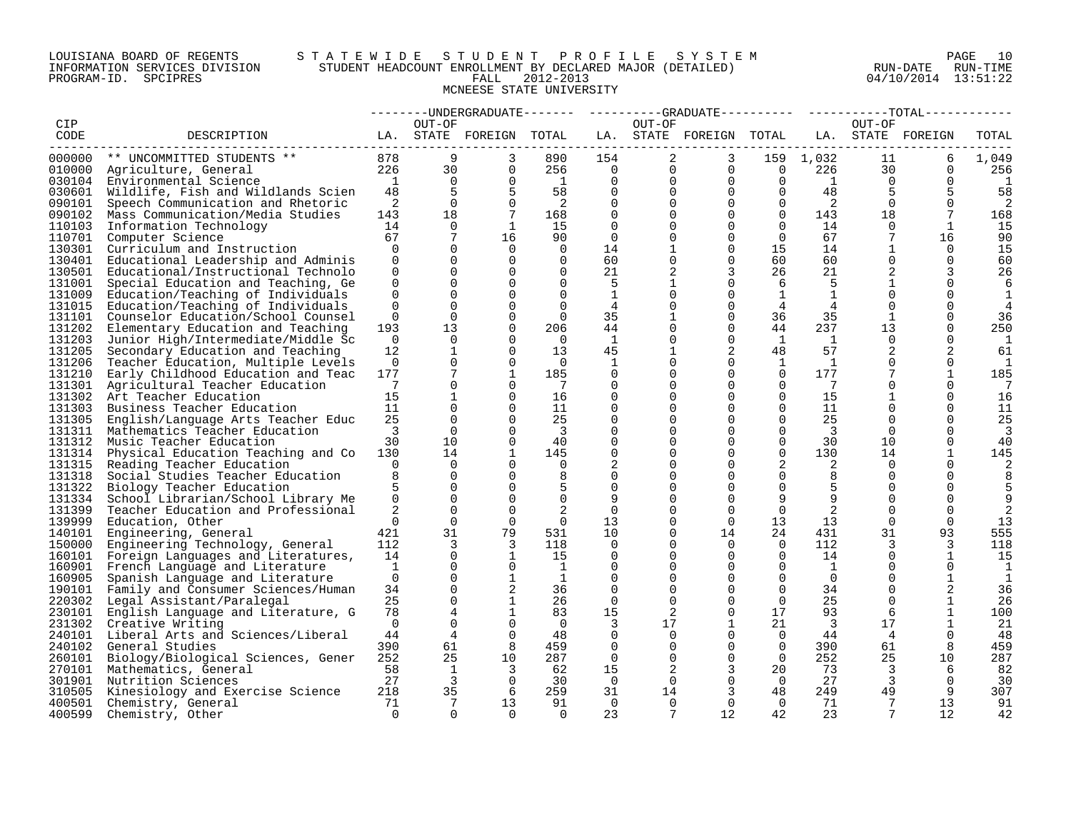LOUISIANA BOARD OF REGENTS — INFORMATION SERVICES DIVISION — PROGRAM-ID. SPCIPRES

STATEWIDE STUDENT PROFILE SYSTEM
STUDENT HEADCOUNT ENROLLMENT BY DECLARED MAJOR (DETAILED)
FALL 2012-2013
MCNEESE STATE UNIVERSITY

RUN-DATE 04/10/2014 RUN-TIME 13:51:22

| CIP CODE | DESCRIPTION | UNDERGRADUATE LA. | UNDERGRADUATE OUT-OF STATE | UNDERGRADUATE FOREIGN | UNDERGRADUATE TOTAL | GRADUATE LA. | GRADUATE OUT-OF STATE | GRADUATE FOREIGN | GRADUATE TOTAL | TOTAL LA. | TOTAL OUT-OF STATE | TOTAL FOREIGN | TOTAL |
|---|---|---|---|---|---|---|---|---|---|---|---|---|---|
| 000000 | ** UNCOMMITTED STUDENTS ** | 878 | 9 | 3 | 890 | 154 | 2 | 3 | 159 | 1,032 | 11 | 6 | 1,049 |
| 010000 | Agriculture, General | 226 | 30 | 0 | 256 | 0 | 0 | 0 | 0 | 226 | 30 | 0 | 256 |
| 030104 | Environmental Science | 1 | 0 | 0 | 1 | 0 | 0 | 0 | 0 | 1 | 0 | 0 | 1 |
| 030601 | Wildlife, Fish and Wildlands Scien | 48 | 5 | 5 | 58 | 0 | 0 | 0 | 0 | 48 | 5 | 5 | 58 |
| 090101 | Speech Communication and Rhetoric | 2 | 0 | 0 | 2 | 0 | 0 | 0 | 0 | 2 | 0 | 0 | 2 |
| 090102 | Mass Communication/Media Studies | 143 | 18 | 7 | 168 | 0 | 0 | 0 | 0 | 143 | 18 | 7 | 168 |
| 110103 | Information Technology | 14 | 0 | 1 | 15 | 0 | 0 | 0 | 0 | 14 | 0 | 1 | 15 |
| 110701 | Computer Science | 67 | 7 | 16 | 90 | 0 | 0 | 0 | 0 | 67 | 7 | 16 | 90 |
| 130301 | Curriculum and Instruction | 0 | 0 | 0 | 0 | 14 | 1 | 0 | 15 | 14 | 1 | 0 | 15 |
| 130401 | Educational Leadership and Adminis | 0 | 0 | 0 | 0 | 60 | 0 | 0 | 60 | 60 | 0 | 0 | 60 |
| 130501 | Educational/Instructional Technolo | 0 | 0 | 0 | 0 | 21 | 2 | 3 | 26 | 21 | 2 | 3 | 26 |
| 131001 | Special Education and Teaching, Ge | 0 | 0 | 0 | 0 | 5 | 1 | 0 | 6 | 5 | 1 | 0 | 6 |
| 131009 | Education/Teaching of Individuals | 0 | 0 | 0 | 0 | 1 | 0 | 0 | 1 | 1 | 0 | 0 | 1 |
| 131015 | Education/Teaching of Individuals | 0 | 0 | 0 | 0 | 4 | 0 | 0 | 4 | 4 | 0 | 0 | 4 |
| 131101 | Counselor Education/School Counsel | 0 | 0 | 0 | 0 | 35 | 1 | 0 | 36 | 35 | 1 | 0 | 36 |
| 131202 | Elementary Education and Teaching | 193 | 13 | 0 | 206 | 44 | 0 | 0 | 44 | 237 | 13 | 0 | 250 |
| 131203 | Junior High/Intermediate/Middle Sc | 0 | 0 | 0 | 0 | 1 | 0 | 0 | 1 | 1 | 0 | 0 | 1 |
| 131205 | Secondary Education and Teaching | 12 | 1 | 0 | 13 | 45 | 1 | 2 | 48 | 57 | 2 | 2 | 61 |
| 131206 | Teacher Education, Multiple Levels | 0 | 0 | 0 | 0 | 1 | 0 | 0 | 1 | 1 | 0 | 0 | 1 |
| 131210 | Early Childhood Education and Teac | 177 | 7 | 1 | 185 | 0 | 0 | 0 | 0 | 177 | 7 | 1 | 185 |
| 131301 | Agricultural Teacher Education | 7 | 0 | 0 | 7 | 0 | 0 | 0 | 0 | 7 | 0 | 0 | 7 |
| 131302 | Art Teacher Education | 15 | 1 | 0 | 16 | 0 | 0 | 0 | 0 | 15 | 1 | 0 | 16 |
| 131303 | Business Teacher Education | 11 | 0 | 0 | 11 | 0 | 0 | 0 | 0 | 11 | 0 | 0 | 11 |
| 131305 | English/Language Arts Teacher Educ | 25 | 0 | 0 | 25 | 0 | 0 | 0 | 0 | 25 | 0 | 0 | 25 |
| 131311 | Mathematics Teacher Education | 3 | 0 | 0 | 3 | 0 | 0 | 0 | 0 | 3 | 0 | 0 | 3 |
| 131312 | Music Teacher Education | 30 | 10 | 0 | 40 | 0 | 0 | 0 | 0 | 30 | 10 | 0 | 40 |
| 131314 | Physical Education Teaching and Co | 130 | 14 | 1 | 145 | 0 | 0 | 0 | 0 | 130 | 14 | 1 | 145 |
| 131315 | Reading Teacher Education | 0 | 0 | 0 | 0 | 2 | 0 | 0 | 2 | 2 | 0 | 0 | 2 |
| 131318 | Social Studies Teacher Education | 8 | 0 | 0 | 8 | 0 | 0 | 0 | 0 | 8 | 0 | 0 | 8 |
| 131322 | Biology Teacher Education | 5 | 0 | 0 | 5 | 0 | 0 | 0 | 0 | 5 | 0 | 0 | 5 |
| 131334 | School Librarian/School Library Me | 0 | 0 | 0 | 0 | 9 | 0 | 0 | 9 | 9 | 0 | 0 | 9 |
| 131399 | Teacher Education and Professional | 2 | 0 | 0 | 2 | 0 | 0 | 0 | 0 | 2 | 0 | 0 | 2 |
| 139999 | Education, Other | 0 | 0 | 0 | 0 | 13 | 0 | 0 | 13 | 13 | 0 | 0 | 13 |
| 140101 | Engineering, General | 421 | 31 | 79 | 531 | 10 | 0 | 14 | 24 | 431 | 31 | 93 | 555 |
| 150000 | Engineering Technology, General | 112 | 3 | 3 | 118 | 0 | 0 | 0 | 0 | 112 | 3 | 3 | 118 |
| 160101 | Foreign Languages and Literatures, | 14 | 0 | 1 | 15 | 0 | 0 | 0 | 0 | 14 | 0 | 1 | 15 |
| 160901 | French Language and Literature | 1 | 0 | 0 | 1 | 0 | 0 | 0 | 0 | 1 | 0 | 0 | 1 |
| 160905 | Spanish Language and Literature | 0 | 0 | 1 | 1 | 0 | 0 | 0 | 0 | 0 | 0 | 1 | 1 |
| 190101 | Family and Consumer Sciences/Human | 34 | 0 | 2 | 36 | 0 | 0 | 0 | 0 | 34 | 0 | 2 | 36 |
| 220302 | Legal Assistant/Paralegal | 25 | 0 | 1 | 26 | 0 | 0 | 0 | 0 | 25 | 0 | 1 | 26 |
| 230101 | English Language and Literature, G | 78 | 4 | 1 | 83 | 15 | 2 | 0 | 17 | 93 | 6 | 1 | 100 |
| 231302 | Creative Writing | 0 | 0 | 0 | 0 | 3 | 17 | 1 | 21 | 3 | 17 | 1 | 21 |
| 240101 | Liberal Arts and Sciences/Liberal | 44 | 4 | 0 | 48 | 0 | 0 | 0 | 0 | 44 | 4 | 0 | 48 |
| 240102 | General Studies | 390 | 61 | 8 | 459 | 0 | 0 | 0 | 0 | 390 | 61 | 8 | 459 |
| 260101 | Biology/Biological Sciences, Gener | 252 | 25 | 10 | 287 | 0 | 0 | 0 | 0 | 252 | 25 | 10 | 287 |
| 270101 | Mathematics, General | 58 | 1 | 3 | 62 | 15 | 2 | 3 | 20 | 73 | 3 | 6 | 82 |
| 301901 | Nutrition Sciences | 27 | 3 | 0 | 30 | 0 | 0 | 0 | 0 | 27 | 3 | 0 | 30 |
| 310505 | Kinesiology and Exercise Science | 218 | 35 | 6 | 259 | 31 | 14 | 3 | 48 | 249 | 49 | 9 | 307 |
| 400501 | Chemistry, General | 71 | 7 | 13 | 91 | 0 | 0 | 0 | 0 | 71 | 7 | 13 | 91 |
| 400599 | Chemistry, Other | 0 | 0 | 0 | 0 | 23 | 7 | 12 | 42 | 23 | 7 | 12 | 42 |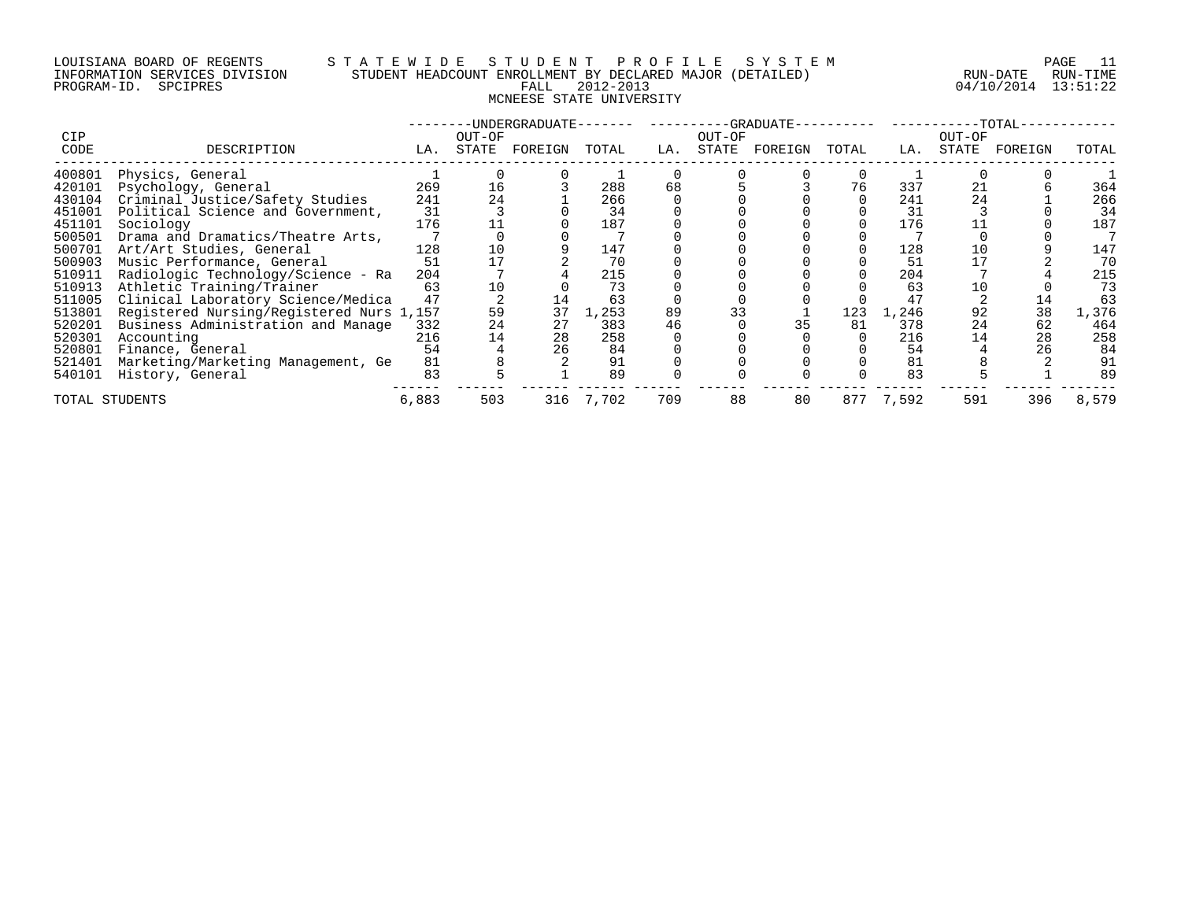LOUISIANA BOARD OF REGENTS — STATEWIDE STUDENT PROFILE SYSTEM
INFORMATION SERVICES DIVISION — STUDENT HEADCOUNT ENROLLMENT BY DECLARED MAJOR (DETAILED)
PROGRAM-ID. SPCIPRES — FALL 2012-2013 — RUN-DATE 04/10/2014 RUN-TIME 13:51:22

## MCNEESE STATE UNIVERSITY

| CIP | | UNDERGRADUATE | | | | GRADUATE | | | | TOTAL | | | |
|---|---|---|---|---|---|---|---|---|---|---|---|---|---|
| CODE | DESCRIPTION | LA. | OUT-OF STATE | FOREIGN | TOTAL | LA. | OUT-OF STATE | FOREIGN | TOTAL | LA. | OUT-OF STATE | FOREIGN | TOTAL |
| 400801 | Physics, General | 1 | 0 | 0 | 1 | 0 | 0 | 0 | 0 | 1 | 0 | 0 | 1 |
| 420101 | Psychology, General | 269 | 16 | 3 | 288 | 68 | 5 | 3 | 76 | 337 | 21 | 6 | 364 |
| 430104 | Criminal Justice/Safety Studies | 241 | 24 | 1 | 266 | 0 | 0 | 0 | 0 | 241 | 24 | 1 | 266 |
| 451001 | Political Science and Government, | 31 | 3 | 0 | 34 | 0 | 0 | 0 | 0 | 31 | 3 | 0 | 34 |
| 451101 | Sociology | 176 | 11 | 0 | 187 | 0 | 0 | 0 | 0 | 176 | 11 | 0 | 187 |
| 500501 | Drama and Dramatics/Theatre Arts, | 7 | 0 | 0 | 7 | 0 | 0 | 0 | 0 | 7 | 0 | 0 | 7 |
| 500701 | Art/Art Studies, General | 128 | 10 | 9 | 147 | 0 | 0 | 0 | 0 | 128 | 10 | 9 | 147 |
| 500903 | Music Performance, General | 51 | 17 | 2 | 70 | 0 | 0 | 0 | 0 | 51 | 17 | 2 | 70 |
| 510911 | Radiologic Technology/Science - Ra | 204 | 7 | 4 | 215 | 0 | 0 | 0 | 0 | 204 | 7 | 4 | 215 |
| 510913 | Athletic Training/Trainer | 63 | 10 | 0 | 73 | 0 | 0 | 0 | 0 | 63 | 10 | 0 | 73 |
| 511005 | Clinical Laboratory Science/Medica | 47 | 2 | 14 | 63 | 0 | 0 | 0 | 0 | 47 | 2 | 14 | 63 |
| 513801 | Registered Nursing/Registered Nurs | 1,157 | 59 | 37 | 1,253 | 89 | 33 | 1 | 123 | 1,246 | 92 | 38 | 1,376 |
| 520201 | Business Administration and Manage | 332 | 24 | 27 | 383 | 46 | 0 | 35 | 81 | 378 | 24 | 62 | 464 |
| 520301 | Accounting | 216 | 14 | 28 | 258 | 0 | 0 | 0 | 0 | 216 | 14 | 28 | 258 |
| 520801 | Finance, General | 54 | 4 | 26 | 84 | 0 | 0 | 0 | 0 | 54 | 4 | 26 | 84 |
| 521401 | Marketing/Marketing Management, Ge | 81 | 8 | 2 | 91 | 0 | 0 | 0 | 0 | 81 | 8 | 2 | 91 |
| 540101 | History, General | 83 | 5 | 1 | 89 | 0 | 0 | 0 | 0 | 83 | 5 | 1 | 89 |
| TOTAL STUDENTS | | 6,883 | 503 | 316 | 7,702 | 709 | 88 | 80 | 877 | 7,592 | 591 | 396 | 8,579 |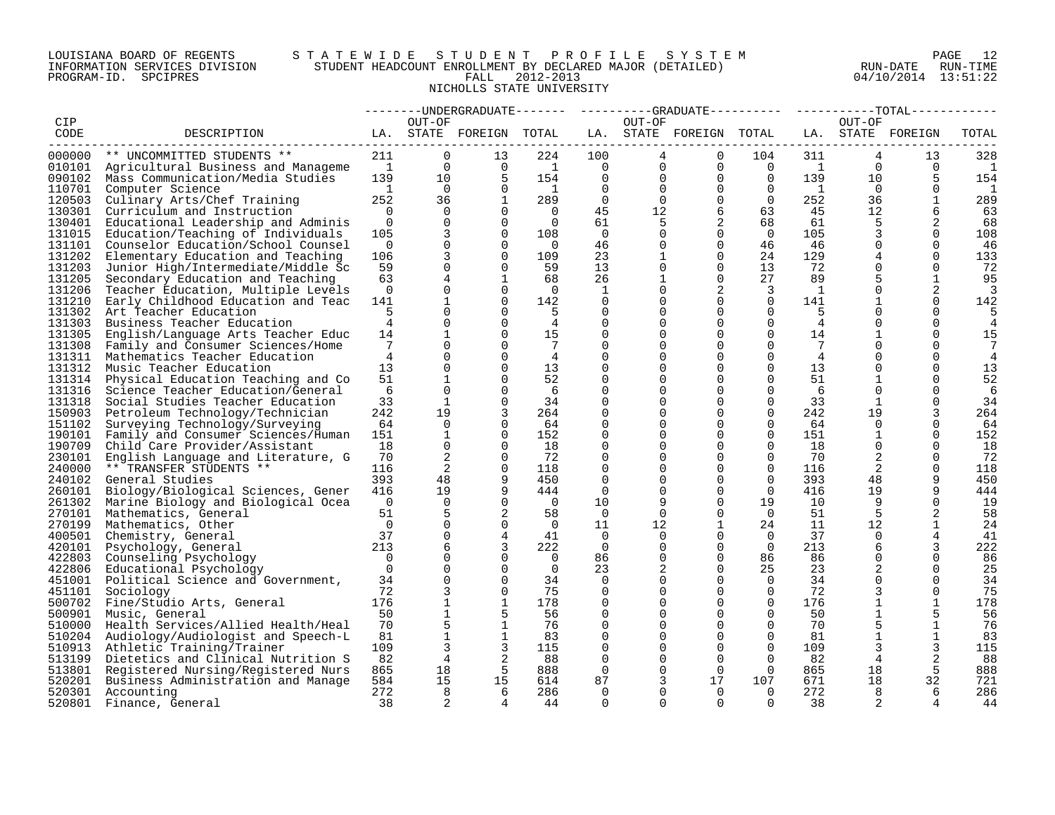LOUISIANA BOARD OF REGENTS — STATEWIDE STUDENT PROFILE SYSTEM
INFORMATION SERVICES DIVISION — STUDENT HEADCOUNT ENROLLMENT BY DECLARED MAJOR (DETAILED)
PROGRAM-ID. SPCIPRES — FALL 2012-2013 — RUN-DATE 04/10/2014 RUN-TIME 13:51:22

NICHOLLS STATE UNIVERSITY

| CIP CODE | DESCRIPTION | UNDERGRADUATE LA. | UNDERGRADUATE OUT-OF STATE | UNDERGRADUATE FOREIGN | UNDERGRADUATE TOTAL | GRADUATE LA. | GRADUATE OUT-OF STATE | GRADUATE FOREIGN | GRADUATE TOTAL | TOTAL LA. | TOTAL OUT-OF STATE | TOTAL FOREIGN | TOTAL |
|---|---|---|---|---|---|---|---|---|---|---|---|---|---|
| 000000 | ** UNCOMMITTED STUDENTS ** | 211 | 0 | 13 | 224 | 100 | 4 | 0 | 104 | 311 | 4 | 13 | 328 |
| 010101 | Agricultural Business and Manageme | 1 | 0 | 0 | 1 | 0 | 0 | 0 | 0 | 1 | 0 | 0 | 1 |
| 090102 | Mass Communication/Media Studies | 139 | 10 | 5 | 154 | 0 | 0 | 0 | 0 | 139 | 10 | 5 | 154 |
| 110701 | Computer Science | 1 | 0 | 0 | 1 | 0 | 0 | 0 | 0 | 1 | 0 | 0 | 1 |
| 120503 | Culinary Arts/Chef Training | 252 | 36 | 1 | 289 | 0 | 0 | 0 | 0 | 252 | 36 | 1 | 289 |
| 130301 | Curriculum and Instruction | 0 | 0 | 0 | 0 | 45 | 12 | 6 | 63 | 45 | 12 | 6 | 63 |
| 130401 | Educational Leadership and Adminis | 0 | 0 | 0 | 0 | 61 | 5 | 2 | 68 | 61 | 5 | 2 | 68 |
| 131015 | Education/Teaching of Individuals | 105 | 3 | 0 | 108 | 0 | 0 | 0 | 0 | 105 | 3 | 0 | 108 |
| 131101 | Counselor Education/School Counsel | 0 | 0 | 0 | 0 | 46 | 0 | 0 | 46 | 46 | 0 | 0 | 46 |
| 131202 | Elementary Education and Teaching | 106 | 3 | 0 | 109 | 23 | 1 | 0 | 24 | 129 | 4 | 0 | 133 |
| 131203 | Junior High/Intermediate/Middle Sc | 59 | 0 | 0 | 59 | 13 | 0 | 0 | 13 | 72 | 0 | 0 | 72 |
| 131205 | Secondary Education and Teaching | 63 | 4 | 1 | 68 | 26 | 1 | 0 | 27 | 89 | 5 | 1 | 95 |
| 131206 | Teacher Education, Multiple Levels | 0 | 0 | 0 | 0 | 1 | 0 | 2 | 3 | 1 | 0 | 2 | 3 |
| 131210 | Early Childhood Education and Teac | 141 | 1 | 0 | 142 | 0 | 0 | 0 | 0 | 141 | 1 | 0 | 142 |
| 131302 | Art Teacher Education | 5 | 0 | 0 | 5 | 0 | 0 | 0 | 0 | 5 | 0 | 0 | 5 |
| 131303 | Business Teacher Education | 4 | 0 | 0 | 4 | 0 | 0 | 0 | 0 | 4 | 0 | 0 | 4 |
| 131305 | English/Language Arts Teacher Educ | 14 | 1 | 0 | 15 | 0 | 0 | 0 | 0 | 14 | 1 | 0 | 15 |
| 131308 | Family and Consumer Sciences/Home | 7 | 0 | 0 | 7 | 0 | 0 | 0 | 0 | 7 | 0 | 0 | 7 |
| 131311 | Mathematics Teacher Education | 4 | 0 | 0 | 4 | 0 | 0 | 0 | 0 | 4 | 0 | 0 | 4 |
| 131312 | Music Teacher Education | 13 | 0 | 0 | 13 | 0 | 0 | 0 | 0 | 13 | 0 | 0 | 13 |
| 131314 | Physical Education Teaching and Co | 51 | 1 | 0 | 52 | 0 | 0 | 0 | 0 | 51 | 1 | 0 | 52 |
| 131316 | Science Teacher Education/General | 6 | 0 | 0 | 6 | 0 | 0 | 0 | 0 | 6 | 0 | 0 | 6 |
| 131318 | Social Studies Teacher Education | 33 | 1 | 0 | 34 | 0 | 0 | 0 | 0 | 33 | 1 | 0 | 34 |
| 150903 | Petroleum Technology/Technician | 242 | 19 | 3 | 264 | 0 | 0 | 0 | 0 | 242 | 19 | 3 | 264 |
| 151102 | Surveying Technology/Surveying | 64 | 0 | 0 | 64 | 0 | 0 | 0 | 0 | 64 | 0 | 0 | 64 |
| 190101 | Family and Consumer Sciences/Human | 151 | 1 | 0 | 152 | 0 | 0 | 0 | 0 | 151 | 1 | 0 | 152 |
| 190709 | Child Care Provider/Assistant | 18 | 0 | 0 | 18 | 0 | 0 | 0 | 0 | 18 | 0 | 0 | 18 |
| 230101 | English Language and Literature, G | 70 | 2 | 0 | 72 | 0 | 0 | 0 | 0 | 70 | 2 | 0 | 72 |
| 240000 | ** TRANSFER STUDENTS ** | 116 | 2 | 0 | 118 | 0 | 0 | 0 | 0 | 116 | 2 | 0 | 118 |
| 240102 | General Studies | 393 | 48 | 9 | 450 | 0 | 0 | 0 | 0 | 393 | 48 | 9 | 450 |
| 260101 | Biology/Biological Sciences, Gener | 416 | 19 | 9 | 444 | 0 | 0 | 0 | 0 | 416 | 19 | 9 | 444 |
| 261302 | Marine Biology and Biological Ocea | 0 | 0 | 0 | 0 | 10 | 9 | 0 | 19 | 10 | 9 | 0 | 19 |
| 270101 | Mathematics, General | 51 | 5 | 2 | 58 | 0 | 0 | 0 | 0 | 51 | 5 | 2 | 58 |
| 270199 | Mathematics, Other | 0 | 0 | 0 | 0 | 11 | 12 | 1 | 24 | 11 | 12 | 1 | 24 |
| 400501 | Chemistry, General | 37 | 0 | 4 | 41 | 0 | 0 | 0 | 0 | 37 | 0 | 4 | 41 |
| 420101 | Psychology, General | 213 | 6 | 3 | 222 | 0 | 0 | 0 | 0 | 213 | 6 | 3 | 222 |
| 422803 | Counseling Psychology | 0 | 0 | 0 | 0 | 86 | 0 | 0 | 86 | 86 | 0 | 0 | 86 |
| 422806 | Educational Psychology | 0 | 0 | 0 | 0 | 23 | 2 | 0 | 25 | 23 | 2 | 0 | 25 |
| 451001 | Political Science and Government, | 34 | 0 | 0 | 34 | 0 | 0 | 0 | 0 | 34 | 0 | 0 | 34 |
| 451101 | Sociology | 72 | 3 | 0 | 75 | 0 | 0 | 0 | 0 | 72 | 3 | 0 | 75 |
| 500702 | Fine/Studio Arts, General | 176 | 1 | 1 | 178 | 0 | 0 | 0 | 0 | 176 | 1 | 1 | 178 |
| 500901 | Music, General | 50 | 1 | 5 | 56 | 0 | 0 | 0 | 0 | 50 | 1 | 5 | 56 |
| 510000 | Health Services/Allied Health/Heal | 70 | 5 | 1 | 76 | 0 | 0 | 0 | 0 | 70 | 5 | 1 | 76 |
| 510204 | Audiology/Audiologist and Speech-L | 81 | 1 | 1 | 83 | 0 | 0 | 0 | 0 | 81 | 1 | 1 | 83 |
| 510913 | Athletic Training/Trainer | 109 | 3 | 3 | 115 | 0 | 0 | 0 | 0 | 109 | 3 | 3 | 115 |
| 513199 | Dietetics and Clinical Nutrition S | 82 | 4 | 2 | 88 | 0 | 0 | 0 | 0 | 82 | 4 | 2 | 88 |
| 513801 | Registered Nursing/Registered Nurs | 865 | 18 | 5 | 888 | 0 | 0 | 0 | 0 | 865 | 18 | 5 | 888 |
| 520201 | Business Administration and Manage | 584 | 15 | 15 | 614 | 87 | 3 | 17 | 107 | 671 | 18 | 32 | 721 |
| 520301 | Accounting | 272 | 8 | 6 | 286 | 0 | 0 | 0 | 0 | 272 | 8 | 6 | 286 |
| 520801 | Finance, General | 38 | 2 | 4 | 44 | 0 | 0 | 0 | 0 | 38 | 2 | 4 | 44 |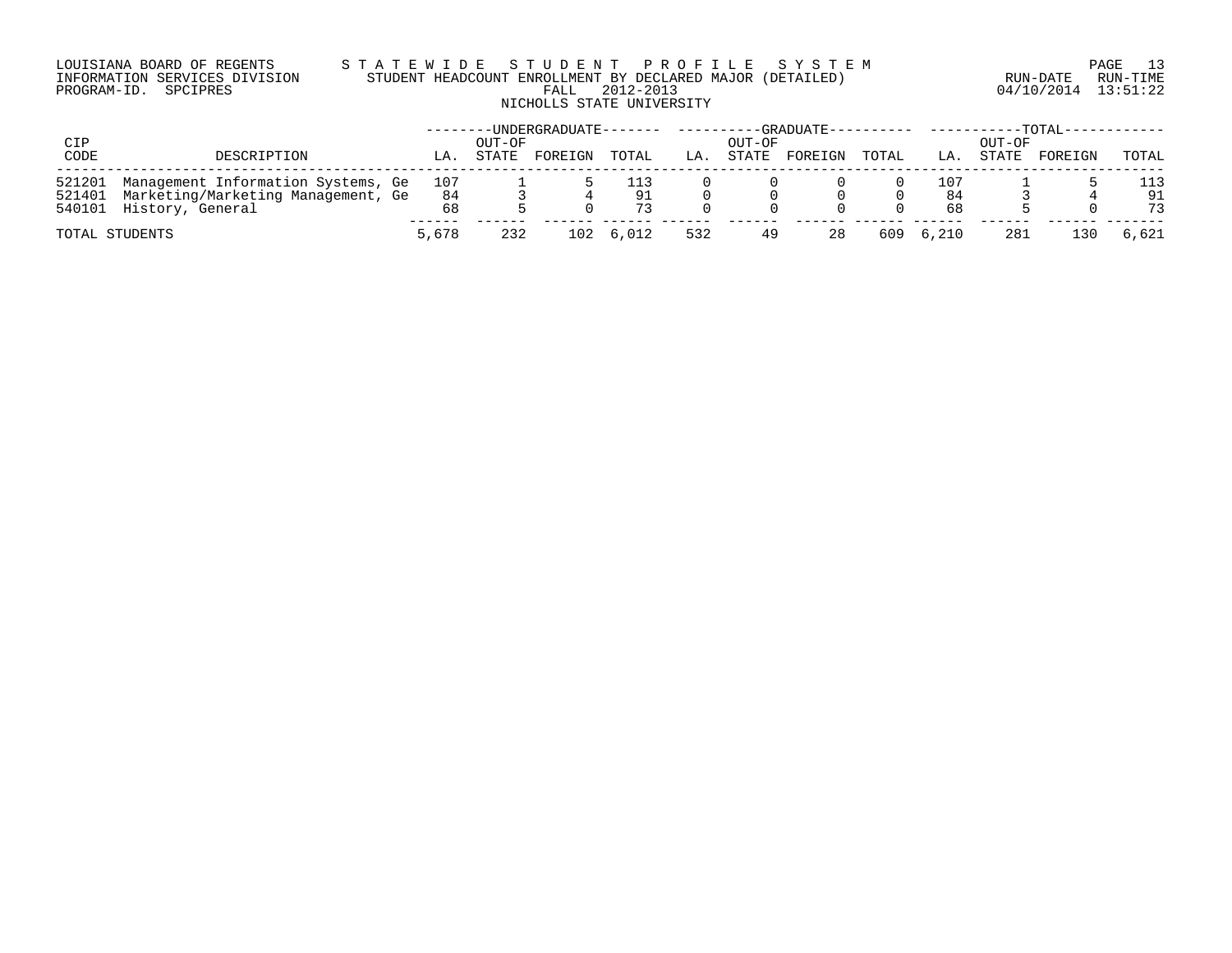LOUISIANA BOARD OF REGENTS
INFORMATION SERVICES DIVISION
PROGRAM-ID. SPCIPRES

# STATEWIDE STUDENT PROFILE SYSTEM

## STUDENT HEADCOUNT ENROLLMENT BY DECLARED MAJOR (DETAILED)

FALL 2012-2013

NICHOLLS STATE UNIVERSITY

RUN-DATE 04/10/2014 RUN-TIME 13:51:22

| CIP CODE | DESCRIPTION | UNDERGRADUATE LA. | UNDERGRADUATE OUT-OF STATE | UNDERGRADUATE FOREIGN | UNDERGRADUATE TOTAL | GRADUATE LA. | GRADUATE OUT-OF STATE | GRADUATE FOREIGN | GRADUATE TOTAL | TOTAL LA. | TOTAL OUT-OF STATE | TOTAL FOREIGN | TOTAL |
|---|---|---|---|---|---|---|---|---|---|---|---|---|---|
| 521201 | Management Information Systems, Ge | 107 | 1 | 5 | 113 | 0 | 0 | 0 | 0 | 107 | 1 | 5 | 113 |
| 521401 | Marketing/Marketing Management, Ge | 84 | 3 | 4 | 91 | 0 | 0 | 0 | 0 | 84 | 3 | 4 | 91 |
| 540101 | History, General | 68 | 5 | 0 | 73 | 0 | 0 | 0 | 0 | 68 | 5 | 0 | 73 |
| TOTAL STUDENTS | | 5,678 | 232 | 102 | 6,012 | 532 | 49 | 28 | 609 | 6,210 | 281 | 130 | 6,621 |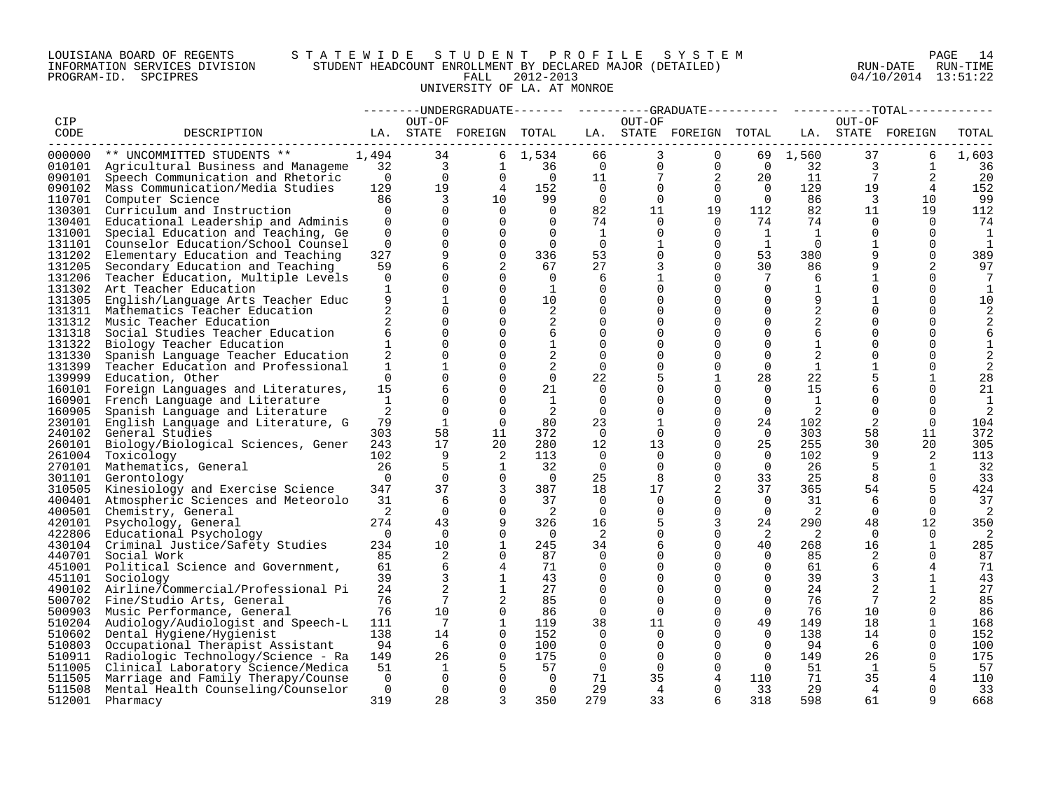LOUISIANA BOARD OF REGENTS — STATEWIDE STUDENT PROFILE SYSTEM
INFORMATION SERVICES DIVISION — STUDENT HEADCOUNT ENROLLMENT BY DECLARED MAJOR (DETAILED) — RUN-DATE 04/10/2014 RUN-TIME 13:51:22
PROGRAM-ID. SPCIPRES — FALL 2012-2013

UNIVERSITY OF LA. AT MONROE

| CIP CODE | DESCRIPTION | UNDERGRADUATE LA. | UNDERGRADUATE OUT-OF STATE | UNDERGRADUATE FOREIGN | UNDERGRADUATE TOTAL | GRADUATE LA. | GRADUATE OUT-OF STATE | GRADUATE FOREIGN | GRADUATE TOTAL | TOTAL LA. | TOTAL OUT-OF STATE | TOTAL FOREIGN | TOTAL |
|---|---|---|---|---|---|---|---|---|---|---|---|---|---|
| 000000 | ** UNCOMMITTED STUDENTS ** | 1,494 | 34 | 6 | 1,534 | 66 | 3 | 0 | 69 | 1,560 | 37 | 6 | 1,603 |
| 010101 | Agricultural Business and Manageme | 32 | 3 | 1 | 36 | 0 | 0 | 0 | 0 | 32 | 3 | 1 | 36 |
| 090101 | Speech Communication and Rhetoric | 0 | 0 | 0 | 0 | 11 | 7 | 2 | 20 | 11 | 7 | 2 | 20 |
| 090102 | Mass Communication/Media Studies | 129 | 19 | 4 | 152 | 0 | 0 | 0 | 0 | 129 | 19 | 4 | 152 |
| 110701 | Computer Science | 86 | 3 | 10 | 99 | 0 | 0 | 0 | 0 | 86 | 3 | 10 | 99 |
| 130301 | Curriculum and Instruction | 0 | 0 | 0 | 0 | 82 | 11 | 19 | 112 | 82 | 11 | 19 | 112 |
| 130401 | Educational Leadership and Adminis | 0 | 0 | 0 | 0 | 74 | 0 | 0 | 74 | 74 | 0 | 0 | 74 |
| 131001 | Special Education and Teaching, Ge | 0 | 0 | 0 | 0 | 1 | 0 | 0 | 1 | 1 | 0 | 0 | 1 |
| 131101 | Counselor Education/School Counsel | 0 | 0 | 0 | 0 | 0 | 1 | 0 | 1 | 0 | 1 | 0 | 1 |
| 131202 | Elementary Education and Teaching | 327 | 9 | 0 | 336 | 53 | 0 | 0 | 53 | 380 | 9 | 0 | 389 |
| 131205 | Secondary Education and Teaching | 59 | 6 | 2 | 67 | 27 | 3 | 0 | 30 | 86 | 9 | 2 | 97 |
| 131206 | Teacher Education, Multiple Levels | 0 | 0 | 0 | 0 | 6 | 1 | 0 | 7 | 6 | 1 | 0 | 7 |
| 131302 | Art Teacher Education | 1 | 0 | 0 | 1 | 0 | 0 | 0 | 0 | 1 | 0 | 0 | 1 |
| 131305 | English/Language Arts Teacher Educ | 9 | 1 | 0 | 10 | 0 | 0 | 0 | 0 | 9 | 1 | 0 | 10 |
| 131311 | Mathematics Teacher Education | 2 | 0 | 0 | 2 | 0 | 0 | 0 | 0 | 2 | 0 | 0 | 2 |
| 131312 | Music Teacher Education | 2 | 0 | 0 | 2 | 0 | 0 | 0 | 0 | 2 | 0 | 0 | 2 |
| 131318 | Social Studies Teacher Education | 6 | 0 | 0 | 6 | 0 | 0 | 0 | 0 | 6 | 0 | 0 | 6 |
| 131322 | Biology Teacher Education | 1 | 0 | 0 | 1 | 0 | 0 | 0 | 0 | 1 | 0 | 0 | 1 |
| 131330 | Spanish Language Teacher Education | 2 | 0 | 0 | 2 | 0 | 0 | 0 | 0 | 2 | 0 | 0 | 2 |
| 131399 | Teacher Education and Professional | 1 | 1 | 0 | 2 | 0 | 0 | 0 | 0 | 1 | 1 | 0 | 2 |
| 139999 | Education, Other | 0 | 0 | 0 | 0 | 22 | 5 | 1 | 28 | 22 | 5 | 1 | 28 |
| 160101 | Foreign Languages and Literatures, | 15 | 6 | 0 | 21 | 0 | 0 | 0 | 0 | 15 | 6 | 0 | 21 |
| 160901 | French Language and Literature | 1 | 0 | 0 | 1 | 0 | 0 | 0 | 0 | 1 | 0 | 0 | 1 |
| 160905 | Spanish Language and Literature | 2 | 0 | 0 | 2 | 0 | 0 | 0 | 0 | 2 | 0 | 0 | 2 |
| 230101 | English Language and Literature, G | 79 | 1 | 0 | 80 | 23 | 1 | 0 | 24 | 102 | 2 | 0 | 104 |
| 240102 | General Studies | 303 | 58 | 11 | 372 | 0 | 0 | 0 | 0 | 303 | 58 | 11 | 372 |
| 260101 | Biology/Biological Sciences, Gener | 243 | 17 | 20 | 280 | 12 | 13 | 0 | 25 | 255 | 30 | 20 | 305 |
| 261004 | Toxicology | 102 | 9 | 2 | 113 | 0 | 0 | 0 | 0 | 102 | 9 | 2 | 113 |
| 270101 | Mathematics, General | 26 | 5 | 1 | 32 | 0 | 0 | 0 | 0 | 26 | 5 | 1 | 32 |
| 301101 | Gerontology | 0 | 0 | 0 | 0 | 25 | 8 | 0 | 33 | 25 | 8 | 0 | 33 |
| 310505 | Kinesiology and Exercise Science | 347 | 37 | 3 | 387 | 18 | 17 | 2 | 37 | 365 | 54 | 5 | 424 |
| 400401 | Atmospheric Sciences and Meteorolo | 31 | 6 | 0 | 37 | 0 | 0 | 0 | 0 | 31 | 6 | 0 | 37 |
| 400501 | Chemistry, General | 2 | 0 | 0 | 2 | 0 | 0 | 0 | 0 | 2 | 0 | 0 | 2 |
| 420101 | Psychology, General | 274 | 43 | 9 | 326 | 16 | 5 | 3 | 24 | 290 | 48 | 12 | 350 |
| 422806 | Educational Psychology | 0 | 0 | 0 | 0 | 2 | 0 | 0 | 2 | 2 | 0 | 0 | 2 |
| 430104 | Criminal Justice/Safety Studies | 234 | 10 | 1 | 245 | 34 | 6 | 0 | 40 | 268 | 16 | 1 | 285 |
| 440701 | Social Work | 85 | 2 | 0 | 87 | 0 | 0 | 0 | 0 | 85 | 2 | 0 | 87 |
| 451001 | Political Science and Government, | 61 | 6 | 4 | 71 | 0 | 0 | 0 | 0 | 61 | 6 | 4 | 71 |
| 451101 | Sociology | 39 | 3 | 1 | 43 | 0 | 0 | 0 | 0 | 39 | 3 | 1 | 43 |
| 490102 | Airline/Commercial/Professional Pi | 24 | 2 | 1 | 27 | 0 | 0 | 0 | 0 | 24 | 2 | 1 | 27 |
| 500702 | Fine/Studio Arts, General | 76 | 7 | 2 | 85 | 0 | 0 | 0 | 0 | 76 | 7 | 2 | 85 |
| 500903 | Music Performance, General | 76 | 10 | 0 | 86 | 0 | 0 | 0 | 0 | 76 | 10 | 0 | 86 |
| 510204 | Audiology/Audiologist and Speech-L | 111 | 7 | 1 | 119 | 38 | 11 | 0 | 49 | 149 | 18 | 1 | 168 |
| 510602 | Dental Hygiene/Hygienist | 138 | 14 | 0 | 152 | 0 | 0 | 0 | 0 | 138 | 14 | 0 | 152 |
| 510803 | Occupational Therapist Assistant | 94 | 6 | 0 | 100 | 0 | 0 | 0 | 0 | 94 | 6 | 0 | 100 |
| 510911 | Radiologic Technology/Science - Ra | 149 | 26 | 0 | 175 | 0 | 0 | 0 | 0 | 149 | 26 | 0 | 175 |
| 511005 | Clinical Laboratory Science/Medica | 51 | 1 | 5 | 57 | 0 | 0 | 0 | 0 | 51 | 1 | 5 | 57 |
| 511505 | Marriage and Family Therapy/Counse | 0 | 0 | 0 | 0 | 71 | 35 | 4 | 110 | 71 | 35 | 4 | 110 |
| 511508 | Mental Health Counseling/Counselor | 0 | 0 | 0 | 0 | 29 | 4 | 0 | 33 | 29 | 4 | 0 | 33 |
| 512001 | Pharmacy | 319 | 28 | 3 | 350 | 279 | 33 | 6 | 318 | 598 | 61 | 9 | 668 |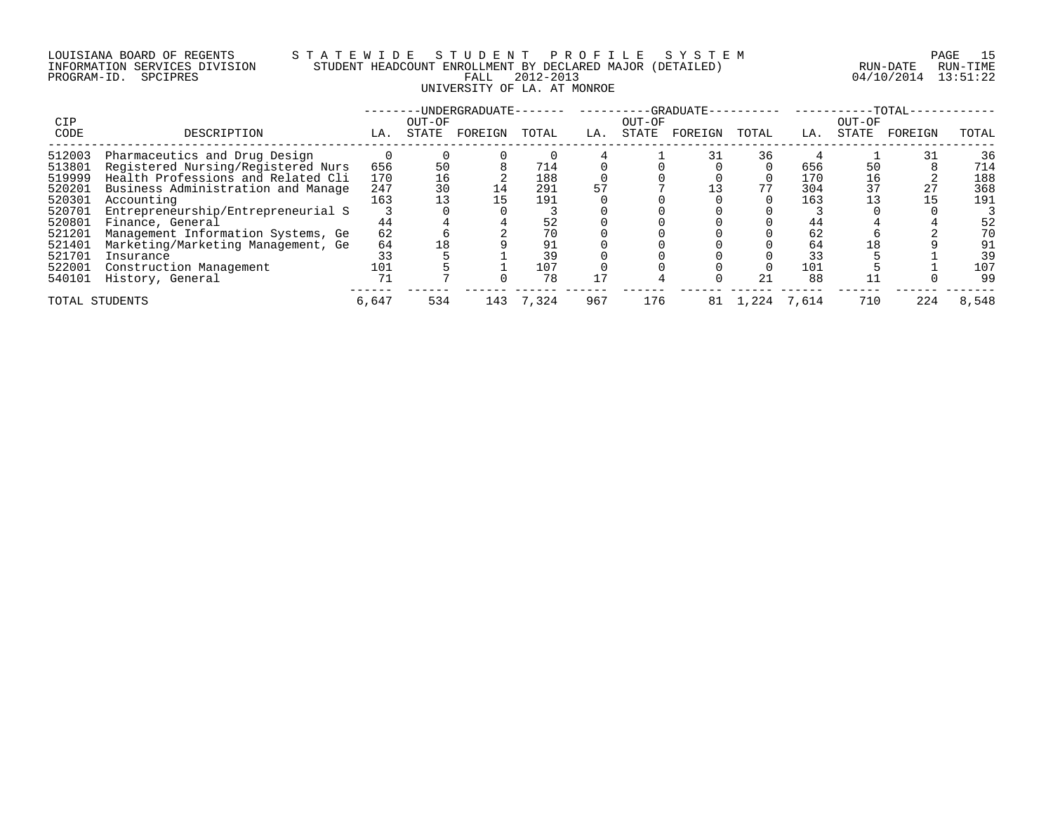LOUISIANA BOARD OF REGENTS — STATEWIDE STUDENT PROFILE SYSTEM
INFORMATION SERVICES DIVISION — STUDENT HEADCOUNT ENROLLMENT BY DECLARED MAJOR (DETAILED)
PROGRAM-ID. SPCIPRES — FALL 2012-2013 — RUN-DATE 04/10/2014 RUN-TIME 13:51:22
UNIVERSITY OF LA. AT MONROE

| CIP CODE | DESCRIPTION | UNDERGRADUATE LA. | UNDERGRADUATE OUT-OF STATE | UNDERGRADUATE FOREIGN | UNDERGRADUATE TOTAL | GRADUATE LA. | GRADUATE OUT-OF STATE | GRADUATE FOREIGN | GRADUATE TOTAL | TOTAL LA. | TOTAL OUT-OF STATE | TOTAL FOREIGN | TOTAL TOTAL |
|---|---|---|---|---|---|---|---|---|---|---|---|---|---|
| 512003 | Pharmaceutics and Drug Design | 0 | 0 | 0 | 0 | 4 | 1 | 31 | 36 | 4 | 1 | 31 | 36 |
| 513801 | Registered Nursing/Registered Nurs | 656 | 50 | 8 | 714 | 0 | 0 | 0 | 0 | 656 | 50 | 8 | 714 |
| 519999 | Health Professions and Related Cli | 170 | 16 | 2 | 188 | 0 | 0 | 0 | 0 | 170 | 16 | 2 | 188 |
| 520201 | Business Administration and Manage | 247 | 30 | 14 | 291 | 57 | 7 | 13 | 77 | 304 | 37 | 27 | 368 |
| 520301 | Accounting | 163 | 13 | 15 | 191 | 0 | 0 | 0 | 0 | 163 | 13 | 15 | 191 |
| 520701 | Entrepreneurship/Entrepreneurial S | 3 | 0 | 0 | 3 | 0 | 0 | 0 | 0 | 3 | 0 | 0 | 3 |
| 520801 | Finance, General | 44 | 4 | 4 | 52 | 0 | 0 | 0 | 0 | 44 | 4 | 4 | 52 |
| 521201 | Management Information Systems, Ge | 62 | 6 | 2 | 70 | 0 | 0 | 0 | 0 | 62 | 6 | 2 | 70 |
| 521401 | Marketing/Marketing Management, Ge | 64 | 18 | 9 | 91 | 0 | 0 | 0 | 0 | 64 | 18 | 9 | 91 |
| 521701 | Insurance | 33 | 5 | 1 | 39 | 0 | 0 | 0 | 0 | 33 | 5 | 1 | 39 |
| 522001 | Construction Management | 101 | 5 | 1 | 107 | 0 | 0 | 0 | 0 | 101 | 5 | 1 | 107 |
| 540101 | History, General | 71 | 7 | 0 | 78 | 17 | 4 | 0 | 21 | 88 | 11 | 0 | 99 |
| TOTAL STUDENTS | | 6,647 | 534 | 143 | 7,324 | 967 | 176 | 81 | 1,224 | 7,614 | 710 | 224 | 8,548 |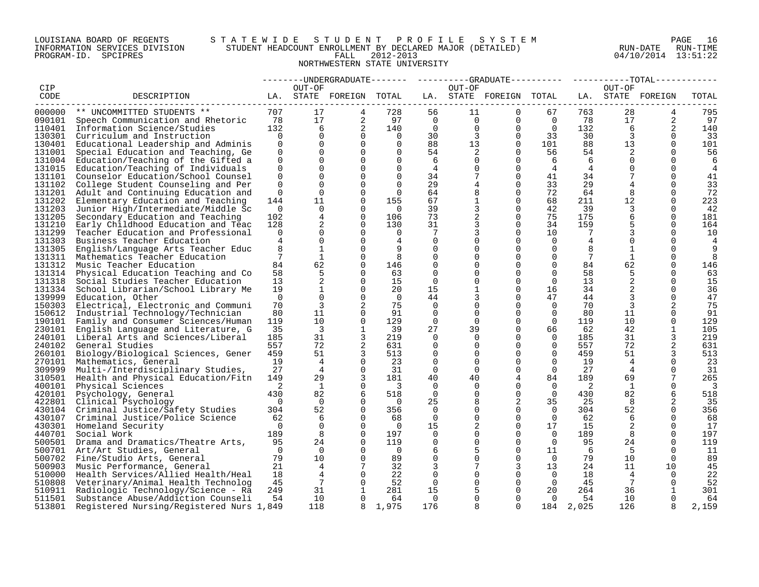LOUISIANA BOARD OF REGENTS — STATEWIDE STUDENT PROFILE SYSTEM
INFORMATION SERVICES DIVISION — STUDENT HEADCOUNT ENROLLMENT BY DECLARED MAJOR (DETAILED)
PROGRAM-ID. SPCIPRES — FALL 2012-2013
RUN-DATE 04/10/2014 RUN-TIME 13:51:22

NORTHWESTERN STATE UNIVERSITY

| CIP CODE | DESCRIPTION | UNDERGRADUATE LA. | UNDERGRADUATE OUT-OF STATE | UNDERGRADUATE FOREIGN | UNDERGRADUATE TOTAL | GRADUATE LA. | GRADUATE OUT-OF STATE | GRADUATE FOREIGN | GRADUATE TOTAL | TOTAL LA. | TOTAL OUT-OF STATE | TOTAL FOREIGN | TOTAL |
|---|---|---|---|---|---|---|---|---|---|---|---|---|---|
| 000000 | ** UNCOMMITTED STUDENTS ** | 707 | 17 | 4 | 728 | 56 | 11 | 0 | 67 | 763 | 28 | 4 | 795 |
| 090101 | Speech Communication and Rhetoric | 78 | 17 | 2 | 97 | 0 | 0 | 0 | 0 | 78 | 17 | 2 | 97 |
| 110401 | Information Science/Studies | 132 | 6 | 2 | 140 | 0 | 0 | 0 | 0 | 132 | 6 | 2 | 140 |
| 130301 | Curriculum and Instruction | 0 | 0 | 0 | 0 | 30 | 3 | 0 | 33 | 30 | 3 | 0 | 33 |
| 130401 | Educational Leadership and Adminis | 0 | 0 | 0 | 0 | 88 | 13 | 0 | 101 | 88 | 13 | 0 | 101 |
| 131001 | Special Education and Teaching, Ge | 0 | 0 | 0 | 0 | 54 | 2 | 0 | 56 | 54 | 2 | 0 | 56 |
| 131004 | Education/Teaching of the Gifted a | 0 | 0 | 0 | 0 | 6 | 0 | 0 | 6 | 6 | 0 | 0 | 6 |
| 131015 | Education/Teaching of Individuals | 0 | 0 | 0 | 0 | 4 | 0 | 0 | 4 | 4 | 0 | 0 | 4 |
| 131101 | Counselor Education/School Counsel | 0 | 0 | 0 | 0 | 34 | 7 | 0 | 41 | 34 | 7 | 0 | 41 |
| 131102 | College Student Counseling and Per | 0 | 0 | 0 | 0 | 29 | 4 | 0 | 33 | 29 | 4 | 0 | 33 |
| 131201 | Adult and Continuing Education and | 0 | 0 | 0 | 0 | 64 | 8 | 0 | 72 | 64 | 8 | 0 | 72 |
| 131202 | Elementary Education and Teaching | 144 | 11 | 0 | 155 | 67 | 1 | 0 | 68 | 211 | 12 | 0 | 223 |
| 131203 | Junior High/Intermediate/Middle Sc | 0 | 0 | 0 | 0 | 39 | 3 | 0 | 42 | 39 | 3 | 0 | 42 |
| 131205 | Secondary Education and Teaching | 102 | 4 | 0 | 106 | 73 | 2 | 0 | 75 | 175 | 6 | 0 | 181 |
| 131210 | Early Childhood Education and Teac | 128 | 2 | 0 | 130 | 31 | 3 | 0 | 34 | 159 | 5 | 0 | 164 |
| 131299 | Teacher Education and Professional | 0 | 0 | 0 | 0 | 7 | 3 | 0 | 10 | 7 | 3 | 0 | 10 |
| 131303 | Business Teacher Education | 4 | 0 | 0 | 4 | 0 | 0 | 0 | 0 | 4 | 0 | 0 | 4 |
| 131305 | English/Language Arts Teacher Educ | 8 | 1 | 0 | 9 | 0 | 0 | 0 | 0 | 8 | 1 | 0 | 9 |
| 131311 | Mathematics Teacher Education | 7 | 1 | 0 | 8 | 0 | 0 | 0 | 0 | 7 | 1 | 0 | 8 |
| 131312 | Music Teacher Education | 84 | 62 | 0 | 146 | 0 | 0 | 0 | 0 | 84 | 62 | 0 | 146 |
| 131314 | Physical Education Teaching and Co | 58 | 5 | 0 | 63 | 0 | 0 | 0 | 0 | 58 | 5 | 0 | 63 |
| 131318 | Social Studies Teacher Education | 13 | 2 | 0 | 15 | 0 | 0 | 0 | 0 | 13 | 2 | 0 | 15 |
| 131334 | School Librarian/School Library Me | 19 | 1 | 0 | 20 | 15 | 1 | 0 | 16 | 34 | 2 | 0 | 36 |
| 139999 | Education, Other | 0 | 0 | 0 | 0 | 44 | 3 | 0 | 47 | 44 | 3 | 0 | 47 |
| 150303 | Electrical, Electronic and Communi | 70 | 3 | 2 | 75 | 0 | 0 | 0 | 0 | 70 | 3 | 2 | 75 |
| 150612 | Industrial Technology/Technician | 80 | 11 | 0 | 91 | 0 | 0 | 0 | 0 | 80 | 11 | 0 | 91 |
| 190101 | Family and Consumer Sciences/Human | 119 | 10 | 0 | 129 | 0 | 0 | 0 | 0 | 119 | 10 | 0 | 129 |
| 230101 | English Language and Literature, G | 35 | 3 | 1 | 39 | 27 | 39 | 0 | 66 | 62 | 42 | 1 | 105 |
| 240101 | Liberal Arts and Sciences/Liberal | 185 | 31 | 3 | 219 | 0 | 0 | 0 | 0 | 185 | 31 | 3 | 219 |
| 240102 | General Studies | 557 | 72 | 2 | 631 | 0 | 0 | 0 | 0 | 557 | 72 | 2 | 631 |
| 260101 | Biology/Biological Sciences, Gener | 459 | 51 | 3 | 513 | 0 | 0 | 0 | 0 | 459 | 51 | 3 | 513 |
| 270101 | Mathematics, General | 19 | 4 | 0 | 23 | 0 | 0 | 0 | 0 | 19 | 4 | 0 | 23 |
| 309999 | Multi-/Interdisciplinary Studies, | 27 | 4 | 0 | 31 | 0 | 0 | 0 | 0 | 27 | 4 | 0 | 31 |
| 310501 | Health and Physical Education/Fitn | 149 | 29 | 3 | 181 | 40 | 40 | 4 | 84 | 189 | 69 | 7 | 265 |
| 400101 | Physical Sciences | 2 | 1 | 0 | 3 | 0 | 0 | 0 | 0 | 2 | 1 | 0 | 3 |
| 420101 | Psychology, General | 430 | 82 | 6 | 518 | 0 | 0 | 0 | 0 | 430 | 82 | 6 | 518 |
| 422801 | Clinical Psychology | 0 | 0 | 0 | 0 | 25 | 8 | 2 | 35 | 25 | 8 | 2 | 35 |
| 430104 | Criminal Justice/Safety Studies | 304 | 52 | 0 | 356 | 0 | 0 | 0 | 0 | 304 | 52 | 0 | 356 |
| 430107 | Criminal Justice/Police Science | 62 | 6 | 0 | 68 | 0 | 0 | 0 | 0 | 62 | 6 | 0 | 68 |
| 430301 | Homeland Security | 0 | 0 | 0 | 0 | 15 | 2 | 0 | 17 | 15 | 2 | 0 | 17 |
| 440701 | Social Work | 189 | 8 | 0 | 197 | 0 | 0 | 0 | 0 | 189 | 8 | 0 | 197 |
| 500501 | Drama and Dramatics/Theatre Arts, | 95 | 24 | 0 | 119 | 0 | 0 | 0 | 0 | 95 | 24 | 0 | 119 |
| 500701 | Art/Art Studies, General | 0 | 0 | 0 | 0 | 6 | 5 | 0 | 11 | 6 | 5 | 0 | 11 |
| 500702 | Fine/Studio Arts, General | 79 | 10 | 0 | 89 | 0 | 0 | 0 | 0 | 79 | 10 | 0 | 89 |
| 500903 | Music Performance, General | 21 | 4 | 7 | 32 | 3 | 7 | 3 | 13 | 24 | 11 | 10 | 45 |
| 510000 | Health Services/Allied Health/Heal | 18 | 4 | 0 | 22 | 0 | 0 | 0 | 0 | 18 | 4 | 0 | 22 |
| 510808 | Veterinary/Animal Health Technolog | 45 | 7 | 0 | 52 | 0 | 0 | 0 | 0 | 45 | 7 | 0 | 52 |
| 510911 | Radiologic Technology/Science - Ra | 249 | 31 | 1 | 281 | 15 | 5 | 0 | 20 | 264 | 36 | 1 | 301 |
| 511501 | Substance Abuse/Addiction Counseli | 54 | 10 | 0 | 64 | 0 | 0 | 0 | 0 | 54 | 10 | 0 | 64 |
| 513801 | Registered Nursing/Registered Nurs | 1,849 | 118 | 8 | 1,975 | 176 | 8 | 0 | 184 | 2,025 | 126 | 8 | 2,159 |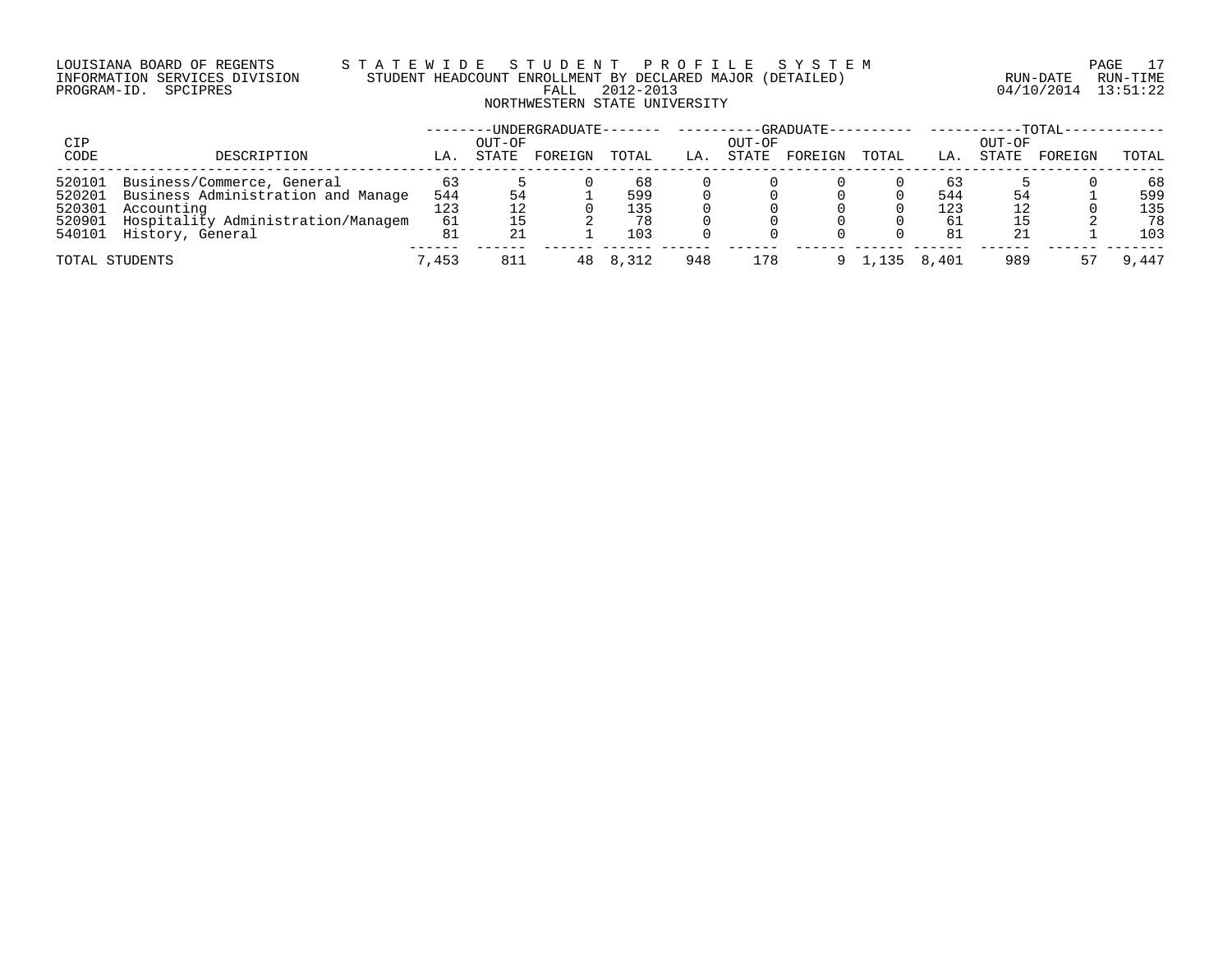LOUISIANA BOARD OF REGENTS — STATEWIDE STUDENT PROFILE SYSTEM
INFORMATION SERVICES DIVISION — STUDENT HEADCOUNT ENROLLMENT BY DECLARED MAJOR (DETAILED) — RUN-DATE 04/10/2014 RUN-TIME 13:51:22
PROGRAM-ID. SPCIPRES — FALL 2012-2013

NORTHWESTERN STATE UNIVERSITY

| CIP | | UNDERGRADUATE | | | | GRADUATE | | | | TOTAL | | | |
|---|---|---|---|---|---|---|---|---|---|---|---|---|---|
| CODE | DESCRIPTION | LA. | OUT-OF STATE | FOREIGN | TOTAL | LA. | OUT-OF STATE | FOREIGN | TOTAL | LA. | OUT-OF STATE | FOREIGN | TOTAL |
| 520101 | Business/Commerce, General | 63 | 5 | 0 | 68 | 0 | 0 | 0 | 0 | 63 | 5 | 0 | 68 |
| 520201 | Business Administration and Manage | 544 | 54 | 1 | 599 | 0 | 0 | 0 | 0 | 544 | 54 | 1 | 599 |
| 520301 | Accounting | 123 | 12 | 0 | 135 | 0 | 0 | 0 | 0 | 123 | 12 | 0 | 135 |
| 520901 | Hospitality Administration/Managem | 61 | 15 | 2 | 78 | 0 | 0 | 0 | 0 | 61 | 15 | 2 | 78 |
| 540101 | History, General | 81 | 21 | 1 | 103 | 0 | 0 | 0 | 0 | 81 | 21 | 1 | 103 |
| TOTAL STUDENTS | | 7,453 | 811 | 48 | 8,312 | 948 | 178 | 9 | 1,135 | 8,401 | 989 | 57 | 9,447 |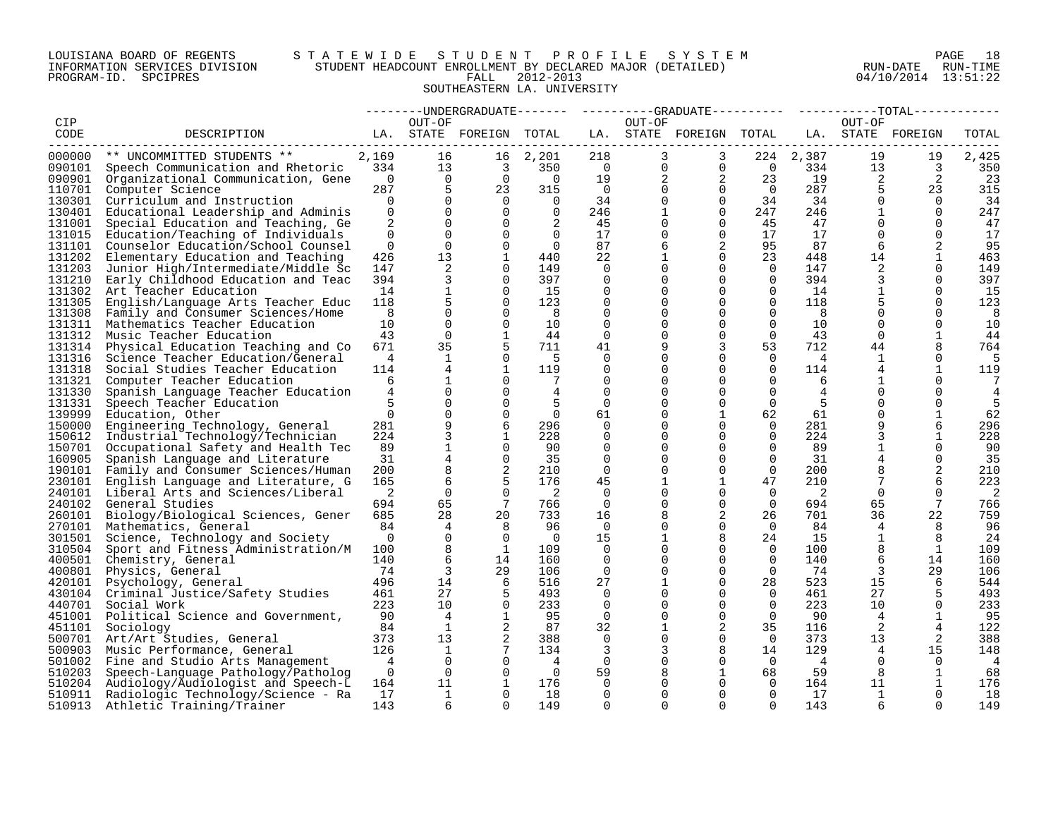LOUISIANA BOARD OF REGENTS — STATEWIDE STUDENT PROFILE SYSTEM
INFORMATION SERVICES DIVISION — STUDENT HEADCOUNT ENROLLMENT BY DECLARED MAJOR (DETAILED)
PROGRAM-ID. SPCIPRES — FALL 2012-2013 — RUN-DATE 04/10/2014 RUN-TIME 13:51:22

SOUTHEASTERN LA. UNIVERSITY

| CIP CODE | DESCRIPTION | UNDERGRADUATE LA. | UNDERGRADUATE OUT-OF STATE | UNDERGRADUATE FOREIGN | UNDERGRADUATE TOTAL | GRADUATE LA. | GRADUATE OUT-OF STATE | GRADUATE FOREIGN | GRADUATE TOTAL | TOTAL LA. | TOTAL OUT-OF STATE | TOTAL FOREIGN | TOTAL |
|---|---|---|---|---|---|---|---|---|---|---|---|---|---|
| 000000 | ** UNCOMMITTED STUDENTS ** | 2,169 | 16 | 16 | 2,201 | 218 | 3 | 3 | 224 | 2,387 | 19 | 19 | 2,425 |
| 090101 | Speech Communication and Rhetoric | 334 | 13 | 3 | 350 | 0 | 0 | 0 | 0 | 334 | 13 | 3 | 350 |
| 090901 | Organizational Communication, Gene | 0 | 0 | 0 | 0 | 19 | 2 | 2 | 23 | 19 | 2 | 2 | 23 |
| 110701 | Computer Science | 287 | 5 | 23 | 315 | 0 | 0 | 0 | 0 | 287 | 5 | 23 | 315 |
| 130301 | Curriculum and Instruction | 0 | 0 | 0 | 0 | 34 | 0 | 0 | 34 | 34 | 0 | 0 | 34 |
| 130401 | Educational Leadership and Adminis | 0 | 0 | 0 | 0 | 246 | 1 | 0 | 247 | 246 | 1 | 0 | 247 |
| 131001 | Special Education and Teaching, Ge | 2 | 0 | 0 | 2 | 45 | 0 | 0 | 45 | 47 | 0 | 0 | 47 |
| 131015 | Education/Teaching of Individuals | 0 | 0 | 0 | 0 | 17 | 0 | 0 | 17 | 17 | 0 | 0 | 17 |
| 131101 | Counselor Education/School Counsel | 0 | 0 | 0 | 0 | 87 | 6 | 2 | 95 | 87 | 6 | 2 | 95 |
| 131202 | Elementary Education and Teaching | 426 | 13 | 1 | 440 | 22 | 1 | 0 | 23 | 448 | 14 | 1 | 463 |
| 131203 | Junior High/Intermediate/Middle Sc | 147 | 2 | 0 | 149 | 0 | 0 | 0 | 0 | 147 | 2 | 0 | 149 |
| 131210 | Early Childhood Education and Teac | 394 | 3 | 0 | 397 | 0 | 0 | 0 | 0 | 394 | 3 | 0 | 397 |
| 131302 | Art Teacher Education | 14 | 1 | 0 | 15 | 0 | 0 | 0 | 0 | 14 | 1 | 0 | 15 |
| 131305 | English/Language Arts Teacher Educ | 118 | 5 | 0 | 123 | 0 | 0 | 0 | 0 | 118 | 5 | 0 | 123 |
| 131308 | Family and Consumer Sciences/Home | 8 | 0 | 0 | 8 | 0 | 0 | 0 | 0 | 8 | 0 | 0 | 8 |
| 131311 | Mathematics Teacher Education | 10 | 0 | 0 | 10 | 0 | 0 | 0 | 0 | 10 | 0 | 0 | 10 |
| 131312 | Music Teacher Education | 43 | 0 | 1 | 44 | 0 | 0 | 0 | 0 | 43 | 0 | 1 | 44 |
| 131314 | Physical Education Teaching and Co | 671 | 35 | 5 | 711 | 41 | 9 | 3 | 53 | 712 | 44 | 8 | 764 |
| 131316 | Science Teacher Education/General | 4 | 1 | 0 | 5 | 0 | 0 | 0 | 0 | 4 | 1 | 0 | 5 |
| 131318 | Social Studies Teacher Education | 114 | 4 | 1 | 119 | 0 | 0 | 0 | 0 | 114 | 4 | 1 | 119 |
| 131321 | Computer Teacher Education | 6 | 1 | 0 | 7 | 0 | 0 | 0 | 0 | 6 | 1 | 0 | 7 |
| 131330 | Spanish Language Teacher Education | 4 | 0 | 0 | 4 | 0 | 0 | 0 | 0 | 4 | 0 | 0 | 4 |
| 131331 | Speech Teacher Education | 5 | 0 | 0 | 5 | 0 | 0 | 0 | 0 | 5 | 0 | 0 | 5 |
| 139999 | Education, Other | 0 | 0 | 0 | 0 | 61 | 0 | 1 | 62 | 61 | 0 | 1 | 62 |
| 150000 | Engineering Technology, General | 281 | 9 | 6 | 296 | 0 | 0 | 0 | 0 | 281 | 9 | 6 | 296 |
| 150612 | Industrial Technology/Technician | 224 | 3 | 1 | 228 | 0 | 0 | 0 | 0 | 224 | 3 | 1 | 228 |
| 150701 | Occupational Safety and Health Tec | 89 | 1 | 0 | 90 | 0 | 0 | 0 | 0 | 89 | 1 | 0 | 90 |
| 160905 | Spanish Language and Literature | 31 | 4 | 0 | 35 | 0 | 0 | 0 | 0 | 31 | 4 | 0 | 35 |
| 190101 | Family and Consumer Sciences/Human | 200 | 8 | 2 | 210 | 0 | 0 | 0 | 0 | 200 | 8 | 2 | 210 |
| 230101 | English Language and Literature, G | 165 | 6 | 5 | 176 | 45 | 1 | 1 | 47 | 210 | 7 | 6 | 223 |
| 240101 | Liberal Arts and Sciences/Liberal | 2 | 0 | 0 | 2 | 0 | 0 | 0 | 0 | 2 | 0 | 0 | 2 |
| 240102 | General Studies | 694 | 65 | 7 | 766 | 0 | 0 | 0 | 0 | 694 | 65 | 7 | 766 |
| 260101 | Biology/Biological Sciences, Gener | 685 | 28 | 20 | 733 | 16 | 8 | 2 | 26 | 701 | 36 | 22 | 759 |
| 270101 | Mathematics, General | 84 | 4 | 8 | 96 | 0 | 0 | 0 | 0 | 84 | 4 | 8 | 96 |
| 301501 | Science, Technology and Society | 0 | 0 | 0 | 0 | 15 | 1 | 8 | 24 | 15 | 1 | 8 | 24 |
| 310504 | Sport and Fitness Administration/M | 100 | 8 | 1 | 109 | 0 | 0 | 0 | 0 | 100 | 8 | 1 | 109 |
| 400501 | Chemistry, General | 140 | 6 | 14 | 160 | 0 | 0 | 0 | 0 | 140 | 6 | 14 | 160 |
| 400801 | Physics, General | 74 | 3 | 29 | 106 | 0 | 0 | 0 | 0 | 74 | 3 | 29 | 106 |
| 420101 | Psychology, General | 496 | 14 | 6 | 516 | 27 | 1 | 0 | 28 | 523 | 15 | 6 | 544 |
| 430104 | Criminal Justice/Safety Studies | 461 | 27 | 5 | 493 | 0 | 0 | 0 | 0 | 461 | 27 | 5 | 493 |
| 440701 | Social Work | 223 | 10 | 0 | 233 | 0 | 0 | 0 | 0 | 223 | 10 | 0 | 233 |
| 451001 | Political Science and Government, | 90 | 4 | 1 | 95 | 0 | 0 | 0 | 0 | 90 | 4 | 1 | 95 |
| 451101 | Sociology | 84 | 1 | 2 | 87 | 32 | 1 | 2 | 35 | 116 | 2 | 4 | 122 |
| 500701 | Art/Art Studies, General | 373 | 13 | 2 | 388 | 0 | 0 | 0 | 0 | 373 | 13 | 2 | 388 |
| 500903 | Music Performance, General | 126 | 1 | 7 | 134 | 3 | 3 | 8 | 14 | 129 | 4 | 15 | 148 |
| 501002 | Fine and Studio Arts Management | 4 | 0 | 0 | 4 | 0 | 0 | 0 | 0 | 4 | 0 | 0 | 4 |
| 510203 | Speech-Language Pathology/Patholog | 0 | 0 | 0 | 0 | 59 | 8 | 1 | 68 | 59 | 8 | 1 | 68 |
| 510204 | Audiology/Audiologist and Speech-L | 164 | 11 | 1 | 176 | 0 | 0 | 0 | 0 | 164 | 11 | 1 | 176 |
| 510911 | Radiologic Technology/Science - Ra | 17 | 1 | 0 | 18 | 0 | 0 | 0 | 0 | 17 | 1 | 0 | 18 |
| 510913 | Athletic Training/Trainer | 143 | 6 | 0 | 149 | 0 | 0 | 0 | 0 | 143 | 6 | 0 | 149 |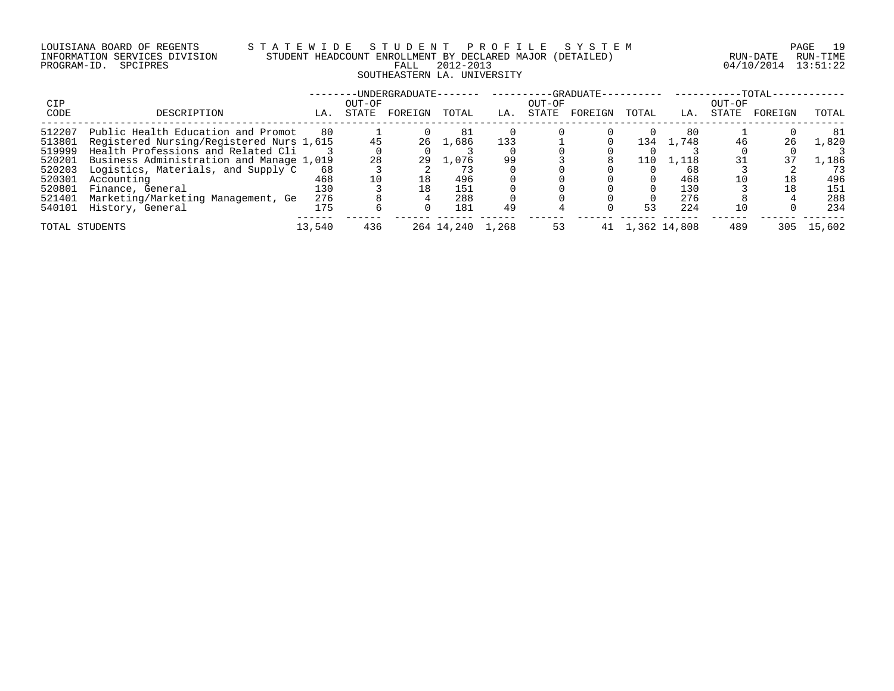LOUISIANA BOARD OF REGENTS — STATEWIDE STUDENT PROFILE SYSTEM
INFORMATION SERVICES DIVISION — STUDENT HEADCOUNT ENROLLMENT BY DECLARED MAJOR (DETAILED)
PROGRAM-ID. SPCIPRES — FALL 2012-2013 — RUN-DATE 04/10/2014 RUN-TIME 13:51:22

SOUTHEASTERN LA. UNIVERSITY

| CIP | | UNDERGRADUATE | | | | GRADUATE | | | | TOTAL | | | |
|---|---|---|---|---|---|---|---|---|---|---|---|---|---|
| CODE | DESCRIPTION | LA. | OUT-OF STATE | FOREIGN | TOTAL | LA. | OUT-OF STATE | FOREIGN | TOTAL | LA. | OUT-OF STATE | FOREIGN | TOTAL |
| 512207 | Public Health Education and Promot | 80 | 1 | 0 | 81 | 0 | 0 | 0 | 0 | 80 | 1 | 0 | 81 |
| 513801 | Registered Nursing/Registered Nurs | 1,615 | 45 | 26 | 1,686 | 133 | 1 | 0 | 134 | 1,748 | 46 | 26 | 1,820 |
| 519999 | Health Professions and Related Cli | 3 | 0 | 0 | 3 | 0 | 0 | 0 | 0 | 3 | 0 | 0 | 3 |
| 520201 | Business Administration and Manage | 1,019 | 28 | 29 | 1,076 | 99 | 3 | 8 | 110 | 1,118 | 31 | 37 | 1,186 |
| 520203 | Logistics, Materials, and Supply C | 68 | 3 | 2 | 73 | 0 | 0 | 0 | 0 | 68 | 3 | 2 | 73 |
| 520301 | Accounting | 468 | 10 | 18 | 496 | 0 | 0 | 0 | 0 | 468 | 10 | 18 | 496 |
| 520801 | Finance, General | 130 | 3 | 18 | 151 | 0 | 0 | 0 | 0 | 130 | 3 | 18 | 151 |
| 521401 | Marketing/Marketing Management, Ge | 276 | 8 | 4 | 288 | 0 | 0 | 0 | 0 | 276 | 8 | 4 | 288 |
| 540101 | History, General | 175 | 6 | 0 | 181 | 49 | 4 | 0 | 53 | 224 | 10 | 0 | 234 |
| TOTAL STUDENTS | | 13,540 | 436 | 264 | 14,240 | 1,268 | 53 | 41 | 1,362 | 14,808 | 489 | 305 | 15,602 |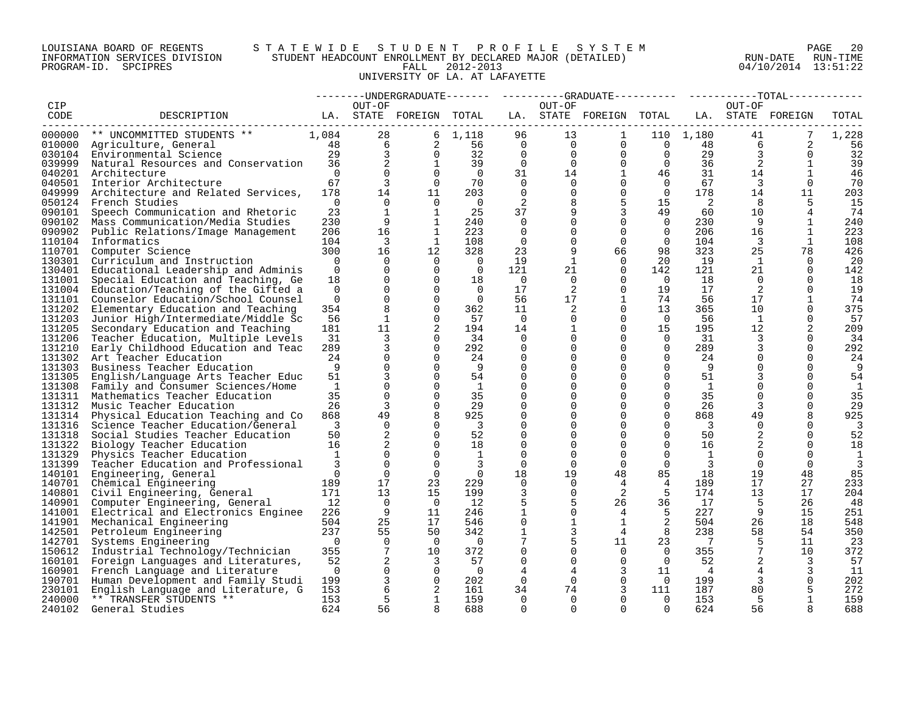LOUISIANA BOARD OF REGENTS — STATEWIDE STUDENT PROFILE SYSTEM
INFORMATION SERVICES DIVISION — STUDENT HEADCOUNT ENROLLMENT BY DECLARED MAJOR (DETAILED)
PROGRAM-ID. SPCIPRES — FALL 2012-2013 — RUN-DATE 04/10/2014 RUN-TIME 13:51:22

UNIVERSITY OF LA. AT LAFAYETTE

| CIP CODE | DESCRIPTION | UNDERGRADUATE LA. | UNDERGRADUATE OUT-OF STATE | UNDERGRADUATE FOREIGN | UNDERGRADUATE TOTAL | GRADUATE LA. | GRADUATE OUT-OF STATE | GRADUATE FOREIGN | GRADUATE TOTAL | TOTAL LA. | TOTAL OUT-OF STATE | TOTAL FOREIGN | TOTAL |
|---|---|---|---|---|---|---|---|---|---|---|---|---|---|
| 000000 | ** UNCOMMITTED STUDENTS ** | 1,084 | 28 | 6 | 1,118 | 96 | 13 | 1 | 110 | 1,180 | 41 | 7 | 1,228 |
| 010000 | Agriculture, General | 48 | 6 | 2 | 56 | 0 | 0 | 0 | 0 | 48 | 6 | 2 | 56 |
| 030104 | Environmental Science | 29 | 3 | 0 | 32 | 0 | 0 | 0 | 0 | 29 | 3 | 0 | 32 |
| 039999 | Natural Resources and Conservation | 36 | 2 | 1 | 39 | 0 | 0 | 0 | 0 | 36 | 2 | 1 | 39 |
| 040201 | Architecture | 0 | 0 | 0 | 0 | 31 | 14 | 1 | 46 | 31 | 14 | 1 | 46 |
| 040501 | Interior Architecture | 67 | 3 | 0 | 70 | 0 | 0 | 0 | 0 | 67 | 3 | 0 | 70 |
| 049999 | Architecture and Related Services, | 178 | 14 | 11 | 203 | 0 | 0 | 0 | 0 | 178 | 14 | 11 | 203 |
| 050124 | French Studies | 0 | 0 | 0 | 0 | 2 | 8 | 5 | 15 | 2 | 8 | 5 | 15 |
| 090101 | Speech Communication and Rhetoric | 23 | 1 | 1 | 25 | 37 | 9 | 3 | 49 | 60 | 10 | 4 | 74 |
| 090102 | Mass Communication/Media Studies | 230 | 9 | 1 | 240 | 0 | 0 | 0 | 0 | 230 | 9 | 1 | 240 |
| 090902 | Public Relations/Image Management | 206 | 16 | 1 | 223 | 0 | 0 | 0 | 0 | 206 | 16 | 1 | 223 |
| 110104 | Informatics | 104 | 3 | 1 | 108 | 0 | 0 | 0 | 0 | 104 | 3 | 1 | 108 |
| 110701 | Computer Science | 300 | 16 | 12 | 328 | 23 | 9 | 66 | 98 | 323 | 25 | 78 | 426 |
| 130301 | Curriculum and Instruction | 0 | 0 | 0 | 0 | 19 | 1 | 0 | 20 | 19 | 1 | 0 | 20 |
| 130401 | Educational Leadership and Adminis | 0 | 0 | 0 | 0 | 121 | 21 | 0 | 142 | 121 | 21 | 0 | 142 |
| 131001 | Special Education and Teaching, Ge | 18 | 0 | 0 | 18 | 0 | 0 | 0 | 0 | 18 | 0 | 0 | 18 |
| 131004 | Education/Teaching of the Gifted a | 0 | 0 | 0 | 0 | 17 | 2 | 0 | 19 | 17 | 2 | 0 | 19 |
| 131101 | Counselor Education/School Counsel | 0 | 0 | 0 | 0 | 56 | 17 | 1 | 74 | 56 | 17 | 1 | 74 |
| 131202 | Elementary Education and Teaching | 354 | 8 | 0 | 362 | 11 | 2 | 0 | 13 | 365 | 10 | 0 | 375 |
| 131203 | Junior High/Intermediate/Middle Sc | 56 | 1 | 0 | 57 | 0 | 0 | 0 | 0 | 56 | 1 | 0 | 57 |
| 131205 | Secondary Education and Teaching | 181 | 11 | 2 | 194 | 14 | 1 | 0 | 15 | 195 | 12 | 2 | 209 |
| 131206 | Teacher Education, Multiple Levels | 31 | 3 | 0 | 34 | 0 | 0 | 0 | 0 | 31 | 3 | 0 | 34 |
| 131210 | Early Childhood Education and Teac | 289 | 3 | 0 | 292 | 0 | 0 | 0 | 0 | 289 | 3 | 0 | 292 |
| 131302 | Art Teacher Education | 24 | 0 | 0 | 24 | 0 | 0 | 0 | 0 | 24 | 0 | 0 | 24 |
| 131303 | Business Teacher Education | 9 | 0 | 0 | 9 | 0 | 0 | 0 | 0 | 9 | 0 | 0 | 9 |
| 131305 | English/Language Arts Teacher Educ | 51 | 3 | 0 | 54 | 0 | 0 | 0 | 0 | 51 | 3 | 0 | 54 |
| 131308 | Family and Consumer Sciences/Home | 1 | 0 | 0 | 1 | 0 | 0 | 0 | 0 | 1 | 0 | 0 | 1 |
| 131311 | Mathematics Teacher Education | 35 | 0 | 0 | 35 | 0 | 0 | 0 | 0 | 35 | 0 | 0 | 35 |
| 131312 | Music Teacher Education | 26 | 3 | 0 | 29 | 0 | 0 | 0 | 0 | 26 | 3 | 0 | 29 |
| 131314 | Physical Education Teaching and Co | 868 | 49 | 8 | 925 | 0 | 0 | 0 | 0 | 868 | 49 | 8 | 925 |
| 131316 | Science Teacher Education/General | 3 | 0 | 0 | 3 | 0 | 0 | 0 | 0 | 3 | 0 | 0 | 3 |
| 131318 | Social Studies Teacher Education | 50 | 2 | 0 | 52 | 0 | 0 | 0 | 0 | 50 | 2 | 0 | 52 |
| 131322 | Biology Teacher Education | 16 | 2 | 0 | 18 | 0 | 0 | 0 | 0 | 16 | 2 | 0 | 18 |
| 131329 | Physics Teacher Education | 1 | 0 | 0 | 1 | 0 | 0 | 0 | 0 | 1 | 0 | 0 | 1 |
| 131399 | Teacher Education and Professional | 3 | 0 | 0 | 3 | 0 | 0 | 0 | 0 | 3 | 0 | 0 | 3 |
| 140101 | Engineering, General | 0 | 0 | 0 | 0 | 18 | 19 | 48 | 85 | 18 | 19 | 48 | 85 |
| 140701 | Chemical Engineering | 189 | 17 | 23 | 229 | 0 | 0 | 4 | 4 | 189 | 17 | 27 | 233 |
| 140801 | Civil Engineering, General | 171 | 13 | 15 | 199 | 3 | 0 | 2 | 5 | 174 | 13 | 17 | 204 |
| 140901 | Computer Engineering, General | 12 | 0 | 0 | 12 | 5 | 5 | 26 | 36 | 17 | 5 | 26 | 48 |
| 141001 | Electrical and Electronics Enginee | 226 | 9 | 11 | 246 | 1 | 0 | 4 | 5 | 227 | 9 | 15 | 251 |
| 141901 | Mechanical Engineering | 504 | 25 | 17 | 546 | 0 | 1 | 1 | 2 | 504 | 26 | 18 | 548 |
| 142501 | Petroleum Engineering | 237 | 55 | 50 | 342 | 1 | 3 | 4 | 8 | 238 | 58 | 54 | 350 |
| 142701 | Systems Engineering | 0 | 0 | 0 | 0 | 7 | 5 | 11 | 23 | 7 | 5 | 11 | 23 |
| 150612 | Industrial Technology/Technician | 355 | 7 | 10 | 372 | 0 | 0 | 0 | 0 | 355 | 7 | 10 | 372 |
| 160101 | Foreign Languages and Literatures, | 52 | 2 | 3 | 57 | 0 | 0 | 0 | 0 | 52 | 2 | 3 | 57 |
| 160901 | French Language and Literature | 0 | 0 | 0 | 0 | 4 | 4 | 3 | 11 | 4 | 4 | 3 | 11 |
| 190701 | Human Development and Family Studi | 199 | 3 | 0 | 202 | 0 | 0 | 0 | 0 | 199 | 3 | 0 | 202 |
| 230101 | English Language and Literature, G | 153 | 6 | 2 | 161 | 34 | 74 | 3 | 111 | 187 | 80 | 5 | 272 |
| 240000 | ** TRANSFER STUDENTS ** | 153 | 5 | 1 | 159 | 0 | 0 | 0 | 0 | 153 | 5 | 1 | 159 |
| 240102 | General Studies | 624 | 56 | 8 | 688 | 0 | 0 | 0 | 0 | 624 | 56 | 8 | 688 |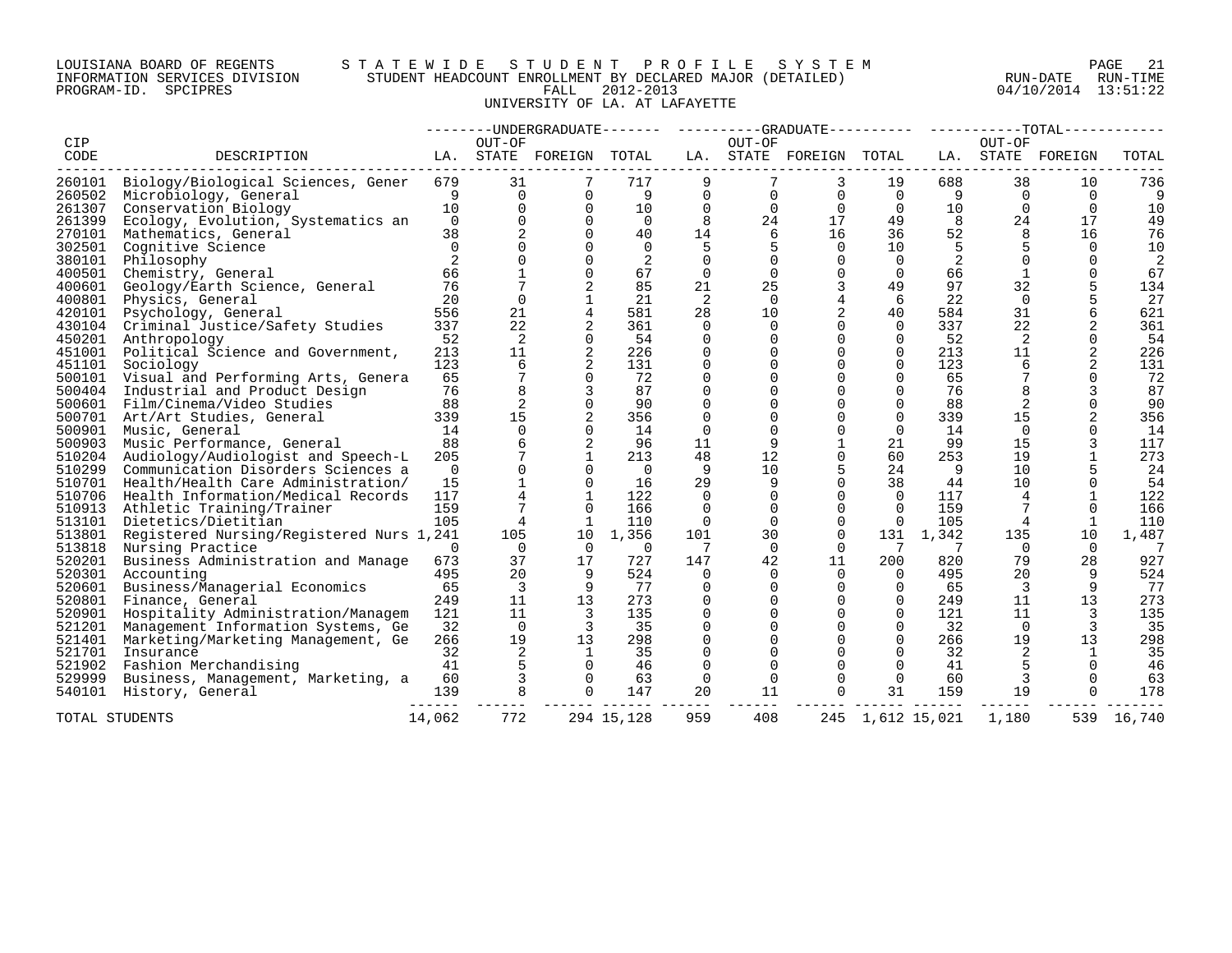LOUISIANA BOARD OF REGENTS — STATEWIDE STUDENT PROFILE SYSTEM
INFORMATION SERVICES DIVISION — STUDENT HEADCOUNT ENROLLMENT BY DECLARED MAJOR (DETAILED) — RUN-DATE 04/10/2014 RUN-TIME 13:51:22
PROGRAM-ID. SPCIPRES — FALL 2012-2013

UNIVERSITY OF LA. AT LAFAYETTE

| CIP CODE | DESCRIPTION | UNDERGRADUATE LA. | UNDERGRADUATE OUT-OF STATE | UNDERGRADUATE FOREIGN | UNDERGRADUATE TOTAL | GRADUATE LA. | GRADUATE OUT-OF STATE | GRADUATE FOREIGN | GRADUATE TOTAL | TOTAL LA. | TOTAL OUT-OF STATE | TOTAL FOREIGN | TOTAL |
|---|---|---|---|---|---|---|---|---|---|---|---|---|---|
| 260101 | Biology/Biological Sciences, Gener | 679 | 31 | 7 | 717 | 9 | 7 | 3 | 19 | 688 | 38 | 10 | 736 |
| 260502 | Microbiology, General | 9 | 0 | 0 | 9 | 0 | 0 | 0 | 0 | 9 | 0 | 0 | 9 |
| 261307 | Conservation Biology | 10 | 0 | 0 | 10 | 0 | 0 | 0 | 0 | 10 | 0 | 0 | 10 |
| 261399 | Ecology, Evolution, Systematics an | 0 | 0 | 0 | 0 | 8 | 24 | 17 | 49 | 8 | 24 | 17 | 49 |
| 270101 | Mathematics, General | 38 | 2 | 0 | 40 | 14 | 6 | 16 | 36 | 52 | 8 | 16 | 76 |
| 302501 | Cognitive Science | 0 | 0 | 0 | 0 | 5 | 5 | 0 | 10 | 5 | 5 | 0 | 10 |
| 380101 | Philosophy | 2 | 0 | 0 | 2 | 0 | 0 | 0 | 0 | 2 | 0 | 0 | 2 |
| 400501 | Chemistry, General | 66 | 1 | 0 | 67 | 0 | 0 | 0 | 0 | 66 | 1 | 0 | 67 |
| 400601 | Geology/Earth Science, General | 76 | 7 | 2 | 85 | 21 | 25 | 3 | 49 | 97 | 32 | 5 | 134 |
| 400801 | Physics, General | 20 | 0 | 1 | 21 | 2 | 0 | 4 | 6 | 22 | 0 | 5 | 27 |
| 420101 | Psychology, General | 556 | 21 | 4 | 581 | 28 | 10 | 2 | 40 | 584 | 31 | 6 | 621 |
| 430104 | Criminal Justice/Safety Studies | 337 | 22 | 2 | 361 | 0 | 0 | 0 | 0 | 337 | 22 | 2 | 361 |
| 450201 | Anthropology | 52 | 2 | 0 | 54 | 0 | 0 | 0 | 0 | 52 | 2 | 0 | 54 |
| 451001 | Political Science and Government, | 213 | 11 | 2 | 226 | 0 | 0 | 0 | 0 | 213 | 11 | 2 | 226 |
| 451101 | Sociology | 123 | 6 | 2 | 131 | 0 | 0 | 0 | 0 | 123 | 6 | 2 | 131 |
| 500101 | Visual and Performing Arts, Genera | 65 | 7 | 0 | 72 | 0 | 0 | 0 | 0 | 65 | 7 | 0 | 72 |
| 500404 | Industrial and Product Design | 76 | 8 | 3 | 87 | 0 | 0 | 0 | 0 | 76 | 8 | 3 | 87 |
| 500601 | Film/Cinema/Video Studies | 88 | 2 | 0 | 90 | 0 | 0 | 0 | 0 | 88 | 2 | 0 | 90 |
| 500701 | Art/Art Studies, General | 339 | 15 | 2 | 356 | 0 | 0 | 0 | 0 | 339 | 15 | 2 | 356 |
| 500901 | Music, General | 14 | 0 | 0 | 14 | 0 | 0 | 0 | 0 | 14 | 0 | 0 | 14 |
| 500903 | Music Performance, General | 88 | 6 | 2 | 96 | 11 | 9 | 1 | 21 | 99 | 15 | 3 | 117 |
| 510204 | Audiology/Audiologist and Speech-L | 205 | 7 | 1 | 213 | 48 | 12 | 0 | 60 | 253 | 19 | 1 | 273 |
| 510299 | Communication Disorders Sciences a | 0 | 0 | 0 | 0 | 9 | 10 | 5 | 24 | 9 | 10 | 5 | 24 |
| 510701 | Health/Health Care Administration/ | 15 | 1 | 0 | 16 | 29 | 9 | 0 | 38 | 44 | 10 | 0 | 54 |
| 510706 | Health Information/Medical Records | 117 | 4 | 1 | 122 | 0 | 0 | 0 | 0 | 117 | 4 | 1 | 122 |
| 510913 | Athletic Training/Trainer | 159 | 7 | 0 | 166 | 0 | 0 | 0 | 0 | 159 | 7 | 0 | 166 |
| 513101 | Dietetics/Dietitian | 105 | 4 | 1 | 110 | 0 | 0 | 0 | 0 | 105 | 4 | 1 | 110 |
| 513801 | Registered Nursing/Registered Nurs | 1,241 | 105 | 10 | 1,356 | 101 | 30 | 0 | 131 | 1,342 | 135 | 10 | 1,487 |
| 513818 | Nursing Practice | 0 | 0 | 0 | 0 | 7 | 0 | 0 | 7 | 7 | 0 | 0 | 7 |
| 520201 | Business Administration and Manage | 673 | 37 | 17 | 727 | 147 | 42 | 11 | 200 | 820 | 79 | 28 | 927 |
| 520301 | Accounting | 495 | 20 | 9 | 524 | 0 | 0 | 0 | 0 | 495 | 20 | 9 | 524 |
| 520601 | Business/Managerial Economics | 65 | 3 | 9 | 77 | 0 | 0 | 0 | 0 | 65 | 3 | 9 | 77 |
| 520801 | Finance, General | 249 | 11 | 13 | 273 | 0 | 0 | 0 | 0 | 249 | 11 | 13 | 273 |
| 520901 | Hospitality Administration/Managem | 121 | 11 | 3 | 135 | 0 | 0 | 0 | 0 | 121 | 11 | 3 | 135 |
| 521201 | Management Information Systems, Ge | 32 | 0 | 3 | 35 | 0 | 0 | 0 | 0 | 32 | 0 | 3 | 35 |
| 521401 | Marketing/Marketing Management, Ge | 266 | 19 | 13 | 298 | 0 | 0 | 0 | 0 | 266 | 19 | 13 | 298 |
| 521701 | Insurance | 32 | 2 | 1 | 35 | 0 | 0 | 0 | 0 | 32 | 2 | 1 | 35 |
| 521902 | Fashion Merchandising | 41 | 5 | 0 | 46 | 0 | 0 | 0 | 0 | 41 | 5 | 0 | 46 |
| 529999 | Business, Management, Marketing, a | 60 | 3 | 0 | 63 | 0 | 0 | 0 | 0 | 60 | 3 | 0 | 63 |
| 540101 | History, General | 139 | 8 | 0 | 147 | 20 | 11 | 0 | 31 | 159 | 19 | 0 | 178 |
| TOTAL STUDENTS | | 14,062 | 772 | 294 | 15,128 | 959 | 408 | 245 | 1,612 | 15,021 | 1,180 | 539 | 16,740 |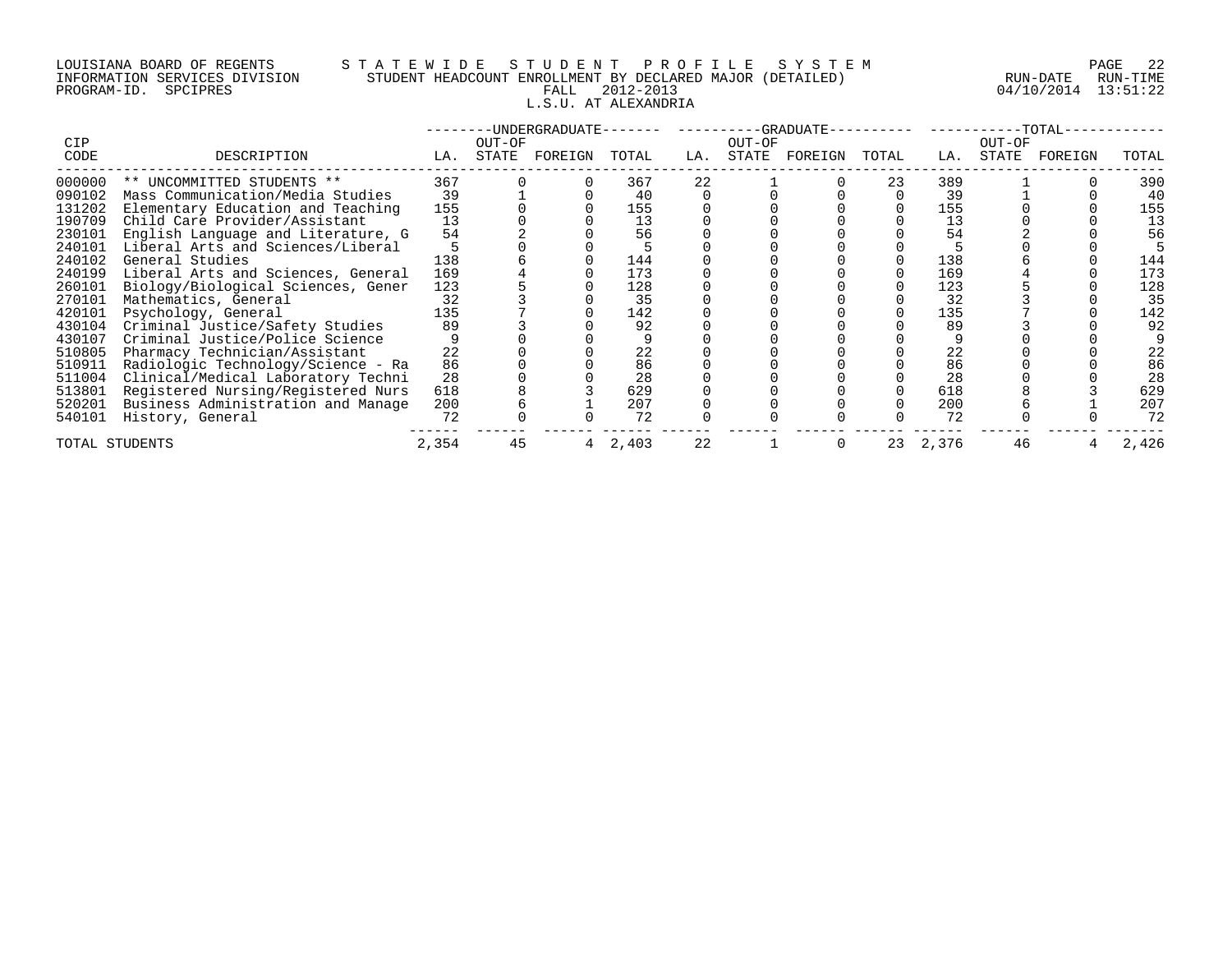LOUISIANA BOARD OF REGENTS
INFORMATION SERVICES DIVISION
PROGRAM-ID. SPCIPRES

# STATEWIDE STUDENT PROFILE SYSTEM

STUDENT HEADCOUNT ENROLLMENT BY DECLARED MAJOR (DETAILED)
FALL 2012-2013
L.S.U. AT ALEXANDRIA

RUN-DATE 04/10/2014 RUN-TIME 13:51:22

| CIP | | UNDERGRADUATE | | | | GRADUATE | | | | TOTAL | | | |
|---|---|---|---|---|---|---|---|---|---|---|---|---|---|
| CODE | DESCRIPTION | LA. | OUT-OF STATE | FOREIGN | TOTAL | LA. | OUT-OF STATE | FOREIGN | TOTAL | LA. | OUT-OF STATE | FOREIGN | TOTAL |
| 000000 | ** UNCOMMITTED STUDENTS ** | 367 | 0 | 0 | 367 | 22 | 1 | 0 | 23 | 389 | 1 | 0 | 390 |
| 090102 | Mass Communication/Media Studies | 39 | 1 | 0 | 40 | 0 | 0 | 0 | 0 | 39 | 1 | 0 | 40 |
| 131202 | Elementary Education and Teaching | 155 | 0 | 0 | 155 | 0 | 0 | 0 | 0 | 155 | 0 | 0 | 155 |
| 190709 | Child Care Provider/Assistant | 13 | 0 | 0 | 13 | 0 | 0 | 0 | 0 | 13 | 0 | 0 | 13 |
| 230101 | English Language and Literature, G | 54 | 2 | 0 | 56 | 0 | 0 | 0 | 0 | 54 | 2 | 0 | 56 |
| 240101 | Liberal Arts and Sciences/Liberal | 5 | 0 | 0 | 5 | 0 | 0 | 0 | 0 | 5 | 0 | 0 | 5 |
| 240102 | General Studies | 138 | 6 | 0 | 144 | 0 | 0 | 0 | 0 | 138 | 6 | 0 | 144 |
| 240199 | Liberal Arts and Sciences, General | 169 | 4 | 0 | 173 | 0 | 0 | 0 | 0 | 169 | 4 | 0 | 173 |
| 260101 | Biology/Biological Sciences, Gener | 123 | 5 | 0 | 128 | 0 | 0 | 0 | 0 | 123 | 5 | 0 | 128 |
| 270101 | Mathematics, General | 32 | 3 | 0 | 35 | 0 | 0 | 0 | 0 | 32 | 3 | 0 | 35 |
| 420101 | Psychology, General | 135 | 7 | 0 | 142 | 0 | 0 | 0 | 0 | 135 | 7 | 0 | 142 |
| 430104 | Criminal Justice/Safety Studies | 89 | 3 | 0 | 92 | 0 | 0 | 0 | 0 | 89 | 3 | 0 | 92 |
| 430107 | Criminal Justice/Police Science | 9 | 0 | 0 | 9 | 0 | 0 | 0 | 0 | 9 | 0 | 0 | 9 |
| 510805 | Pharmacy Technician/Assistant | 22 | 0 | 0 | 22 | 0 | 0 | 0 | 0 | 22 | 0 | 0 | 22 |
| 510911 | Radiologic Technology/Science - Ra | 86 | 0 | 0 | 86 | 0 | 0 | 0 | 0 | 86 | 0 | 0 | 86 |
| 511004 | Clinical/Medical Laboratory Techni | 28 | 0 | 0 | 28 | 0 | 0 | 0 | 0 | 28 | 0 | 0 | 28 |
| 513801 | Registered Nursing/Registered Nurs | 618 | 8 | 3 | 629 | 0 | 0 | 0 | 0 | 618 | 8 | 3 | 629 |
| 520201 | Business Administration and Manage | 200 | 6 | 1 | 207 | 0 | 0 | 0 | 0 | 200 | 6 | 1 | 207 |
| 540101 | History, General | 72 | 0 | 0 | 72 | 0 | 0 | 0 | 0 | 72 | 0 | 0 | 72 |
| TOTAL STUDENTS | | 2,354 | 45 | 4 | 2,403 | 22 | 1 | 0 | 23 | 2,376 | 46 | 4 | 2,426 |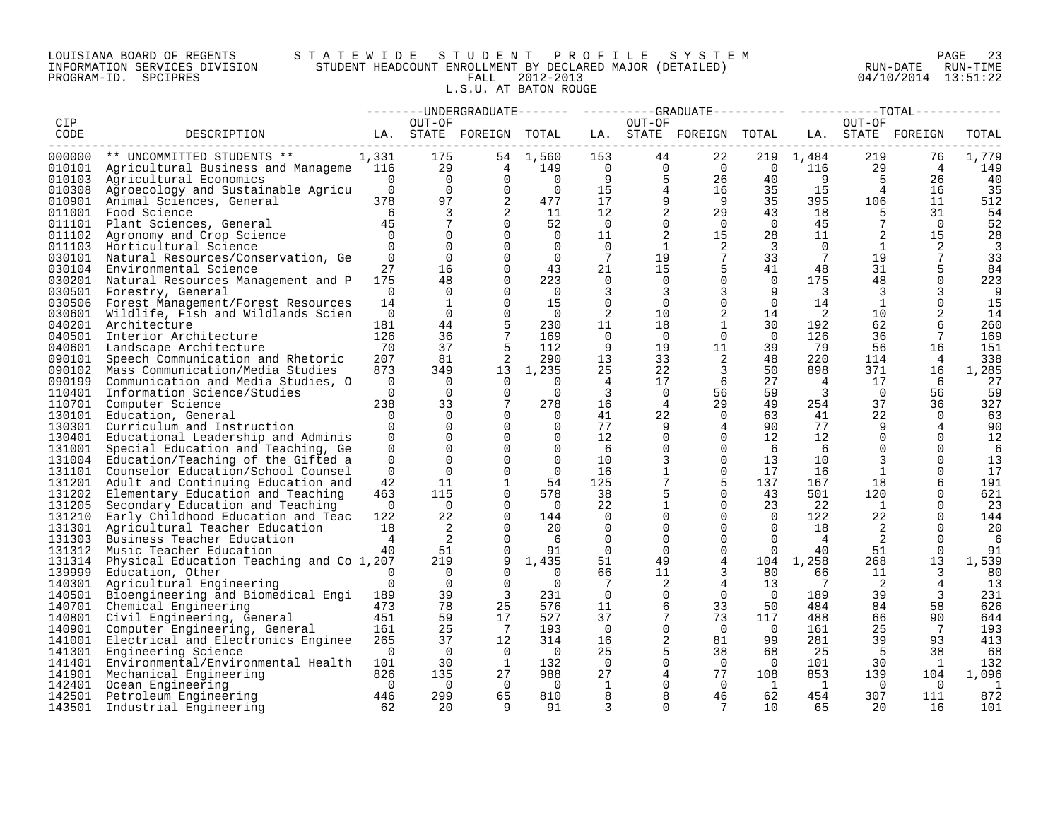LOUISIANA BOARD OF REGENTS — STATEWIDE STUDENT PROFILE SYSTEM
INFORMATION SERVICES DIVISION — STUDENT HEADCOUNT ENROLLMENT BY DECLARED MAJOR (DETAILED)
PROGRAM-ID. SPCIPRES — FALL 2012-2013
RUN-DATE 04/10/2014 RUN-TIME 13:51:22

L.S.U. AT BATON ROUGE

| CIP CODE | DESCRIPTION | UNDERGRADUATE LA. | UNDERGRADUATE OUT-OF STATE | UNDERGRADUATE FOREIGN | UNDERGRADUATE TOTAL | GRADUATE LA. | GRADUATE OUT-OF STATE | GRADUATE FOREIGN | GRADUATE TOTAL | TOTAL LA. | TOTAL OUT-OF STATE | TOTAL FOREIGN | TOTAL |
|---|---|---|---|---|---|---|---|---|---|---|---|---|---|
| 000000 | ** UNCOMMITTED STUDENTS ** | 1,331 | 175 | 54 | 1,560 | 153 | 44 | 22 | 219 | 1,484 | 219 | 76 | 1,779 |
| 010101 | Agricultural Business and Manageme | 116 | 29 | 4 | 149 | 0 | 0 | 0 | 0 | 116 | 29 | 4 | 149 |
| 010103 | Agricultural Economics | 0 | 0 | 0 | 0 | 9 | 5 | 26 | 40 | 9 | 5 | 26 | 40 |
| 010308 | Agroecology and Sustainable Agricu | 0 | 0 | 0 | 0 | 15 | 4 | 16 | 35 | 15 | 4 | 16 | 35 |
| 010901 | Animal Sciences, General | 378 | 97 | 2 | 477 | 17 | 9 | 9 | 35 | 395 | 106 | 11 | 512 |
| 011001 | Food Science | 6 | 3 | 2 | 11 | 12 | 2 | 29 | 43 | 18 | 5 | 31 | 54 |
| 011101 | Plant Sciences, General | 45 | 7 | 0 | 52 | 0 | 0 | 0 | 0 | 45 | 7 | 0 | 52 |
| 011102 | Agronomy and Crop Science | 0 | 0 | 0 | 0 | 11 | 2 | 15 | 28 | 11 | 2 | 15 | 28 |
| 011103 | Horticultural Science | 0 | 0 | 0 | 0 | 0 | 1 | 2 | 3 | 0 | 1 | 2 | 3 |
| 030101 | Natural Resources/Conservation, Ge | 0 | 0 | 0 | 0 | 7 | 19 | 7 | 33 | 7 | 19 | 7 | 33 |
| 030104 | Environmental Science | 27 | 16 | 0 | 43 | 21 | 15 | 5 | 41 | 48 | 31 | 5 | 84 |
| 030201 | Natural Resources Management and P | 175 | 48 | 0 | 223 | 0 | 0 | 0 | 0 | 175 | 48 | 0 | 223 |
| 030501 | Forestry, General | 0 | 0 | 0 | 0 | 3 | 3 | 3 | 9 | 3 | 3 | 3 | 9 |
| 030506 | Forest Management/Forest Resources | 14 | 1 | 0 | 15 | 0 | 0 | 0 | 0 | 14 | 1 | 0 | 15 |
| 030601 | Wildlife, Fish and Wildlands Scien | 0 | 0 | 0 | 0 | 2 | 10 | 2 | 14 | 2 | 10 | 2 | 14 |
| 040201 | Architecture | 181 | 44 | 5 | 230 | 11 | 18 | 1 | 30 | 192 | 62 | 6 | 260 |
| 040501 | Interior Architecture | 126 | 36 | 7 | 169 | 0 | 0 | 0 | 0 | 126 | 36 | 7 | 169 |
| 040601 | Landscape Architecture | 70 | 37 | 5 | 112 | 9 | 19 | 11 | 39 | 79 | 56 | 16 | 151 |
| 090101 | Speech Communication and Rhetoric | 207 | 81 | 2 | 290 | 13 | 33 | 2 | 48 | 220 | 114 | 4 | 338 |
| 090102 | Mass Communication/Media Studies | 873 | 349 | 13 | 1,235 | 25 | 22 | 3 | 50 | 898 | 371 | 16 | 1,285 |
| 090199 | Communication and Media Studies, O | 0 | 0 | 0 | 0 | 4 | 17 | 6 | 27 | 4 | 17 | 6 | 27 |
| 110401 | Information Science/Studies | 0 | 0 | 0 | 0 | 3 | 0 | 56 | 59 | 3 | 0 | 56 | 59 |
| 110701 | Computer Science | 238 | 33 | 7 | 278 | 16 | 4 | 29 | 49 | 254 | 37 | 36 | 327 |
| 130101 | Education, General | 0 | 0 | 0 | 0 | 41 | 22 | 0 | 63 | 41 | 22 | 0 | 63 |
| 130301 | Curriculum and Instruction | 0 | 0 | 0 | 0 | 77 | 9 | 4 | 90 | 77 | 9 | 4 | 90 |
| 130401 | Educational Leadership and Adminis | 0 | 0 | 0 | 0 | 12 | 0 | 0 | 12 | 12 | 0 | 0 | 12 |
| 131001 | Special Education and Teaching, Ge | 0 | 0 | 0 | 0 | 6 | 0 | 0 | 6 | 6 | 0 | 0 | 6 |
| 131004 | Education/Teaching of the Gifted a | 0 | 0 | 0 | 0 | 10 | 3 | 0 | 13 | 10 | 3 | 0 | 13 |
| 131101 | Counselor Education/School Counsel | 0 | 0 | 0 | 0 | 16 | 1 | 0 | 17 | 16 | 1 | 0 | 17 |
| 131201 | Adult and Continuing Education and | 42 | 11 | 1 | 54 | 125 | 7 | 5 | 137 | 167 | 18 | 6 | 191 |
| 131202 | Elementary Education and Teaching | 463 | 115 | 0 | 578 | 38 | 5 | 0 | 43 | 501 | 120 | 0 | 621 |
| 131205 | Secondary Education and Teaching | 0 | 0 | 0 | 0 | 22 | 1 | 0 | 23 | 22 | 1 | 0 | 23 |
| 131210 | Early Childhood Education and Teac | 122 | 22 | 0 | 144 | 0 | 0 | 0 | 0 | 122 | 22 | 0 | 144 |
| 131301 | Agricultural Teacher Education | 18 | 2 | 0 | 20 | 0 | 0 | 0 | 0 | 18 | 2 | 0 | 20 |
| 131303 | Business Teacher Education | 4 | 2 | 0 | 6 | 0 | 0 | 0 | 0 | 4 | 2 | 0 | 6 |
| 131312 | Music Teacher Education | 40 | 51 | 0 | 91 | 0 | 0 | 0 | 0 | 40 | 51 | 0 | 91 |
| 131314 | Physical Education Teaching and Co | 1,207 | 219 | 9 | 1,435 | 51 | 49 | 4 | 104 | 1,258 | 268 | 13 | 1,539 |
| 139999 | Education, Other | 0 | 0 | 0 | 0 | 66 | 11 | 3 | 80 | 66 | 11 | 3 | 80 |
| 140301 | Agricultural Engineering | 0 | 0 | 0 | 0 | 7 | 2 | 4 | 13 | 7 | 2 | 4 | 13 |
| 140501 | Bioengineering and Biomedical Engi | 189 | 39 | 3 | 231 | 0 | 0 | 0 | 0 | 189 | 39 | 3 | 231 |
| 140701 | Chemical Engineering | 473 | 78 | 25 | 576 | 11 | 6 | 33 | 50 | 484 | 84 | 58 | 626 |
| 140801 | Civil Engineering, General | 451 | 59 | 17 | 527 | 37 | 7 | 73 | 117 | 488 | 66 | 90 | 644 |
| 140901 | Computer Engineering, General | 161 | 25 | 7 | 193 | 0 | 0 | 0 | 0 | 161 | 25 | 7 | 193 |
| 141001 | Electrical and Electronics Enginee | 265 | 37 | 12 | 314 | 16 | 2 | 81 | 99 | 281 | 39 | 93 | 413 |
| 141301 | Engineering Science | 0 | 0 | 0 | 0 | 25 | 5 | 38 | 68 | 25 | 5 | 38 | 68 |
| 141401 | Environmental/Environmental Health | 101 | 30 | 1 | 132 | 0 | 0 | 0 | 0 | 101 | 30 | 1 | 132 |
| 141901 | Mechanical Engineering | 826 | 135 | 27 | 988 | 27 | 4 | 77 | 108 | 853 | 139 | 104 | 1,096 |
| 142401 | Ocean Engineering | 0 | 0 | 0 | 0 | 1 | 0 | 0 | 1 | 1 | 0 | 0 | 1 |
| 142501 | Petroleum Engineering | 446 | 299 | 65 | 810 | 8 | 8 | 46 | 62 | 454 | 307 | 111 | 872 |
| 143501 | Industrial Engineering | 62 | 20 | 9 | 91 | 3 | 0 | 7 | 10 | 65 | 20 | 16 | 101 |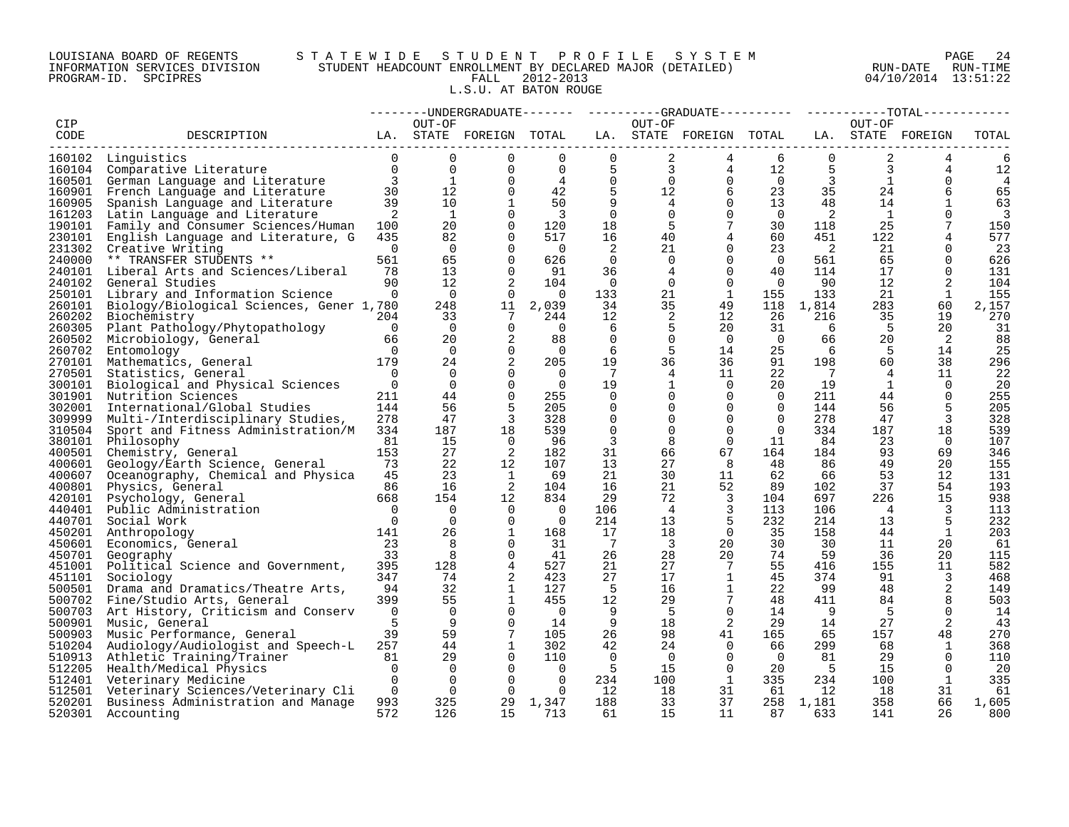LOUISIANA BOARD OF REGENTS — STATEWIDE STUDENT PROFILE SYSTEM
INFORMATION SERVICES DIVISION — STUDENT HEADCOUNT ENROLLMENT BY DECLARED MAJOR (DETAILED)
PROGRAM-ID. SPCIPRES — FALL 2012-2013 — RUN-DATE 04/10/2014 RUN-TIME 13:51:22

L.S.U. AT BATON ROUGE

| CIP CODE | DESCRIPTION | UNDERGRADUATE LA. | UNDERGRADUATE OUT-OF STATE | UNDERGRADUATE FOREIGN | UNDERGRADUATE TOTAL | GRADUATE LA. | GRADUATE OUT-OF STATE | GRADUATE FOREIGN | GRADUATE TOTAL | TOTAL LA. | TOTAL OUT-OF STATE | TOTAL FOREIGN | TOTAL |
|---|---|---|---|---|---|---|---|---|---|---|---|---|---|
| 160102 | Linguistics | 0 | 0 | 0 | 0 | 0 | 2 | 4 | 6 | 0 | 2 | 4 | 6 |
| 160104 | Comparative Literature | 0 | 0 | 0 | 0 | 5 | 3 | 4 | 12 | 5 | 3 | 4 | 12 |
| 160501 | German Language and Literature | 3 | 1 | 0 | 4 | 0 | 0 | 0 | 0 | 3 | 1 | 0 | 4 |
| 160901 | French Language and Literature | 30 | 12 | 0 | 42 | 5 | 12 | 6 | 23 | 35 | 24 | 6 | 65 |
| 160905 | Spanish Language and Literature | 39 | 10 | 1 | 50 | 9 | 4 | 0 | 13 | 48 | 14 | 1 | 63 |
| 161203 | Latin Language and Literature | 2 | 1 | 0 | 3 | 0 | 0 | 0 | 0 | 2 | 1 | 0 | 3 |
| 190101 | Family and Consumer Sciences/Human | 100 | 20 | 0 | 120 | 18 | 5 | 7 | 30 | 118 | 25 | 7 | 150 |
| 230101 | English Language and Literature, G | 435 | 82 | 0 | 517 | 16 | 40 | 4 | 60 | 451 | 122 | 4 | 577 |
| 231302 | Creative Writing | 0 | 0 | 0 | 0 | 2 | 21 | 0 | 23 | 2 | 21 | 0 | 23 |
| 240000 | ** TRANSFER STUDENTS ** | 561 | 65 | 0 | 626 | 0 | 0 | 0 | 0 | 561 | 65 | 0 | 626 |
| 240101 | Liberal Arts and Sciences/Liberal | 78 | 13 | 0 | 91 | 36 | 4 | 0 | 40 | 114 | 17 | 0 | 131 |
| 240102 | General Studies | 90 | 12 | 2 | 104 | 0 | 0 | 0 | 0 | 90 | 12 | 2 | 104 |
| 250101 | Library and Information Science | 0 | 0 | 0 | 0 | 133 | 21 | 1 | 155 | 133 | 21 | 1 | 155 |
| 260101 | Biology/Biological Sciences, Gener | 1,780 | 248 | 11 | 2,039 | 34 | 35 | 49 | 118 | 1,814 | 283 | 60 | 2,157 |
| 260202 | Biochemistry | 204 | 33 | 7 | 244 | 12 | 2 | 12 | 26 | 216 | 35 | 19 | 270 |
| 260305 | Plant Pathology/Phytopathology | 0 | 0 | 0 | 0 | 6 | 5 | 20 | 31 | 6 | 5 | 20 | 31 |
| 260502 | Microbiology, General | 66 | 20 | 2 | 88 | 0 | 0 | 0 | 0 | 66 | 20 | 2 | 88 |
| 260702 | Entomology | 0 | 0 | 0 | 0 | 6 | 5 | 14 | 25 | 6 | 5 | 14 | 25 |
| 270101 | Mathematics, General | 179 | 24 | 2 | 205 | 19 | 36 | 36 | 91 | 198 | 60 | 38 | 296 |
| 270501 | Statistics, General | 0 | 0 | 0 | 0 | 7 | 4 | 11 | 22 | 7 | 4 | 11 | 22 |
| 300101 | Biological and Physical Sciences | 0 | 0 | 0 | 0 | 19 | 1 | 0 | 20 | 19 | 1 | 0 | 20 |
| 301901 | Nutrition Sciences | 211 | 44 | 0 | 255 | 0 | 0 | 0 | 0 | 211 | 44 | 0 | 255 |
| 302001 | International/Global Studies | 144 | 56 | 5 | 205 | 0 | 0 | 0 | 0 | 144 | 56 | 5 | 205 |
| 309999 | Multi-/Interdisciplinary Studies, | 278 | 47 | 3 | 328 | 0 | 0 | 0 | 0 | 278 | 47 | 3 | 328 |
| 310504 | Sport and Fitness Administration/M | 334 | 187 | 18 | 539 | 0 | 0 | 0 | 0 | 334 | 187 | 18 | 539 |
| 380101 | Philosophy | 81 | 15 | 0 | 96 | 3 | 8 | 0 | 11 | 84 | 23 | 0 | 107 |
| 400501 | Chemistry, General | 153 | 27 | 2 | 182 | 31 | 66 | 67 | 164 | 184 | 93 | 69 | 346 |
| 400601 | Geology/Earth Science, General | 73 | 22 | 12 | 107 | 13 | 27 | 8 | 48 | 86 | 49 | 20 | 155 |
| 400607 | Oceanography, Chemical and Physica | 45 | 23 | 1 | 69 | 21 | 30 | 11 | 62 | 66 | 53 | 12 | 131 |
| 400801 | Physics, General | 86 | 16 | 2 | 104 | 16 | 21 | 52 | 89 | 102 | 37 | 54 | 193 |
| 420101 | Psychology, General | 668 | 154 | 12 | 834 | 29 | 72 | 3 | 104 | 697 | 226 | 15 | 938 |
| 440401 | Public Administration | 0 | 0 | 0 | 0 | 106 | 4 | 3 | 113 | 106 | 4 | 3 | 113 |
| 440701 | Social Work | 0 | 0 | 0 | 0 | 214 | 13 | 5 | 232 | 214 | 13 | 5 | 232 |
| 450201 | Anthropology | 141 | 26 | 1 | 168 | 17 | 18 | 0 | 35 | 158 | 44 | 1 | 203 |
| 450601 | Economics, General | 23 | 8 | 0 | 31 | 7 | 3 | 20 | 30 | 30 | 11 | 20 | 61 |
| 450701 | Geography | 33 | 8 | 0 | 41 | 26 | 28 | 20 | 74 | 59 | 36 | 20 | 115 |
| 451001 | Political Science and Government, | 395 | 128 | 4 | 527 | 21 | 27 | 7 | 55 | 416 | 155 | 11 | 582 |
| 451101 | Sociology | 347 | 74 | 2 | 423 | 27 | 17 | 1 | 45 | 374 | 91 | 3 | 468 |
| 500501 | Drama and Dramatics/Theatre Arts, | 94 | 32 | 1 | 127 | 5 | 16 | 1 | 22 | 99 | 48 | 2 | 149 |
| 500702 | Fine/Studio Arts, General | 399 | 55 | 1 | 455 | 12 | 29 | 7 | 48 | 411 | 84 | 8 | 503 |
| 500703 | Art History, Criticism and Conserv | 0 | 0 | 0 | 0 | 9 | 5 | 0 | 14 | 9 | 5 | 0 | 14 |
| 500901 | Music, General | 5 | 9 | 0 | 14 | 9 | 18 | 2 | 29 | 14 | 27 | 2 | 43 |
| 500903 | Music Performance, General | 39 | 59 | 7 | 105 | 26 | 98 | 41 | 165 | 65 | 157 | 48 | 270 |
| 510204 | Audiology/Audiologist and Speech-L | 257 | 44 | 1 | 302 | 42 | 24 | 0 | 66 | 299 | 68 | 1 | 368 |
| 510913 | Athletic Training/Trainer | 81 | 29 | 0 | 110 | 0 | 0 | 0 | 0 | 81 | 29 | 0 | 110 |
| 512205 | Health/Medical Physics | 0 | 0 | 0 | 0 | 5 | 15 | 0 | 20 | 5 | 15 | 0 | 20 |
| 512401 | Veterinary Medicine | 0 | 0 | 0 | 0 | 234 | 100 | 1 | 335 | 234 | 100 | 1 | 335 |
| 512501 | Veterinary Sciences/Veterinary Cli | 0 | 0 | 0 | 0 | 12 | 18 | 31 | 61 | 12 | 18 | 31 | 61 |
| 520201 | Business Administration and Manage | 993 | 325 | 29 | 1,347 | 188 | 33 | 37 | 258 | 1,181 | 358 | 66 | 1,605 |
| 520301 | Accounting | 572 | 126 | 15 | 713 | 61 | 15 | 11 | 87 | 633 | 141 | 26 | 800 |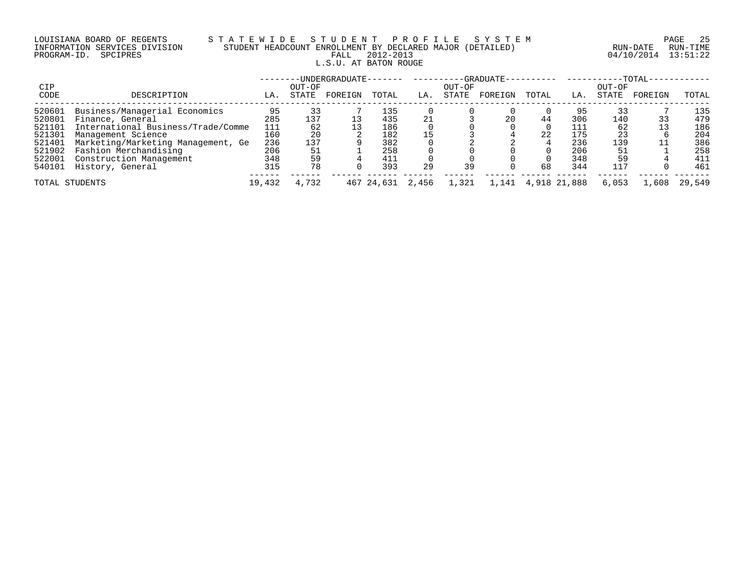LOUISIANA BOARD OF REGENTS — STATEWIDE STUDENT PROFILE SYSTEM
INFORMATION SERVICES DIVISION — STUDENT HEADCOUNT ENROLLMENT BY DECLARED MAJOR (DETAILED)
PROGRAM-ID. SPCIPRES — FALL 2012-2013 — RUN-DATE 04/10/2014 RUN-TIME 13:51:22

L.S.U. AT BATON ROUGE

| CIP | | UNDERGRADUATE | | | | GRADUATE | | | | TOTAL | | | |
|---|---|---|---|---|---|---|---|---|---|---|---|---|---|
| CODE | DESCRIPTION | LA. | OUT-OF STATE | FOREIGN | TOTAL | LA. | OUT-OF STATE | FOREIGN | TOTAL | LA. | OUT-OF STATE | FOREIGN | TOTAL |
| 520601 | Business/Managerial Economics | 95 | 33 | 7 | 135 | 0 | 0 | 0 | 0 | 95 | 33 | 7 | 135 |
| 520801 | Finance, General | 285 | 137 | 13 | 435 | 21 | 3 | 20 | 44 | 306 | 140 | 33 | 479 |
| 521101 | International Business/Trade/Comme | 111 | 62 | 13 | 186 | 0 | 0 | 0 | 0 | 111 | 62 | 13 | 186 |
| 521301 | Management Science | 160 | 20 | 2 | 182 | 15 | 3 | 4 | 22 | 175 | 23 | 6 | 204 |
| 521401 | Marketing/Marketing Management, Ge | 236 | 137 | 9 | 382 | 0 | 2 | 2 | 4 | 236 | 139 | 11 | 386 |
| 521902 | Fashion Merchandising | 206 | 51 | 1 | 258 | 0 | 0 | 0 | 0 | 206 | 51 | 1 | 258 |
| 522001 | Construction Management | 348 | 59 | 4 | 411 | 0 | 0 | 0 | 0 | 348 | 59 | 4 | 411 |
| 540101 | History, General | 315 | 78 | 0 | 393 | 29 | 39 | 0 | 68 | 344 | 117 | 0 | 461 |
| TOTAL STUDENTS | | 19,432 | 4,732 | 467 | 24,631 | 2,456 | 1,321 | 1,141 | 4,918 | 21,888 | 6,053 | 1,608 | 29,549 |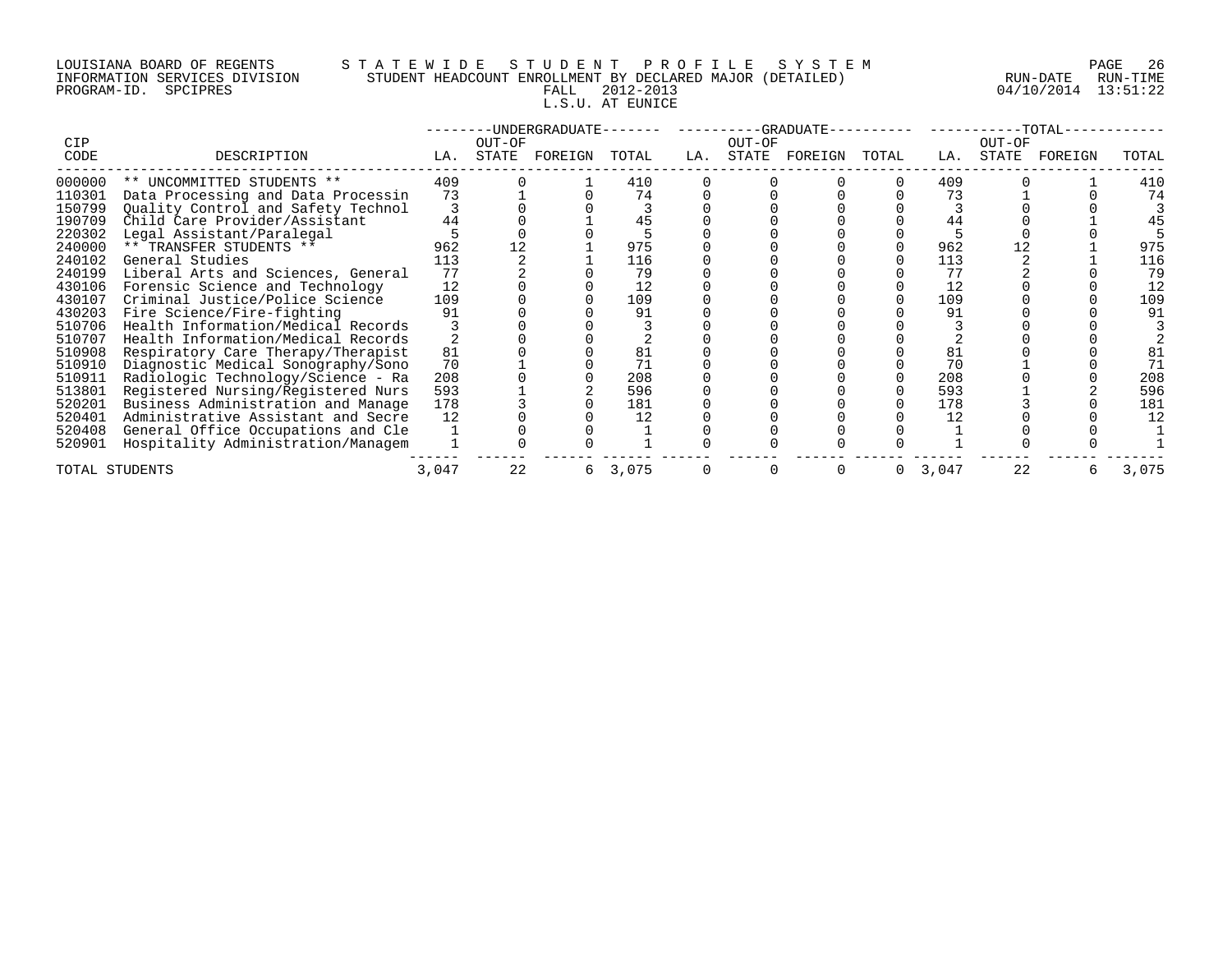LOUISIANA BOARD OF REGENTS
INFORMATION SERVICES DIVISION
PROGRAM-ID. SPCIPRES

STATEWIDE STUDENT PROFILE SYSTEM
STUDENT HEADCOUNT ENROLLMENT BY DECLARED MAJOR (DETAILED)
FALL 2012-2013
L.S.U. AT EUNICE

RUN-DATE 04/10/2014 RUN-TIME 13:51:22

| CIP CODE | DESCRIPTION | UNDERGRADUATE LA. | UNDERGRADUATE OUT-OF STATE | UNDERGRADUATE FOREIGN | UNDERGRADUATE TOTAL | GRADUATE LA. | GRADUATE OUT-OF STATE | GRADUATE FOREIGN | GRADUATE TOTAL | TOTAL LA. | TOTAL OUT-OF STATE | TOTAL FOREIGN | TOTAL TOTAL |
|---|---|---|---|---|---|---|---|---|---|---|---|---|---|
| 000000 | ** UNCOMMITTED STUDENTS ** | 409 | 0 | 1 | 410 | 0 | 0 | 0 | 0 | 409 | 0 | 1 | 410 |
| 110301 | Data Processing and Data Processin | 73 | 1 | 0 | 74 | 0 | 0 | 0 | 0 | 73 | 1 | 0 | 74 |
| 150799 | Quality Control and Safety Technol | 3 | 0 | 0 | 3 | 0 | 0 | 0 | 0 | 3 | 0 | 0 | 3 |
| 190709 | Child Care Provider/Assistant | 44 | 0 | 1 | 45 | 0 | 0 | 0 | 0 | 44 | 0 | 1 | 45 |
| 220302 | Legal Assistant/Paralegal | 5 | 0 | 0 | 5 | 0 | 0 | 0 | 0 | 5 | 0 | 0 | 5 |
| 240000 | ** TRANSFER STUDENTS ** | 962 | 12 | 1 | 975 | 0 | 0 | 0 | 0 | 962 | 12 | 1 | 975 |
| 240102 | General Studies | 113 | 2 | 1 | 116 | 0 | 0 | 0 | 0 | 113 | 2 | 1 | 116 |
| 240199 | Liberal Arts and Sciences, General | 77 | 2 | 0 | 79 | 0 | 0 | 0 | 0 | 77 | 2 | 0 | 79 |
| 430106 | Forensic Science and Technology | 12 | 0 | 0 | 12 | 0 | 0 | 0 | 0 | 12 | 0 | 0 | 12 |
| 430107 | Criminal Justice/Police Science | 109 | 0 | 0 | 109 | 0 | 0 | 0 | 0 | 109 | 0 | 0 | 109 |
| 430203 | Fire Science/Fire-fighting | 91 | 0 | 0 | 91 | 0 | 0 | 0 | 0 | 91 | 0 | 0 | 91 |
| 510706 | Health Information/Medical Records | 3 | 0 | 0 | 3 | 0 | 0 | 0 | 0 | 3 | 0 | 0 | 3 |
| 510707 | Health Information/Medical Records | 2 | 0 | 0 | 2 | 0 | 0 | 0 | 0 | 2 | 0 | 0 | 2 |
| 510908 | Respiratory Care Therapy/Therapist | 81 | 0 | 0 | 81 | 0 | 0 | 0 | 0 | 81 | 0 | 0 | 81 |
| 510910 | Diagnostic Medical Sonography/Sono | 70 | 1 | 0 | 71 | 0 | 0 | 0 | 0 | 70 | 1 | 0 | 71 |
| 510911 | Radiologic Technology/Science - Ra | 208 | 0 | 0 | 208 | 0 | 0 | 0 | 0 | 208 | 0 | 0 | 208 |
| 513801 | Registered Nursing/Registered Nurs | 593 | 1 | 2 | 596 | 0 | 0 | 0 | 0 | 593 | 1 | 2 | 596 |
| 520201 | Business Administration and Manage | 178 | 3 | 0 | 181 | 0 | 0 | 0 | 0 | 178 | 3 | 0 | 181 |
| 520401 | Administrative Assistant and Secre | 12 | 0 | 0 | 12 | 0 | 0 | 0 | 0 | 12 | 0 | 0 | 12 |
| 520408 | General Office Occupations and Cle | 1 | 0 | 0 | 1 | 0 | 0 | 0 | 0 | 1 | 0 | 0 | 1 |
| 520901 | Hospitality Administration/Managem | 1 | 0 | 0 | 1 | 0 | 0 | 0 | 0 | 1 | 0 | 0 | 1 |
| TOTAL STUDENTS | | 3,047 | 22 | 6 | 3,075 | 0 | 0 | 0 | 0 | 3,047 | 22 | 6 | 3,075 |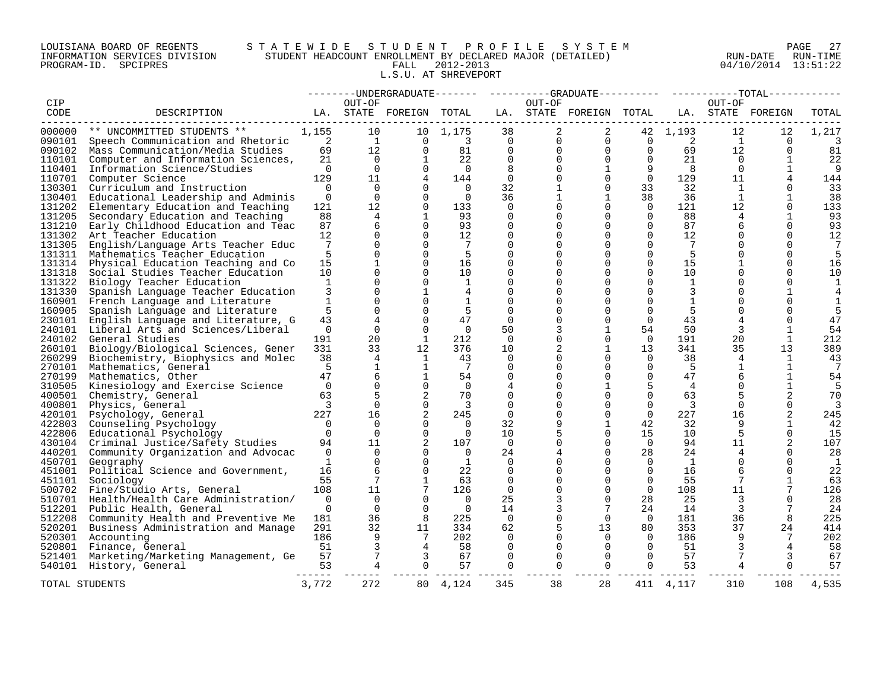LOUISIANA BOARD OF REGENTS — STATEWIDE STUDENT PROFILE SYSTEM
INFORMATION SERVICES DIVISION — STUDENT HEADCOUNT ENROLLMENT BY DECLARED MAJOR (DETAILED) — RUN-DATE 04/10/2014 RUN-TIME 13:51:22
PROGRAM-ID. SPCIPRES — FALL 2012-2013

L.S.U. AT SHREVEPORT

| CIP CODE | DESCRIPTION | UNDERGRADUATE LA. | UNDERGRADUATE OUT-OF STATE | UNDERGRADUATE FOREIGN | UNDERGRADUATE TOTAL | GRADUATE LA. | GRADUATE OUT-OF STATE | GRADUATE FOREIGN | GRADUATE TOTAL | TOTAL LA. | TOTAL OUT-OF STATE | TOTAL FOREIGN | TOTAL |
|---|---|---|---|---|---|---|---|---|---|---|---|---|---|
| 000000 | ** UNCOMMITTED STUDENTS ** | 1,155 | 10 | 10 | 1,175 | 38 | 2 | 2 | 42 | 1,193 | 12 | 12 | 1,217 |
| 090101 | Speech Communication and Rhetoric | 2 | 1 | 0 | 3 | 0 | 0 | 0 | 0 | 2 | 1 | 0 | 3 |
| 090102 | Mass Communication/Media Studies | 69 | 12 | 0 | 81 | 0 | 0 | 0 | 0 | 69 | 12 | 0 | 81 |
| 110101 | Computer and Information Sciences, | 21 | 0 | 1 | 22 | 0 | 0 | 0 | 0 | 21 | 0 | 1 | 22 |
| 110401 | Information Science/Studies | 0 | 0 | 0 | 0 | 8 | 0 | 1 | 9 | 8 | 0 | 1 | 9 |
| 110701 | Computer Science | 129 | 11 | 4 | 144 | 0 | 0 | 0 | 0 | 129 | 11 | 4 | 144 |
| 130301 | Curriculum and Instruction | 0 | 0 | 0 | 0 | 32 | 1 | 0 | 33 | 32 | 1 | 0 | 33 |
| 130401 | Educational Leadership and Adminis | 0 | 0 | 0 | 0 | 36 | 1 | 1 | 38 | 36 | 1 | 1 | 38 |
| 131202 | Elementary Education and Teaching | 121 | 12 | 0 | 133 | 0 | 0 | 0 | 0 | 121 | 12 | 0 | 133 |
| 131205 | Secondary Education and Teaching | 88 | 4 | 1 | 93 | 0 | 0 | 0 | 0 | 88 | 4 | 1 | 93 |
| 131210 | Early Childhood Education and Teac | 87 | 6 | 0 | 93 | 0 | 0 | 0 | 0 | 87 | 6 | 0 | 93 |
| 131302 | Art Teacher Education | 12 | 0 | 0 | 12 | 0 | 0 | 0 | 0 | 12 | 0 | 0 | 12 |
| 131305 | English/Language Arts Teacher Educ | 7 | 0 | 0 | 7 | 0 | 0 | 0 | 0 | 7 | 0 | 0 | 7 |
| 131311 | Mathematics Teacher Education | 5 | 0 | 0 | 5 | 0 | 0 | 0 | 0 | 5 | 0 | 0 | 5 |
| 131314 | Physical Education Teaching and Co | 15 | 1 | 0 | 16 | 0 | 0 | 0 | 0 | 15 | 1 | 0 | 16 |
| 131318 | Social Studies Teacher Education | 10 | 0 | 0 | 10 | 0 | 0 | 0 | 0 | 10 | 0 | 0 | 10 |
| 131322 | Biology Teacher Education | 1 | 0 | 0 | 1 | 0 | 0 | 0 | 0 | 1 | 0 | 0 | 1 |
| 131330 | Spanish Language Teacher Education | 3 | 0 | 1 | 4 | 0 | 0 | 0 | 0 | 3 | 0 | 1 | 4 |
| 160901 | French Language and Literature | 1 | 0 | 0 | 1 | 0 | 0 | 0 | 0 | 1 | 0 | 0 | 1 |
| 160905 | Spanish Language and Literature | 5 | 0 | 0 | 5 | 0 | 0 | 0 | 0 | 5 | 0 | 0 | 5 |
| 230101 | English Language and Literature, G | 43 | 4 | 0 | 47 | 0 | 0 | 0 | 0 | 43 | 4 | 0 | 47 |
| 240101 | Liberal Arts and Sciences/Liberal | 0 | 0 | 0 | 0 | 50 | 3 | 1 | 54 | 50 | 3 | 1 | 54 |
| 240102 | General Studies | 191 | 20 | 1 | 212 | 0 | 0 | 0 | 0 | 191 | 20 | 1 | 212 |
| 260101 | Biology/Biological Sciences, Gener | 331 | 33 | 12 | 376 | 10 | 2 | 1 | 13 | 341 | 35 | 13 | 389 |
| 260299 | Biochemistry, Biophysics and Molec | 38 | 4 | 1 | 43 | 0 | 0 | 0 | 0 | 38 | 4 | 1 | 43 |
| 270101 | Mathematics, General | 5 | 1 | 1 | 7 | 0 | 0 | 0 | 0 | 5 | 1 | 1 | 7 |
| 270199 | Mathematics, Other | 47 | 6 | 1 | 54 | 0 | 0 | 0 | 0 | 47 | 6 | 1 | 54 |
| 310505 | Kinesiology and Exercise Science | 0 | 0 | 0 | 0 | 4 | 0 | 1 | 5 | 4 | 0 | 1 | 5 |
| 400501 | Chemistry, General | 63 | 5 | 2 | 70 | 0 | 0 | 0 | 0 | 63 | 5 | 2 | 70 |
| 400801 | Physics, General | 3 | 0 | 0 | 3 | 0 | 0 | 0 | 0 | 3 | 0 | 0 | 3 |
| 420101 | Psychology, General | 227 | 16 | 2 | 245 | 0 | 0 | 0 | 0 | 227 | 16 | 2 | 245 |
| 422803 | Counseling Psychology | 0 | 0 | 0 | 0 | 32 | 9 | 1 | 42 | 32 | 9 | 1 | 42 |
| 422806 | Educational Psychology | 0 | 0 | 0 | 0 | 10 | 5 | 0 | 15 | 10 | 5 | 0 | 15 |
| 430104 | Criminal Justice/Safety Studies | 94 | 11 | 2 | 107 | 0 | 0 | 0 | 0 | 94 | 11 | 2 | 107 |
| 440201 | Community Organization and Advocac | 0 | 0 | 0 | 0 | 24 | 4 | 0 | 28 | 24 | 4 | 0 | 28 |
| 450701 | Geography | 1 | 0 | 0 | 1 | 0 | 0 | 0 | 0 | 1 | 0 | 0 | 1 |
| 451001 | Political Science and Government, | 16 | 6 | 0 | 22 | 0 | 0 | 0 | 0 | 16 | 6 | 0 | 22 |
| 451101 | Sociology | 55 | 7 | 1 | 63 | 0 | 0 | 0 | 0 | 55 | 7 | 1 | 63 |
| 500702 | Fine/Studio Arts, General | 108 | 11 | 7 | 126 | 0 | 0 | 0 | 0 | 108 | 11 | 7 | 126 |
| 510701 | Health/Health Care Administration/ | 0 | 0 | 0 | 0 | 25 | 3 | 0 | 28 | 25 | 3 | 0 | 28 |
| 512201 | Public Health, General | 0 | 0 | 0 | 0 | 14 | 3 | 7 | 24 | 14 | 3 | 7 | 24 |
| 512208 | Community Health and Preventive Me | 181 | 36 | 8 | 225 | 0 | 0 | 0 | 0 | 181 | 36 | 8 | 225 |
| 520201 | Business Administration and Manage | 291 | 32 | 11 | 334 | 62 | 5 | 13 | 80 | 353 | 37 | 24 | 414 |
| 520301 | Accounting | 186 | 9 | 7 | 202 | 0 | 0 | 0 | 0 | 186 | 9 | 7 | 202 |
| 520801 | Finance, General | 51 | 3 | 4 | 58 | 0 | 0 | 0 | 0 | 51 | 3 | 4 | 58 |
| 521401 | Marketing/Marketing Management, Ge | 57 | 7 | 3 | 67 | 0 | 0 | 0 | 0 | 57 | 7 | 3 | 67 |
| 540101 | History, General | 53 | 4 | 0 | 57 | 0 | 0 | 0 | 0 | 53 | 4 | 0 | 57 |
| TOTAL STUDENTS | | 3,772 | 272 | 80 | 4,124 | 345 | 38 | 28 | 411 | 4,117 | 310 | 108 | 4,535 |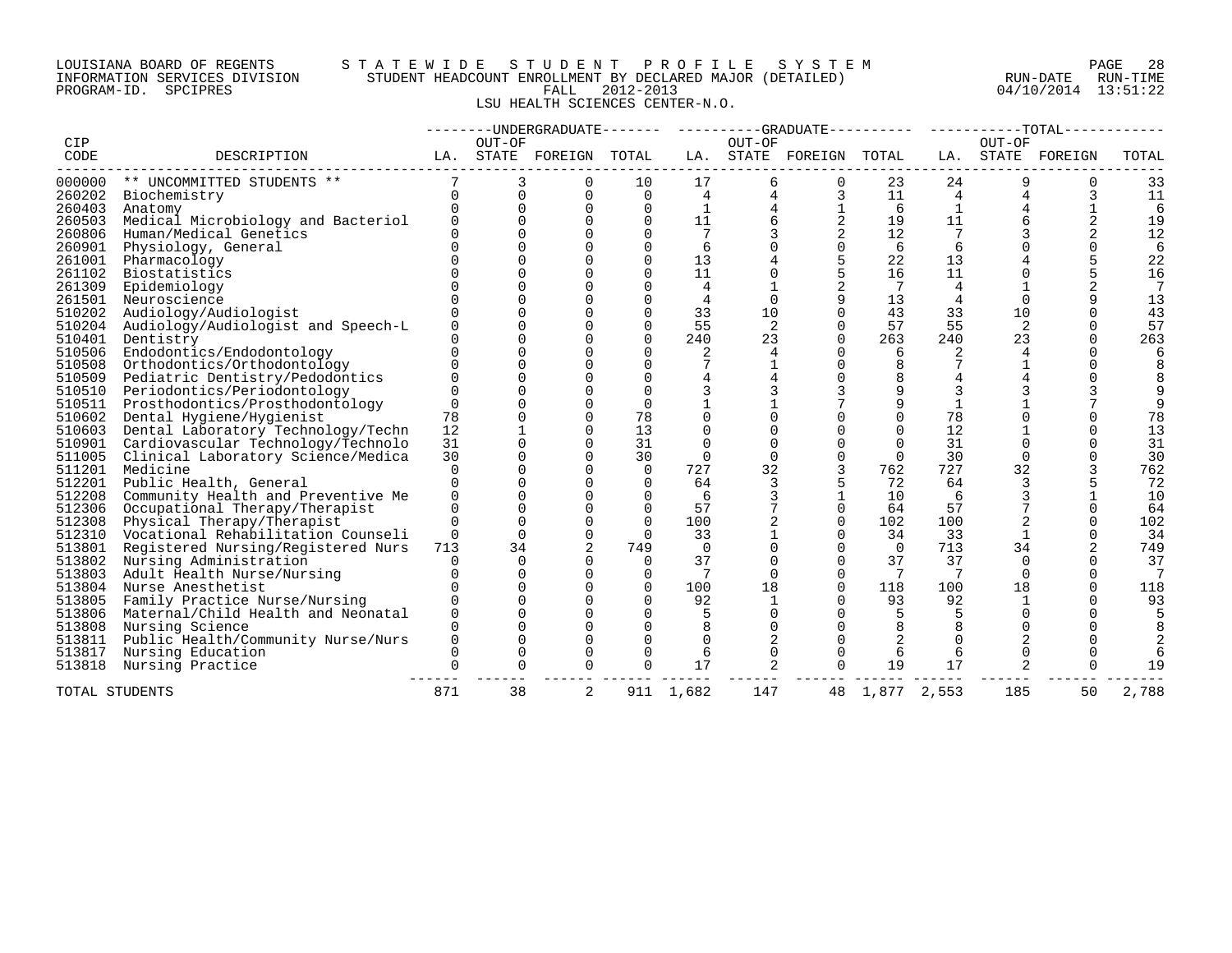LOUISIANA BOARD OF REGENTS — STATEWIDE STUDENT PROFILE SYSTEM
INFORMATION SERVICES DIVISION — STUDENT HEADCOUNT ENROLLMENT BY DECLARED MAJOR (DETAILED)
PROGRAM-ID. SPCIPRES — FALL 2012-2013
RUN-DATE 04/10/2014 RUN-TIME 13:51:22

LSU HEALTH SCIENCES CENTER-N.O.

| CIP CODE | DESCRIPTION | UNDERGRADUATE | | | | GRADUATE | | | | TOTAL | | | |
|---|---|---|---|---|---|---|---|---|---|---|---|---|---|
| | | LA. | OUT-OF STATE | FOREIGN | TOTAL | LA. | OUT-OF STATE | FOREIGN | TOTAL | LA. | OUT-OF STATE | FOREIGN | TOTAL |
| 000000 | ** UNCOMMITTED STUDENTS ** | 7 | 3 | 0 | 10 | 17 | 6 | 0 | 23 | 24 | 9 | 0 | 33 |
| 260202 | Biochemistry | 0 | 0 | 0 | 0 | 4 | 4 | 3 | 11 | 4 | 4 | 3 | 11 |
| 260403 | Anatomy | 0 | 0 | 0 | 0 | 1 | 4 | 1 | 6 | 1 | 4 | 1 | 6 |
| 260503 | Medical Microbiology and Bacteriol | 0 | 0 | 0 | 0 | 11 | 6 | 2 | 19 | 11 | 6 | 2 | 19 |
| 260806 | Human/Medical Genetics | 0 | 0 | 0 | 0 | 7 | 3 | 2 | 12 | 7 | 3 | 2 | 12 |
| 260901 | Physiology, General | 0 | 0 | 0 | 0 | 6 | 0 | 0 | 6 | 6 | 0 | 0 | 6 |
| 261001 | Pharmacology | 0 | 0 | 0 | 0 | 13 | 4 | 5 | 22 | 13 | 4 | 5 | 22 |
| 261102 | Biostatistics | 0 | 0 | 0 | 0 | 11 | 0 | 5 | 16 | 11 | 0 | 5 | 16 |
| 261309 | Epidemiology | 0 | 0 | 0 | 0 | 4 | 1 | 2 | 7 | 4 | 1 | 2 | 7 |
| 261501 | Neuroscience | 0 | 0 | 0 | 0 | 4 | 0 | 9 | 13 | 4 | 0 | 9 | 13 |
| 510202 | Audiology/Audiologist | 0 | 0 | 0 | 0 | 33 | 10 | 0 | 43 | 33 | 10 | 0 | 43 |
| 510204 | Audiology/Audiologist and Speech-L | 0 | 0 | 0 | 0 | 55 | 2 | 0 | 57 | 55 | 2 | 0 | 57 |
| 510401 | Dentistry | 0 | 0 | 0 | 0 | 240 | 23 | 0 | 263 | 240 | 23 | 0 | 263 |
| 510506 | Endodontics/Endodontology | 0 | 0 | 0 | 0 | 2 | 4 | 0 | 6 | 2 | 4 | 0 | 6 |
| 510508 | Orthodontics/Orthodontology | 0 | 0 | 0 | 0 | 7 | 1 | 0 | 8 | 7 | 1 | 0 | 8 |
| 510509 | Pediatric Dentistry/Pedodontics | 0 | 0 | 0 | 0 | 4 | 4 | 0 | 8 | 4 | 4 | 0 | 8 |
| 510510 | Periodontics/Periodontology | 0 | 0 | 0 | 0 | 3 | 3 | 3 | 9 | 3 | 3 | 3 | 9 |
| 510511 | Prosthodontics/Prosthodontology | 0 | 0 | 0 | 0 | 1 | 1 | 7 | 9 | 1 | 1 | 7 | 9 |
| 510602 | Dental Hygiene/Hygienist | 78 | 0 | 0 | 78 | 0 | 0 | 0 | 0 | 78 | 0 | 0 | 78 |
| 510603 | Dental Laboratory Technology/Techn | 12 | 1 | 0 | 13 | 0 | 0 | 0 | 0 | 12 | 1 | 0 | 13 |
| 510901 | Cardiovascular Technology/Technolo | 31 | 0 | 0 | 31 | 0 | 0 | 0 | 0 | 31 | 0 | 0 | 31 |
| 511005 | Clinical Laboratory Science/Medica | 30 | 0 | 0 | 30 | 0 | 0 | 0 | 0 | 30 | 0 | 0 | 30 |
| 511201 | Medicine | 0 | 0 | 0 | 0 | 727 | 32 | 3 | 762 | 727 | 32 | 3 | 762 |
| 512201 | Public Health, General | 0 | 0 | 0 | 0 | 64 | 3 | 5 | 72 | 64 | 3 | 5 | 72 |
| 512208 | Community Health and Preventive Me | 0 | 0 | 0 | 0 | 6 | 3 | 1 | 10 | 6 | 3 | 1 | 10 |
| 512306 | Occupational Therapy/Therapist | 0 | 0 | 0 | 0 | 57 | 7 | 0 | 64 | 57 | 7 | 0 | 64 |
| 512308 | Physical Therapy/Therapist | 0 | 0 | 0 | 0 | 100 | 2 | 0 | 102 | 100 | 2 | 0 | 102 |
| 512310 | Vocational Rehabilitation Counseli | 0 | 0 | 0 | 0 | 33 | 1 | 0 | 34 | 33 | 1 | 0 | 34 |
| 513801 | Registered Nursing/Registered Nurs | 713 | 34 | 2 | 749 | 0 | 0 | 0 | 0 | 713 | 34 | 2 | 749 |
| 513802 | Nursing Administration | 0 | 0 | 0 | 0 | 37 | 0 | 0 | 37 | 37 | 0 | 0 | 37 |
| 513803 | Adult Health Nurse/Nursing | 0 | 0 | 0 | 0 | 7 | 0 | 0 | 7 | 7 | 0 | 0 | 7 |
| 513804 | Nurse Anesthetist | 0 | 0 | 0 | 0 | 100 | 18 | 0 | 118 | 100 | 18 | 0 | 118 |
| 513805 | Family Practice Nurse/Nursing | 0 | 0 | 0 | 0 | 92 | 1 | 0 | 93 | 92 | 1 | 0 | 93 |
| 513806 | Maternal/Child Health and Neonatal | 0 | 0 | 0 | 0 | 5 | 0 | 0 | 5 | 5 | 0 | 0 | 5 |
| 513808 | Nursing Science | 0 | 0 | 0 | 0 | 8 | 0 | 0 | 8 | 8 | 0 | 0 | 8 |
| 513811 | Public Health/Community Nurse/Nurs | 0 | 0 | 0 | 0 | 0 | 2 | 0 | 2 | 0 | 2 | 0 | 2 |
| 513817 | Nursing Education | 0 | 0 | 0 | 0 | 6 | 0 | 0 | 6 | 6 | 0 | 0 | 6 |
| 513818 | Nursing Practice | 0 | 0 | 0 | 0 | 17 | 2 | 0 | 19 | 17 | 2 | 0 | 19 |
| TOTAL STUDENTS | | 871 | 38 | 2 | 911 | 1,682 | 147 | 48 | 1,877 | 2,553 | 185 | 50 | 2,788 |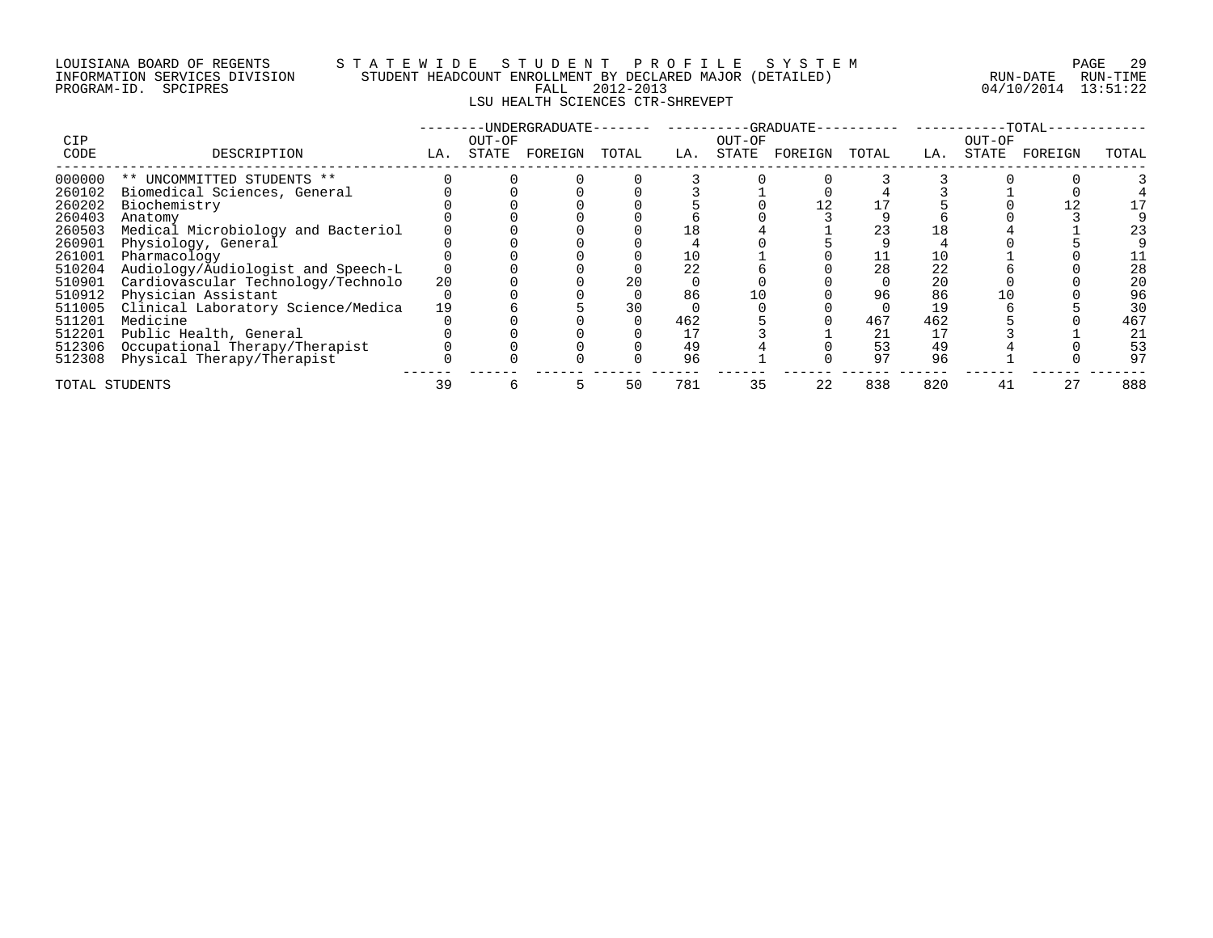LOUISIANA BOARD OF REGENTS — STATEWIDE STUDENT PROFILE SYSTEM
INFORMATION SERVICES DIVISION — STUDENT HEADCOUNT ENROLLMENT BY DECLARED MAJOR (DETAILED)
PROGRAM-ID. SPCIPRES — FALL 2012-2013
RUN-DATE 04/10/2014 RUN-TIME 13:51:22

## LSU HEALTH SCIENCES CTR-SHREVEPT

| CIP CODE | DESCRIPTION | UNDERGRADUATE LA. | UNDERGRADUATE OUT-OF STATE | UNDERGRADUATE FOREIGN | UNDERGRADUATE TOTAL | GRADUATE LA. | GRADUATE OUT-OF STATE | GRADUATE FOREIGN | GRADUATE TOTAL | TOTAL LA. | TOTAL OUT-OF STATE | TOTAL FOREIGN | TOTAL TOTAL |
|---|---|---|---|---|---|---|---|---|---|---|---|---|---|
| 000000 | ** UNCOMMITTED STUDENTS ** | 0 | 0 | 0 | 0 | 3 | 0 | 0 | 3 | 3 | 0 | 0 | 3 |
| 260102 | Biomedical Sciences, General | 0 | 0 | 0 | 0 | 3 | 1 | 0 | 4 | 3 | 1 | 0 | 4 |
| 260202 | Biochemistry | 0 | 0 | 0 | 0 | 5 | 0 | 12 | 17 | 5 | 0 | 12 | 17 |
| 260403 | Anatomy | 0 | 0 | 0 | 0 | 6 | 0 | 3 | 9 | 6 | 0 | 3 | 9 |
| 260503 | Medical Microbiology and Bacteriol | 0 | 0 | 0 | 0 | 18 | 4 | 1 | 23 | 18 | 4 | 1 | 23 |
| 260901 | Physiology, General | 0 | 0 | 0 | 0 | 4 | 0 | 5 | 9 | 4 | 0 | 5 | 9 |
| 261001 | Pharmacology | 0 | 0 | 0 | 0 | 10 | 1 | 0 | 11 | 10 | 1 | 0 | 11 |
| 510204 | Audiology/Audiologist and Speech-L | 0 | 0 | 0 | 0 | 22 | 6 | 0 | 28 | 22 | 6 | 0 | 28 |
| 510901 | Cardiovascular Technology/Technolo | 20 | 0 | 0 | 20 | 0 | 0 | 0 | 0 | 20 | 0 | 0 | 20 |
| 510912 | Physician Assistant | 0 | 0 | 0 | 0 | 86 | 10 | 0 | 96 | 86 | 10 | 0 | 96 |
| 511005 | Clinical Laboratory Science/Medica | 19 | 6 | 5 | 30 | 0 | 0 | 0 | 0 | 19 | 6 | 5 | 30 |
| 511201 | Medicine | 0 | 0 | 0 | 0 | 462 | 5 | 0 | 467 | 462 | 5 | 0 | 467 |
| 512201 | Public Health, General | 0 | 0 | 0 | 0 | 17 | 3 | 1 | 21 | 17 | 3 | 1 | 21 |
| 512306 | Occupational Therapy/Therapist | 0 | 0 | 0 | 0 | 49 | 4 | 0 | 53 | 49 | 4 | 0 | 53 |
| 512308 | Physical Therapy/Therapist | 0 | 0 | 0 | 0 | 96 | 1 | 0 | 97 | 96 | 1 | 0 | 97 |
| TOTAL STUDENTS | | 39 | 6 | 5 | 50 | 781 | 35 | 22 | 838 | 820 | 41 | 27 | 888 |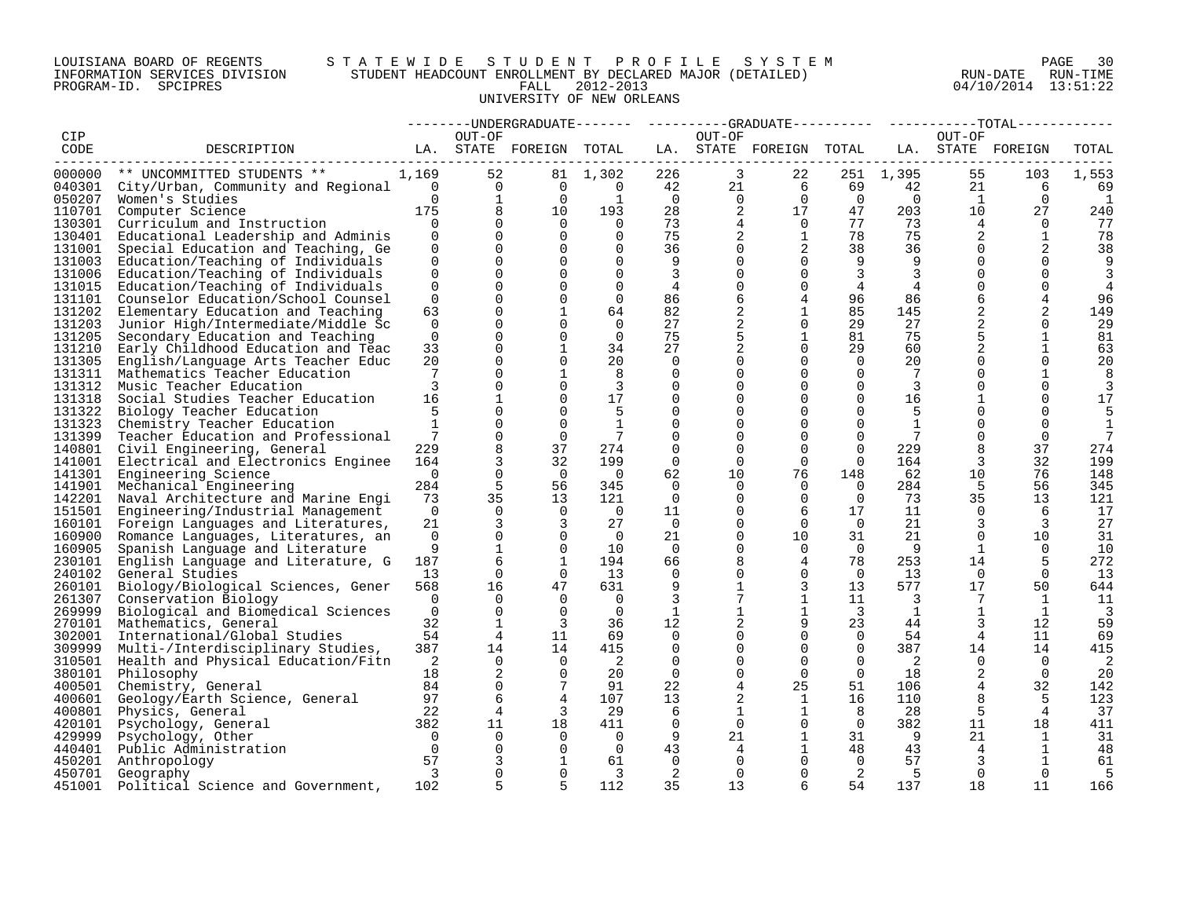LOUISIANA BOARD OF REGENTS STATEWIDE STUDENT PROFILE SYSTEM
INFORMATION SERVICES DIVISION STUDENT HEADCOUNT ENROLLMENT BY DECLARED MAJOR (DETAILED)
PROGRAM-ID. SPCIPRES FALL 2012-2013
UNIVERSITY OF NEW ORLEANS

RUN-DATE 04/10/2014 RUN-TIME 13:51:22

| CIP CODE | DESCRIPTION | UNDERGRADUATE LA. | UNDERGRADUATE OUT-OF STATE | UNDERGRADUATE FOREIGN | UNDERGRADUATE TOTAL | GRADUATE LA. | GRADUATE OUT-OF STATE | GRADUATE FOREIGN | GRADUATE TOTAL | TOTAL LA. | TOTAL OUT-OF STATE | TOTAL FOREIGN | TOTAL |
|---|---|---|---|---|---|---|---|---|---|---|---|---|---|
| 000000 | ** UNCOMMITTED STUDENTS ** | 1,169 | 52 | 81 | 1,302 | 226 | 3 | 22 | 251 | 1,395 | 55 | 103 | 1,553 |
| 040301 | City/Urban, Community and Regional | 0 | 0 | 0 | 0 | 42 | 21 | 6 | 69 | 42 | 21 | 6 | 69 |
| 050207 | Women's Studies | 0 | 1 | 0 | 1 | 0 | 0 | 0 | 0 | 0 | 1 | 0 | 1 |
| 110701 | Computer Science | 175 | 8 | 10 | 193 | 28 | 2 | 17 | 47 | 203 | 10 | 27 | 240 |
| 130301 | Curriculum and Instruction | 0 | 0 | 0 | 0 | 73 | 4 | 0 | 77 | 73 | 4 | 0 | 77 |
| 130401 | Educational Leadership and Adminis | 0 | 0 | 0 | 0 | 75 | 2 | 1 | 78 | 75 | 2 | 1 | 78 |
| 131001 | Special Education and Teaching, Ge | 0 | 0 | 0 | 0 | 36 | 0 | 2 | 38 | 36 | 0 | 2 | 38 |
| 131003 | Education/Teaching of Individuals | 0 | 0 | 0 | 0 | 9 | 0 | 0 | 9 | 9 | 0 | 0 | 9 |
| 131006 | Education/Teaching of Individuals | 0 | 0 | 0 | 0 | 3 | 0 | 0 | 3 | 3 | 0 | 0 | 3 |
| 131015 | Education/Teaching of Individuals | 0 | 0 | 0 | 0 | 4 | 0 | 0 | 4 | 4 | 0 | 0 | 4 |
| 131101 | Counselor Education/School Counsel | 0 | 0 | 0 | 0 | 86 | 6 | 4 | 96 | 86 | 6 | 4 | 96 |
| 131202 | Elementary Education and Teaching | 63 | 0 | 1 | 64 | 82 | 2 | 1 | 85 | 145 | 2 | 2 | 149 |
| 131203 | Junior High/Intermediate/Middle Sc | 0 | 0 | 0 | 0 | 27 | 2 | 0 | 29 | 27 | 2 | 0 | 29 |
| 131205 | Secondary Education and Teaching | 0 | 0 | 0 | 0 | 75 | 5 | 1 | 81 | 75 | 5 | 1 | 81 |
| 131210 | Early Childhood Education and Teac | 33 | 0 | 1 | 34 | 27 | 2 | 0 | 29 | 60 | 2 | 1 | 63 |
| 131305 | English/Language Arts Teacher Educ | 20 | 0 | 0 | 20 | 0 | 0 | 0 | 0 | 20 | 0 | 0 | 20 |
| 131311 | Mathematics Teacher Education | 7 | 0 | 1 | 8 | 0 | 0 | 0 | 0 | 7 | 0 | 1 | 8 |
| 131312 | Music Teacher Education | 3 | 0 | 0 | 3 | 0 | 0 | 0 | 0 | 3 | 0 | 0 | 3 |
| 131318 | Social Studies Teacher Education | 16 | 1 | 0 | 17 | 0 | 0 | 0 | 0 | 16 | 1 | 0 | 17 |
| 131322 | Biology Teacher Education | 5 | 0 | 0 | 5 | 0 | 0 | 0 | 0 | 5 | 0 | 0 | 5 |
| 131323 | Chemistry Teacher Education | 1 | 0 | 0 | 1 | 0 | 0 | 0 | 0 | 1 | 0 | 0 | 1 |
| 131399 | Teacher Education and Professional | 7 | 0 | 0 | 7 | 0 | 0 | 0 | 0 | 7 | 0 | 0 | 7 |
| 140801 | Civil Engineering, General | 229 | 8 | 37 | 274 | 0 | 0 | 0 | 0 | 229 | 8 | 37 | 274 |
| 141001 | Electrical and Electronics Enginee | 164 | 3 | 32 | 199 | 0 | 0 | 0 | 0 | 164 | 3 | 32 | 199 |
| 141301 | Engineering Science | 0 | 0 | 0 | 0 | 62 | 10 | 76 | 148 | 62 | 10 | 76 | 148 |
| 141901 | Mechanical Engineering | 284 | 5 | 56 | 345 | 0 | 0 | 0 | 0 | 284 | 5 | 56 | 345 |
| 142201 | Naval Architecture and Marine Engi | 73 | 35 | 13 | 121 | 0 | 0 | 0 | 0 | 73 | 35 | 13 | 121 |
| 151501 | Engineering/Industrial Management | 0 | 0 | 0 | 0 | 11 | 0 | 6 | 17 | 11 | 0 | 6 | 17 |
| 160101 | Foreign Languages and Literatures, | 21 | 3 | 3 | 27 | 0 | 0 | 0 | 0 | 21 | 3 | 3 | 27 |
| 160900 | Romance Languages, Literatures, an | 0 | 0 | 0 | 0 | 21 | 0 | 10 | 31 | 21 | 0 | 10 | 31 |
| 160905 | Spanish Language and Literature | 9 | 1 | 0 | 10 | 0 | 0 | 0 | 0 | 9 | 1 | 0 | 10 |
| 230101 | English Language and Literature, G | 187 | 6 | 1 | 194 | 66 | 8 | 4 | 78 | 253 | 14 | 5 | 272 |
| 240102 | General Studies | 13 | 0 | 0 | 13 | 0 | 0 | 0 | 0 | 13 | 0 | 0 | 13 |
| 260101 | Biology/Biological Sciences, Gener | 568 | 16 | 47 | 631 | 9 | 1 | 3 | 13 | 577 | 17 | 50 | 644 |
| 261307 | Conservation Biology | 0 | 0 | 0 | 0 | 3 | 7 | 1 | 11 | 3 | 7 | 1 | 11 |
| 269999 | Biological and Biomedical Sciences | 0 | 0 | 0 | 0 | 1 | 1 | 1 | 3 | 1 | 1 | 1 | 3 |
| 270101 | Mathematics, General | 32 | 1 | 3 | 36 | 12 | 2 | 9 | 23 | 44 | 3 | 12 | 59 |
| 302001 | International/Global Studies | 54 | 4 | 11 | 69 | 0 | 0 | 0 | 0 | 54 | 4 | 11 | 69 |
| 309999 | Multi-/Interdisciplinary Studies, | 387 | 14 | 14 | 415 | 0 | 0 | 0 | 0 | 387 | 14 | 14 | 415 |
| 310501 | Health and Physical Education/Fitn | 2 | 0 | 0 | 2 | 0 | 0 | 0 | 0 | 2 | 0 | 0 | 2 |
| 380101 | Philosophy | 18 | 2 | 0 | 20 | 0 | 0 | 0 | 0 | 18 | 2 | 0 | 20 |
| 400501 | Chemistry, General | 84 | 0 | 7 | 91 | 22 | 4 | 25 | 51 | 106 | 4 | 32 | 142 |
| 400601 | Geology/Earth Science, General | 97 | 6 | 4 | 107 | 13 | 2 | 1 | 16 | 110 | 8 | 5 | 123 |
| 400801 | Physics, General | 22 | 4 | 3 | 29 | 6 | 1 | 1 | 8 | 28 | 5 | 4 | 37 |
| 420101 | Psychology, General | 382 | 11 | 18 | 411 | 0 | 0 | 0 | 0 | 382 | 11 | 18 | 411 |
| 429999 | Psychology, Other | 0 | 0 | 0 | 0 | 9 | 21 | 1 | 31 | 9 | 21 | 1 | 31 |
| 440401 | Public Administration | 0 | 0 | 0 | 0 | 43 | 4 | 1 | 48 | 43 | 4 | 1 | 48 |
| 450201 | Anthropology | 57 | 3 | 1 | 61 | 0 | 0 | 0 | 0 | 57 | 3 | 1 | 61 |
| 450701 | Geography | 3 | 0 | 0 | 3 | 2 | 0 | 0 | 2 | 5 | 0 | 0 | 5 |
| 451001 | Political Science and Government, | 102 | 5 | 5 | 112 | 35 | 13 | 6 | 54 | 137 | 18 | 11 | 166 |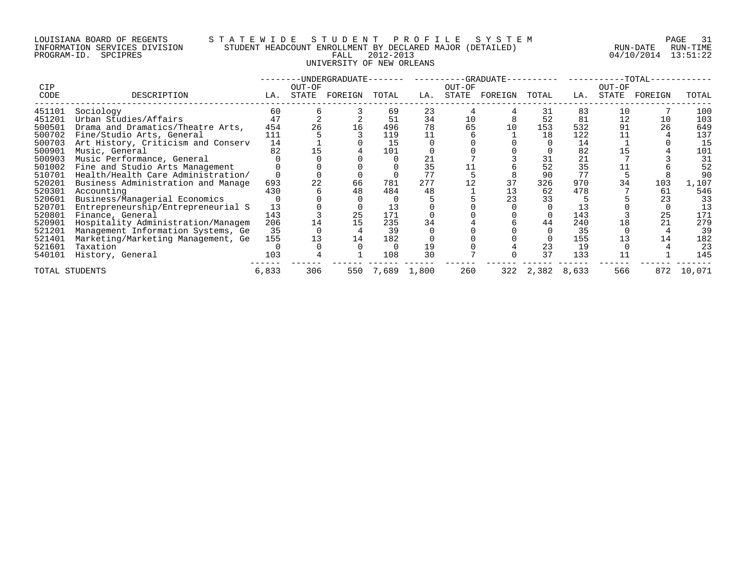LOUISIANA BOARD OF REGENTS — STATEWIDE STUDENT PROFILE SYSTEM
INFORMATION SERVICES DIVISION — STUDENT HEADCOUNT ENROLLMENT BY DECLARED MAJOR (DETAILED) — RUN-DATE 04/10/2014 RUN-TIME 13:51:22
PROGRAM-ID. SPCIPRES — FALL 2012-2013

UNIVERSITY OF NEW ORLEANS

| CIP CODE | DESCRIPTION | UNDERGRADUATE LA. | UNDERGRADUATE OUT-OF STATE | UNDERGRADUATE FOREIGN | UNDERGRADUATE TOTAL | GRADUATE LA. | GRADUATE OUT-OF STATE | GRADUATE FOREIGN | GRADUATE TOTAL | TOTAL LA. | TOTAL OUT-OF STATE | TOTAL FOREIGN | TOTAL |
|---|---|---|---|---|---|---|---|---|---|---|---|---|---|
| 451101 | Sociology | 60 | 6 | 3 | 69 | 23 | 4 | 4 | 31 | 83 | 10 | 7 | 100 |
| 451201 | Urban Studies/Affairs | 47 | 2 | 2 | 51 | 34 | 10 | 8 | 52 | 81 | 12 | 10 | 103 |
| 500501 | Drama and Dramatics/Theatre Arts, | 454 | 26 | 16 | 496 | 78 | 65 | 10 | 153 | 532 | 91 | 26 | 649 |
| 500702 | Fine/Studio Arts, General | 111 | 5 | 3 | 119 | 11 | 6 | 1 | 18 | 122 | 11 | 4 | 137 |
| 500703 | Art History, Criticism and Conserv | 14 | 1 | 0 | 15 | 0 | 0 | 0 | 0 | 14 | 1 | 0 | 15 |
| 500901 | Music, General | 82 | 15 | 4 | 101 | 0 | 0 | 0 | 0 | 82 | 15 | 4 | 101 |
| 500903 | Music Performance, General | 0 | 0 | 0 | 0 | 21 | 7 | 3 | 31 | 21 | 7 | 3 | 31 |
| 501002 | Fine and Studio Arts Management | 0 | 0 | 0 | 0 | 35 | 11 | 6 | 52 | 35 | 11 | 6 | 52 |
| 510701 | Health/Health Care Administration/ | 0 | 0 | 0 | 0 | 77 | 5 | 8 | 90 | 77 | 5 | 8 | 90 |
| 520201 | Business Administration and Manage | 693 | 22 | 66 | 781 | 277 | 12 | 37 | 326 | 970 | 34 | 103 | 1,107 |
| 520301 | Accounting | 430 | 6 | 48 | 484 | 48 | 1 | 13 | 62 | 478 | 7 | 61 | 546 |
| 520601 | Business/Managerial Economics | 0 | 0 | 0 | 0 | 5 | 5 | 23 | 33 | 5 | 5 | 23 | 33 |
| 520701 | Entrepreneurship/Entrepreneurial S | 13 | 0 | 0 | 13 | 0 | 0 | 0 | 0 | 13 | 0 | 0 | 13 |
| 520801 | Finance, General | 143 | 3 | 25 | 171 | 0 | 0 | 0 | 0 | 143 | 3 | 25 | 171 |
| 520901 | Hospitality Administration/Managem | 206 | 14 | 15 | 235 | 34 | 4 | 6 | 44 | 240 | 18 | 21 | 279 |
| 521201 | Management Information Systems, Ge | 35 | 0 | 4 | 39 | 0 | 0 | 0 | 0 | 35 | 0 | 4 | 39 |
| 521401 | Marketing/Marketing Management, Ge | 155 | 13 | 14 | 182 | 0 | 0 | 0 | 0 | 155 | 13 | 14 | 182 |
| 521601 | Taxation | 0 | 0 | 0 | 0 | 19 | 0 | 4 | 23 | 19 | 0 | 4 | 23 |
| 540101 | History, General | 103 | 4 | 1 | 108 | 30 | 7 | 0 | 37 | 133 | 11 | 1 | 145 |
| TOTAL STUDENTS | | 6,833 | 306 | 550 | 7,689 | 1,800 | 260 | 322 | 2,382 | 8,633 | 566 | 872 | 10,071 |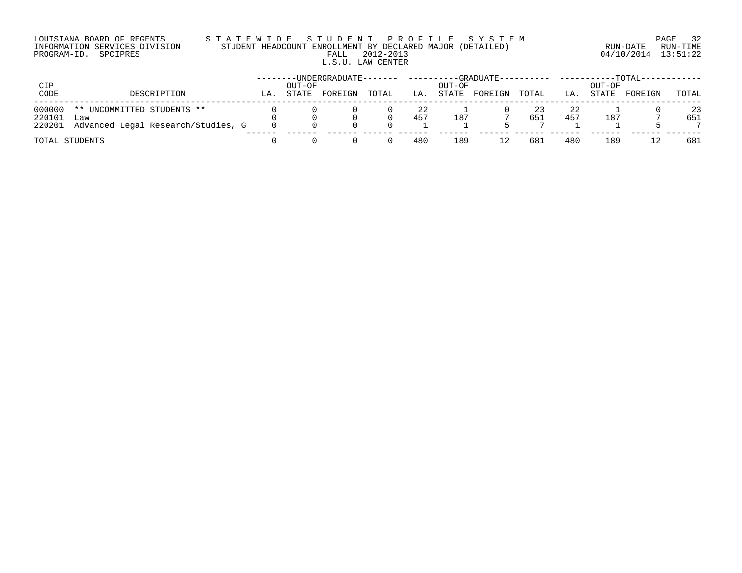LOUISIANA BOARD OF REGENTS — STATEWIDE STUDENT PROFILE SYSTEM
INFORMATION SERVICES DIVISION — STUDENT HEADCOUNT ENROLLMENT BY DECLARED MAJOR (DETAILED)
PROGRAM-ID. SPCIPRES — FALL 2012-2013
RUN-DATE 04/10/2014 RUN-TIME 13:51:22

## L.S.U. LAW CENTER

| CIP CODE | DESCRIPTION | UNDERGRADUATE LA. | UNDERGRADUATE OUT-OF STATE | UNDERGRADUATE FOREIGN | UNDERGRADUATE TOTAL | GRADUATE LA. | GRADUATE OUT-OF STATE | GRADUATE FOREIGN | GRADUATE TOTAL | TOTAL LA. | TOTAL OUT-OF STATE | TOTAL FOREIGN | TOTAL TOTAL |
|---|---|---|---|---|---|---|---|---|---|---|---|---|---|
| 000000 | ** UNCOMMITTED STUDENTS ** | 0 | 0 | 0 | 0 | 22 | 1 | 0 | 23 | 22 | 1 | 0 | 23 |
| 220101 | Law | 0 | 0 | 0 | 0 | 457 | 187 | 7 | 651 | 457 | 187 | 7 | 651 |
| 220201 | Advanced Legal Research/Studies, G | 0 | 0 | 0 | 0 | 1 | 1 | 5 | 7 | 1 | 1 | 5 | 7 |
| TOTAL STUDENTS | | 0 | 0 | 0 | 0 | 480 | 189 | 12 | 681 | 480 | 189 | 12 | 681 |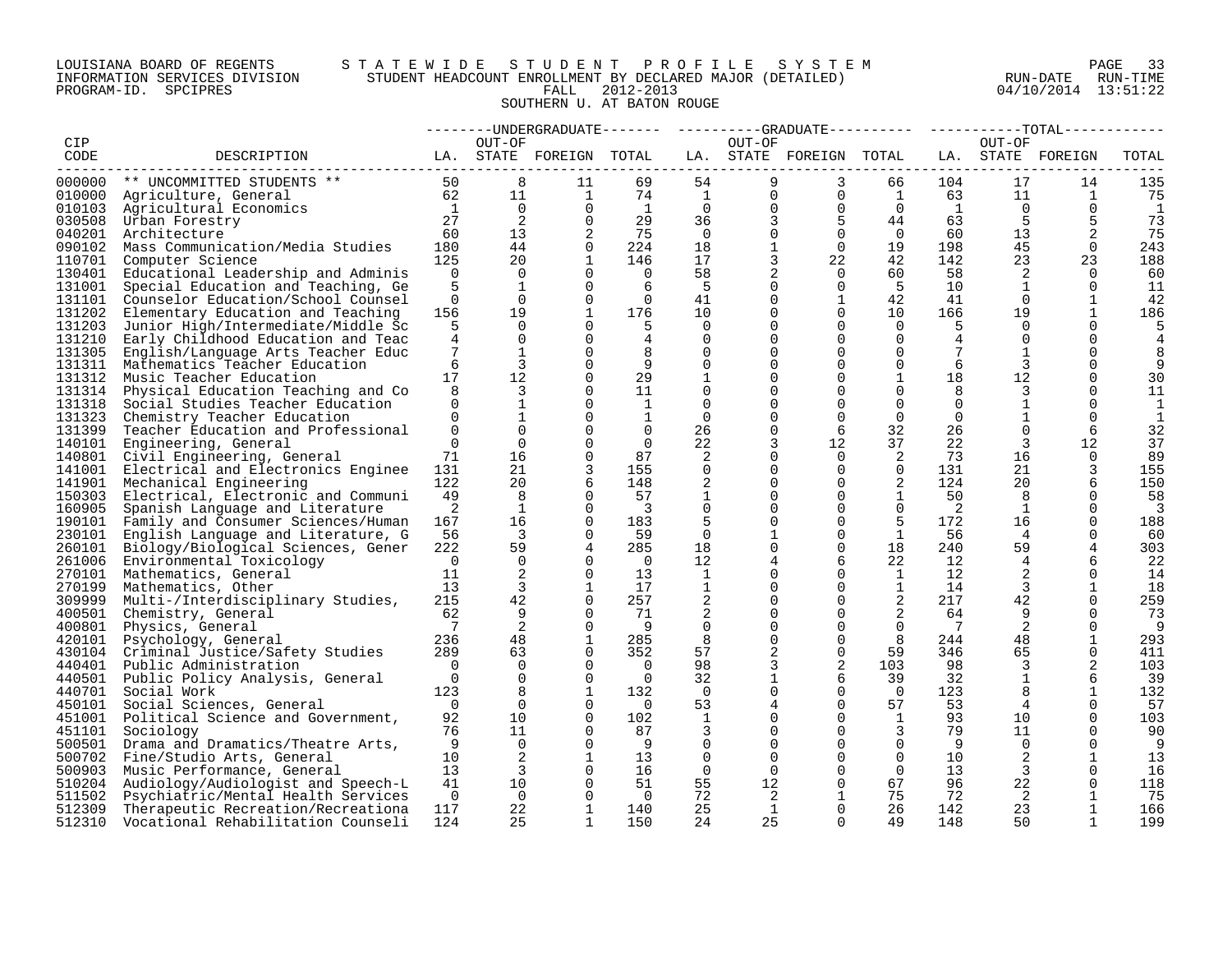LOUISIANA BOARD OF REGENTS — STATEWIDE STUDENT PROFILE SYSTEM
INFORMATION SERVICES DIVISION — STUDENT HEADCOUNT ENROLLMENT BY DECLARED MAJOR (DETAILED) — RUN-DATE 04/10/2014 RUN-TIME 13:51:22
PROGRAM-ID. SPCIPRES — FALL 2012-2013

SOUTHERN U. AT BATON ROUGE

| CIP CODE | DESCRIPTION | UNDERGRADUATE LA. | UNDERGRADUATE OUT-OF STATE | UNDERGRADUATE FOREIGN | UNDERGRADUATE TOTAL | GRADUATE LA. | GRADUATE OUT-OF STATE | GRADUATE FOREIGN | GRADUATE TOTAL | TOTAL LA. | TOTAL OUT-OF STATE | TOTAL FOREIGN | TOTAL |
|---|---|---|---|---|---|---|---|---|---|---|---|---|---|
| 000000 | ** UNCOMMITTED STUDENTS ** | 50 | 8 | 11 | 69 | 54 | 9 | 3 | 66 | 104 | 17 | 14 | 135 |
| 010000 | Agriculture, General | 62 | 11 | 1 | 74 | 1 | 0 | 0 | 1 | 63 | 11 | 1 | 75 |
| 010103 | Agricultural Economics | 1 | 0 | 0 | 1 | 0 | 0 | 0 | 0 | 1 | 0 | 0 | 1 |
| 030508 | Urban Forestry | 27 | 2 | 0 | 29 | 36 | 3 | 5 | 44 | 63 | 5 | 5 | 73 |
| 040201 | Architecture | 60 | 13 | 2 | 75 | 0 | 0 | 0 | 0 | 60 | 13 | 2 | 75 |
| 090102 | Mass Communication/Media Studies | 180 | 44 | 0 | 224 | 18 | 1 | 0 | 19 | 198 | 45 | 0 | 243 |
| 110701 | Computer Science | 125 | 20 | 1 | 146 | 17 | 3 | 22 | 42 | 142 | 23 | 23 | 188 |
| 130401 | Educational Leadership and Adminis | 0 | 0 | 0 | 0 | 58 | 2 | 0 | 60 | 58 | 2 | 0 | 60 |
| 131001 | Special Education and Teaching, Ge | 5 | 1 | 0 | 6 | 5 | 0 | 0 | 5 | 10 | 1 | 0 | 11 |
| 131101 | Counselor Education/School Counsel | 0 | 0 | 0 | 0 | 41 | 0 | 1 | 42 | 41 | 0 | 1 | 42 |
| 131202 | Elementary Education and Teaching | 156 | 19 | 1 | 176 | 10 | 0 | 0 | 10 | 166 | 19 | 1 | 186 |
| 131203 | Junior High/Intermediate/Middle Sc | 5 | 0 | 0 | 5 | 0 | 0 | 0 | 0 | 5 | 0 | 0 | 5 |
| 131210 | Early Childhood Education and Teac | 4 | 0 | 0 | 4 | 0 | 0 | 0 | 0 | 4 | 0 | 0 | 4 |
| 131305 | English/Language Arts Teacher Educ | 7 | 1 | 0 | 8 | 0 | 0 | 0 | 0 | 7 | 1 | 0 | 8 |
| 131311 | Mathematics Teacher Education | 6 | 3 | 0 | 9 | 0 | 0 | 0 | 0 | 6 | 3 | 0 | 9 |
| 131312 | Music Teacher Education | 17 | 12 | 0 | 29 | 1 | 0 | 0 | 1 | 18 | 12 | 0 | 30 |
| 131314 | Physical Education Teaching and Co | 8 | 3 | 0 | 11 | 0 | 0 | 0 | 0 | 8 | 3 | 0 | 11 |
| 131318 | Social Studies Teacher Education | 0 | 1 | 0 | 1 | 0 | 0 | 0 | 0 | 0 | 1 | 0 | 1 |
| 131323 | Chemistry Teacher Education | 0 | 1 | 0 | 1 | 0 | 0 | 0 | 0 | 0 | 1 | 0 | 1 |
| 131399 | Teacher Education and Professional | 0 | 0 | 0 | 0 | 26 | 0 | 6 | 32 | 26 | 0 | 6 | 32 |
| 140101 | Engineering, General | 0 | 0 | 0 | 0 | 22 | 3 | 12 | 37 | 22 | 3 | 12 | 37 |
| 140801 | Civil Engineering, General | 71 | 16 | 0 | 87 | 2 | 0 | 0 | 2 | 73 | 16 | 0 | 89 |
| 141001 | Electrical and Electronics Enginee | 131 | 21 | 3 | 155 | 0 | 0 | 0 | 0 | 131 | 21 | 3 | 155 |
| 141901 | Mechanical Engineering | 122 | 20 | 6 | 148 | 2 | 0 | 0 | 2 | 124 | 20 | 6 | 150 |
| 150303 | Electrical, Electronic and Communi | 49 | 8 | 0 | 57 | 1 | 0 | 0 | 1 | 50 | 8 | 0 | 58 |
| 160905 | Spanish Language and Literature | 2 | 1 | 0 | 3 | 0 | 0 | 0 | 0 | 2 | 1 | 0 | 3 |
| 190101 | Family and Consumer Sciences/Human | 167 | 16 | 0 | 183 | 5 | 0 | 0 | 5 | 172 | 16 | 0 | 188 |
| 230101 | English Language and Literature, G | 56 | 3 | 0 | 59 | 0 | 1 | 0 | 1 | 56 | 4 | 0 | 60 |
| 260101 | Biology/Biological Sciences, Gener | 222 | 59 | 4 | 285 | 18 | 0 | 0 | 18 | 240 | 59 | 4 | 303 |
| 261006 | Environmental Toxicology | 0 | 0 | 0 | 0 | 12 | 4 | 6 | 22 | 12 | 4 | 6 | 22 |
| 270101 | Mathematics, General | 11 | 2 | 0 | 13 | 1 | 0 | 0 | 1 | 12 | 2 | 0 | 14 |
| 270199 | Mathematics, Other | 13 | 3 | 1 | 17 | 1 | 0 | 0 | 1 | 14 | 3 | 1 | 18 |
| 309999 | Multi-/Interdisciplinary Studies, | 215 | 42 | 0 | 257 | 2 | 0 | 0 | 2 | 217 | 42 | 0 | 259 |
| 400501 | Chemistry, General | 62 | 9 | 0 | 71 | 2 | 0 | 0 | 2 | 64 | 9 | 0 | 73 |
| 400801 | Physics, General | 7 | 2 | 0 | 9 | 0 | 0 | 0 | 0 | 7 | 2 | 0 | 9 |
| 420101 | Psychology, General | 236 | 48 | 1 | 285 | 8 | 0 | 0 | 8 | 244 | 48 | 1 | 293 |
| 430104 | Criminal Justice/Safety Studies | 289 | 63 | 0 | 352 | 57 | 2 | 0 | 59 | 346 | 65 | 0 | 411 |
| 440401 | Public Administration | 0 | 0 | 0 | 0 | 98 | 3 | 2 | 103 | 98 | 3 | 2 | 103 |
| 440501 | Public Policy Analysis, General | 0 | 0 | 0 | 0 | 32 | 1 | 6 | 39 | 32 | 1 | 6 | 39 |
| 440701 | Social Work | 123 | 8 | 1 | 132 | 0 | 0 | 0 | 0 | 123 | 8 | 1 | 132 |
| 450101 | Social Sciences, General | 0 | 0 | 0 | 0 | 53 | 4 | 0 | 57 | 53 | 4 | 0 | 57 |
| 451001 | Political Science and Government, | 92 | 10 | 0 | 102 | 1 | 0 | 0 | 1 | 93 | 10 | 0 | 103 |
| 451101 | Sociology | 76 | 11 | 0 | 87 | 3 | 0 | 0 | 3 | 79 | 11 | 0 | 90 |
| 500501 | Drama and Dramatics/Theatre Arts, | 9 | 0 | 0 | 9 | 0 | 0 | 0 | 0 | 9 | 0 | 0 | 9 |
| 500702 | Fine/Studio Arts, General | 10 | 2 | 1 | 13 | 0 | 0 | 0 | 0 | 10 | 2 | 1 | 13 |
| 500903 | Music Performance, General | 13 | 3 | 0 | 16 | 0 | 0 | 0 | 0 | 13 | 3 | 0 | 16 |
| 510204 | Audiology/Audiologist and Speech-L | 41 | 10 | 0 | 51 | 55 | 12 | 0 | 67 | 96 | 22 | 0 | 118 |
| 511502 | Psychiatric/Mental Health Services | 0 | 0 | 0 | 0 | 72 | 2 | 1 | 75 | 72 | 2 | 1 | 75 |
| 512309 | Therapeutic Recreation/Recreationa | 117 | 22 | 1 | 140 | 25 | 1 | 0 | 26 | 142 | 23 | 1 | 166 |
| 512310 | Vocational Rehabilitation Counseli | 124 | 25 | 1 | 150 | 24 | 25 | 0 | 49 | 148 | 50 | 1 | 199 |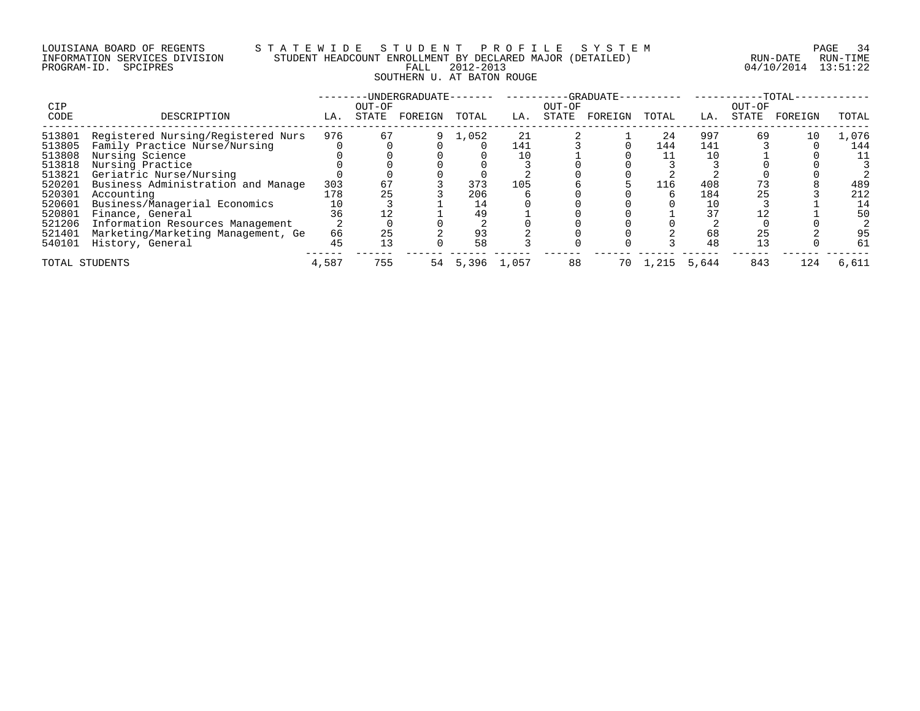LOUISIANA BOARD OF REGENTS — STATEWIDE STUDENT PROFILE SYSTEM
INFORMATION SERVICES DIVISION — STUDENT HEADCOUNT ENROLLMENT BY DECLARED MAJOR (DETAILED)
PROGRAM-ID. SPCIPRES — FALL 2012-2013 — RUN-DATE 04/10/2014 RUN-TIME 13:51:22

SOUTHERN U. AT BATON ROUGE

| CIP CODE | DESCRIPTION | UNDERGRADUATE | | | | GRADUATE | | | | TOTAL | | | |
|---|---|---|---|---|---|---|---|---|---|---|---|---|---|
| | | LA. | OUT-OF STATE | FOREIGN | TOTAL | LA. | OUT-OF STATE | FOREIGN | TOTAL | LA. | OUT-OF STATE | FOREIGN | TOTAL |
| 513801 | Registered Nursing/Registered Nurs | 976 | 67 | 9 | 1,052 | 21 | 2 | 1 | 24 | 997 | 69 | 10 | 1,076 |
| 513805 | Family Practice Nurse/Nursing | 0 | 0 | 0 | 0 | 141 | 3 | 0 | 144 | 141 | 3 | 0 | 144 |
| 513808 | Nursing Science | 0 | 0 | 0 | 0 | 10 | 1 | 0 | 11 | 10 | 1 | 0 | 11 |
| 513818 | Nursing Practice | 0 | 0 | 0 | 0 | 3 | 0 | 0 | 3 | 3 | 0 | 0 | 3 |
| 513821 | Geriatric Nurse/Nursing | 0 | 0 | 0 | 0 | 2 | 0 | 0 | 2 | 2 | 0 | 0 | 2 |
| 520201 | Business Administration and Manage | 303 | 67 | 3 | 373 | 105 | 6 | 5 | 116 | 408 | 73 | 8 | 489 |
| 520301 | Accounting | 178 | 25 | 3 | 206 | 6 | 0 | 0 | 6 | 184 | 25 | 3 | 212 |
| 520601 | Business/Managerial Economics | 10 | 3 | 1 | 14 | 0 | 0 | 0 | 0 | 10 | 3 | 1 | 14 |
| 520801 | Finance, General | 36 | 12 | 1 | 49 | 1 | 0 | 0 | 1 | 37 | 12 | 1 | 50 |
| 521206 | Information Resources Management | 2 | 0 | 0 | 2 | 0 | 0 | 0 | 0 | 2 | 0 | 0 | 2 |
| 521401 | Marketing/Marketing Management, Ge | 66 | 25 | 2 | 93 | 2 | 0 | 0 | 2 | 68 | 25 | 2 | 95 |
| 540101 | History, General | 45 | 13 | 0 | 58 | 3 | 0 | 0 | 3 | 48 | 13 | 0 | 61 |
| TOTAL STUDENTS | | 4,587 | 755 | 54 | 5,396 | 1,057 | 88 | 70 | 1,215 | 5,644 | 843 | 124 | 6,611 |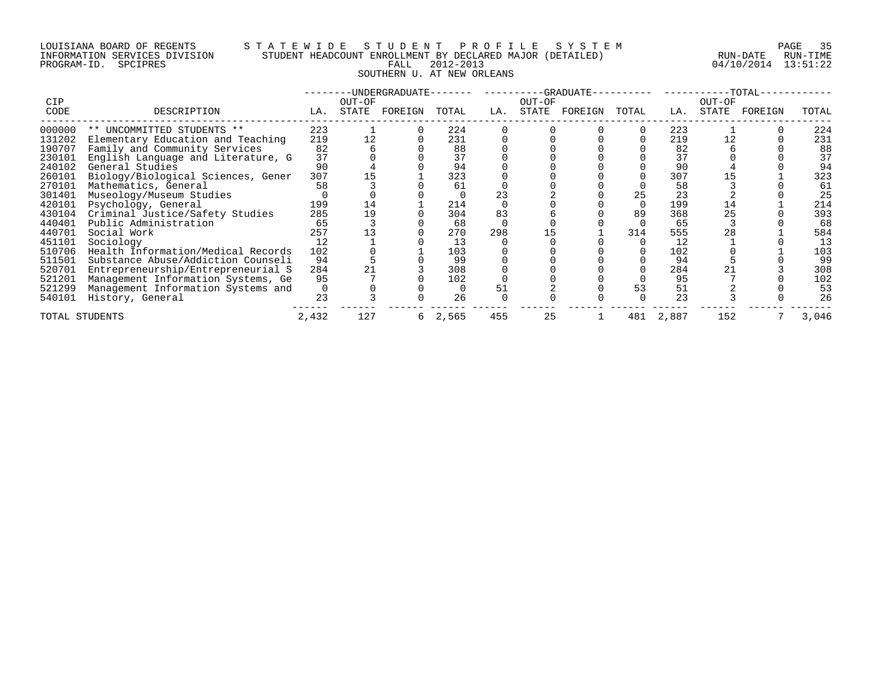LOUISIANA BOARD OF REGENTS — STATEWIDE STUDENT PROFILE SYSTEM
INFORMATION SERVICES DIVISION — STUDENT HEADCOUNT ENROLLMENT BY DECLARED MAJOR (DETAILED)
PROGRAM-ID. SPCIPRES — FALL 2012-2013 — RUN-DATE 04/10/2014 RUN-TIME 13:51:22

## SOUTHERN U. AT NEW ORLEANS

| CIP CODE | DESCRIPTION | UNDERGRADUATE LA. | UNDERGRADUATE OUT-OF STATE | UNDERGRADUATE FOREIGN | UNDERGRADUATE TOTAL | GRADUATE LA. | GRADUATE OUT-OF STATE | GRADUATE FOREIGN | GRADUATE TOTAL | TOTAL LA. | TOTAL OUT-OF STATE | TOTAL FOREIGN | TOTAL |
|---|---|---|---|---|---|---|---|---|---|---|---|---|---|
| 000000 | ** UNCOMMITTED STUDENTS ** | 223 | 1 | 0 | 224 | 0 | 0 | 0 | 0 | 223 | 1 | 0 | 224 |
| 131202 | Elementary Education and Teaching | 219 | 12 | 0 | 231 | 0 | 0 | 0 | 0 | 219 | 12 | 0 | 231 |
| 190707 | Family and Community Services | 82 | 6 | 0 | 88 | 0 | 0 | 0 | 0 | 82 | 6 | 0 | 88 |
| 230101 | English Language and Literature, G | 37 | 0 | 0 | 37 | 0 | 0 | 0 | 0 | 37 | 0 | 0 | 37 |
| 240102 | General Studies | 90 | 4 | 0 | 94 | 0 | 0 | 0 | 0 | 90 | 4 | 0 | 94 |
| 260101 | Biology/Biological Sciences, Gener | 307 | 15 | 1 | 323 | 0 | 0 | 0 | 0 | 307 | 15 | 1 | 323 |
| 270101 | Mathematics, General | 58 | 3 | 0 | 61 | 0 | 0 | 0 | 0 | 58 | 3 | 0 | 61 |
| 301401 | Museology/Museum Studies | 0 | 0 | 0 | 0 | 23 | 2 | 0 | 25 | 23 | 2 | 0 | 25 |
| 420101 | Psychology, General | 199 | 14 | 1 | 214 | 0 | 0 | 0 | 0 | 199 | 14 | 1 | 214 |
| 430104 | Criminal Justice/Safety Studies | 285 | 19 | 0 | 304 | 83 | 6 | 0 | 89 | 368 | 25 | 0 | 393 |
| 440401 | Public Administration | 65 | 3 | 0 | 68 | 0 | 0 | 0 | 0 | 65 | 3 | 0 | 68 |
| 440701 | Social Work | 257 | 13 | 0 | 270 | 298 | 15 | 1 | 314 | 555 | 28 | 1 | 584 |
| 451101 | Sociology | 12 | 1 | 0 | 13 | 0 | 0 | 0 | 0 | 12 | 1 | 0 | 13 |
| 510706 | Health Information/Medical Records | 102 | 0 | 1 | 103 | 0 | 0 | 0 | 0 | 102 | 0 | 1 | 103 |
| 511501 | Substance Abuse/Addiction Counseli | 94 | 5 | 0 | 99 | 0 | 0 | 0 | 0 | 94 | 5 | 0 | 99 |
| 520701 | Entrepreneurship/Entrepreneurial S | 284 | 21 | 3 | 308 | 0 | 0 | 0 | 0 | 284 | 21 | 3 | 308 |
| 521201 | Management Information Systems, Ge | 95 | 7 | 0 | 102 | 0 | 0 | 0 | 0 | 95 | 7 | 0 | 102 |
| 521299 | Management Information Systems and | 0 | 0 | 0 | 0 | 51 | 2 | 0 | 53 | 51 | 2 | 0 | 53 |
| 540101 | History, General | 23 | 3 | 0 | 26 | 0 | 0 | 0 | 0 | 23 | 3 | 0 | 26 |
| TOTAL STUDENTS | | 2,432 | 127 | 6 | 2,565 | 455 | 25 | 1 | 481 | 2,887 | 152 | 7 | 3,046 |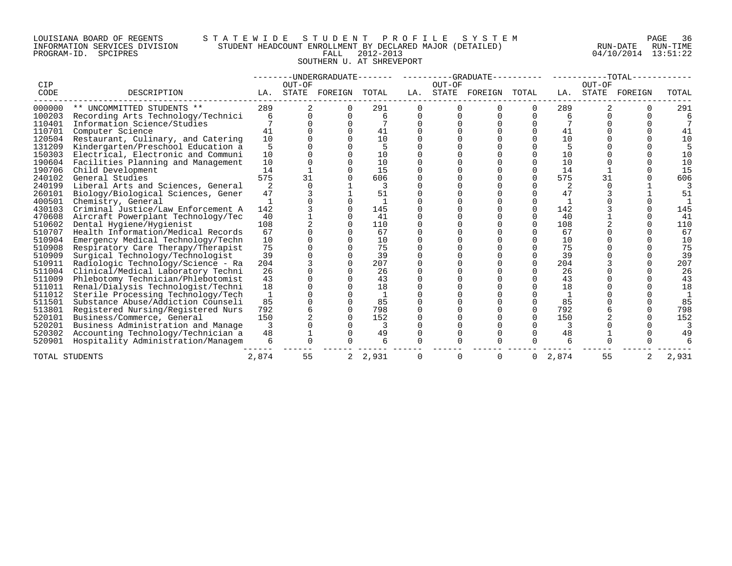LOUISIANA BOARD OF REGENTS — INFORMATION SERVICES DIVISION — PROGRAM-ID. SPCIPRES

# STATEWIDE STUDENT PROFILE SYSTEM

## STUDENT HEADCOUNT ENROLLMENT BY DECLARED MAJOR (DETAILED)

FALL 2012-2013

SOUTHERN U. AT SHREVEPORT

RUN-DATE 04/10/2014 RUN-TIME 13:51:22

| CIP CODE | DESCRIPTION | UNDERGRADUATE LA. | UNDERGRADUATE OUT-OF STATE | UNDERGRADUATE FOREIGN | UNDERGRADUATE TOTAL | GRADUATE LA. | GRADUATE OUT-OF STATE | GRADUATE FOREIGN | GRADUATE TOTAL | TOTAL LA. | TOTAL OUT-OF STATE | TOTAL FOREIGN | TOTAL TOTAL |
|---|---|---|---|---|---|---|---|---|---|---|---|---|---|
| 000000 | ** UNCOMMITTED STUDENTS ** | 289 | 2 | 0 | 291 | 0 | 0 | 0 | 0 | 289 | 2 | 0 | 291 |
| 100203 | Recording Arts Technology/Technici | 6 | 0 | 0 | 6 | 0 | 0 | 0 | 0 | 6 | 0 | 0 | 6 |
| 110401 | Information Science/Studies | 7 | 0 | 0 | 7 | 0 | 0 | 0 | 0 | 7 | 0 | 0 | 7 |
| 110701 | Computer Science | 41 | 0 | 0 | 41 | 0 | 0 | 0 | 0 | 41 | 0 | 0 | 41 |
| 120504 | Restaurant, Culinary, and Catering | 10 | 0 | 0 | 10 | 0 | 0 | 0 | 0 | 10 | 0 | 0 | 10 |
| 131209 | Kindergarten/Preschool Education a | 5 | 0 | 0 | 5 | 0 | 0 | 0 | 0 | 5 | 0 | 0 | 5 |
| 150303 | Electrical, Electronic and Communi | 10 | 0 | 0 | 10 | 0 | 0 | 0 | 0 | 10 | 0 | 0 | 10 |
| 190604 | Facilities Planning and Management | 10 | 0 | 0 | 10 | 0 | 0 | 0 | 0 | 10 | 0 | 0 | 10 |
| 190706 | Child Development | 14 | 1 | 0 | 15 | 0 | 0 | 0 | 0 | 14 | 1 | 0 | 15 |
| 240102 | General Studies | 575 | 31 | 0 | 606 | 0 | 0 | 0 | 0 | 575 | 31 | 0 | 606 |
| 240199 | Liberal Arts and Sciences, General | 2 | 0 | 1 | 3 | 0 | 0 | 0 | 0 | 2 | 0 | 1 | 3 |
| 260101 | Biology/Biological Sciences, Gener | 47 | 3 | 1 | 51 | 0 | 0 | 0 | 0 | 47 | 3 | 1 | 51 |
| 400501 | Chemistry, General | 1 | 0 | 0 | 1 | 0 | 0 | 0 | 0 | 1 | 0 | 0 | 1 |
| 430103 | Criminal Justice/Law Enforcement A | 142 | 3 | 0 | 145 | 0 | 0 | 0 | 0 | 142 | 3 | 0 | 145 |
| 470608 | Aircraft Powerplant Technology/Tec | 40 | 1 | 0 | 41 | 0 | 0 | 0 | 0 | 40 | 1 | 0 | 41 |
| 510602 | Dental Hygiene/Hygienist | 108 | 2 | 0 | 110 | 0 | 0 | 0 | 0 | 108 | 2 | 0 | 110 |
| 510707 | Health Information/Medical Records | 67 | 0 | 0 | 67 | 0 | 0 | 0 | 0 | 67 | 0 | 0 | 67 |
| 510904 | Emergency Medical Technology/Techn | 10 | 0 | 0 | 10 | 0 | 0 | 0 | 0 | 10 | 0 | 0 | 10 |
| 510908 | Respiratory Care Therapy/Therapist | 75 | 0 | 0 | 75 | 0 | 0 | 0 | 0 | 75 | 0 | 0 | 75 |
| 510909 | Surgical Technology/Technologist | 39 | 0 | 0 | 39 | 0 | 0 | 0 | 0 | 39 | 0 | 0 | 39 |
| 510911 | Radiologic Technology/Science - Ra | 204 | 3 | 0 | 207 | 0 | 0 | 0 | 0 | 204 | 3 | 0 | 207 |
| 511004 | Clinical/Medical Laboratory Techni | 26 | 0 | 0 | 26 | 0 | 0 | 0 | 0 | 26 | 0 | 0 | 26 |
| 511009 | Phlebotomy Technician/Phlebotomist | 43 | 0 | 0 | 43 | 0 | 0 | 0 | 0 | 43 | 0 | 0 | 43 |
| 511011 | Renal/Dialysis Technologist/Techni | 18 | 0 | 0 | 18 | 0 | 0 | 0 | 0 | 18 | 0 | 0 | 18 |
| 511012 | Sterile Processing Technology/Tech | 1 | 0 | 0 | 1 | 0 | 0 | 0 | 0 | 1 | 0 | 0 | 1 |
| 511501 | Substance Abuse/Addiction Counseli | 85 | 0 | 0 | 85 | 0 | 0 | 0 | 0 | 85 | 0 | 0 | 85 |
| 513801 | Registered Nursing/Registered Nurs | 792 | 6 | 0 | 798 | 0 | 0 | 0 | 0 | 792 | 6 | 0 | 798 |
| 520101 | Business/Commerce, General | 150 | 2 | 0 | 152 | 0 | 0 | 0 | 0 | 150 | 2 | 0 | 152 |
| 520201 | Business Administration and Manage | 3 | 0 | 0 | 3 | 0 | 0 | 0 | 0 | 3 | 0 | 0 | 3 |
| 520302 | Accounting Technology/Technician a | 48 | 1 | 0 | 49 | 0 | 0 | 0 | 0 | 48 | 1 | 0 | 49 |
| 520901 | Hospitality Administration/Managem | 6 | 0 | 0 | 6 | 0 | 0 | 0 | 0 | 6 | 0 | 0 | 6 |
| TOTAL STUDENTS | | 2,874 | 55 | 2 | 2,931 | 0 | 0 | 0 | 0 | 2,874 | 55 | 2 | 2,931 |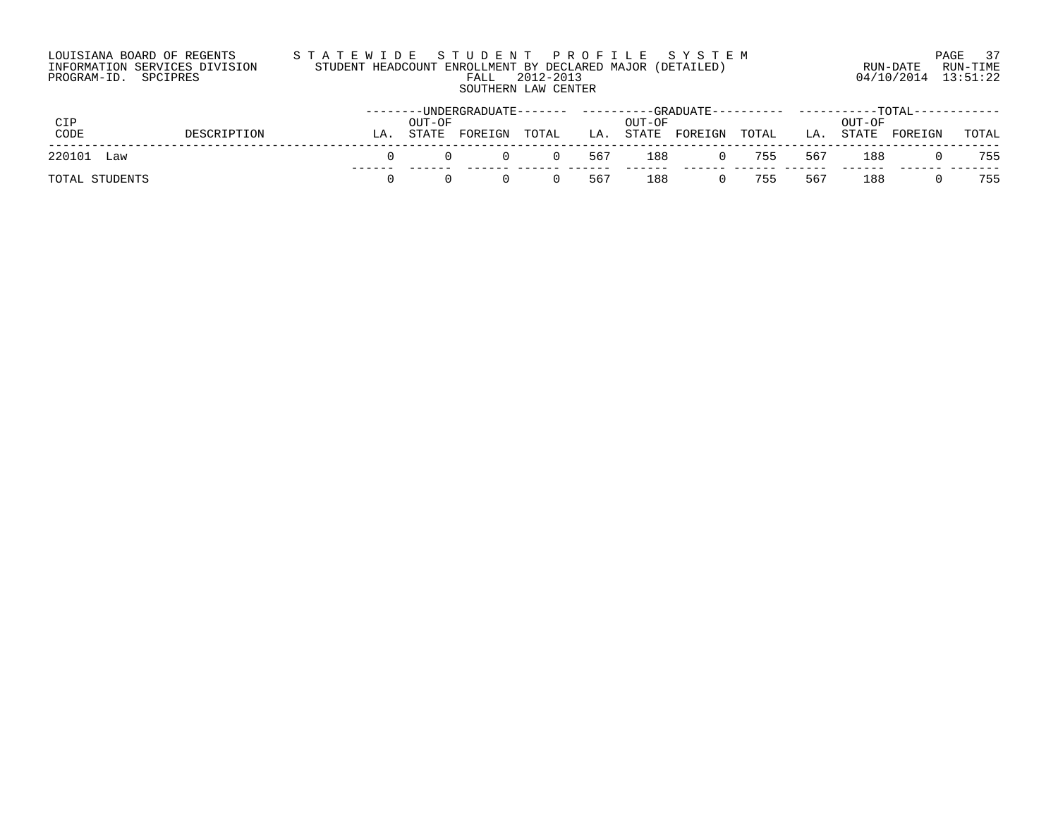LOUISIANA BOARD OF REGENTS
INFORMATION SERVICES DIVISION
PROGRAM-ID. SPCIPRES

# STATEWIDE STUDENT PROFILE SYSTEM

STUDENT HEADCOUNT ENROLLMENT BY DECLARED MAJOR (DETAILED)
FALL 2012-2013
SOUTHERN LAW CENTER

RUN-DATE 04/10/2014 RUN-TIME 13:51:22

| CIP CODE | DESCRIPTION | UNDERGRADUATE | | | | GRADUATE | | | | TOTAL | | | |
|---|---|---|---|---|---|---|---|---|---|---|---|---|---|
| | | LA. | OUT-OF STATE | FOREIGN | TOTAL | LA. | OUT-OF STATE | FOREIGN | TOTAL | LA. | OUT-OF STATE | FOREIGN | TOTAL |
| 220101 | Law | 0 | 0 | 0 | 0 | 567 | 188 | 0 | 755 | 567 | 188 | 0 | 755 |
| TOTAL STUDENTS | | 0 | 0 | 0 | 0 | 567 | 188 | 0 | 755 | 567 | 188 | 0 | 755 |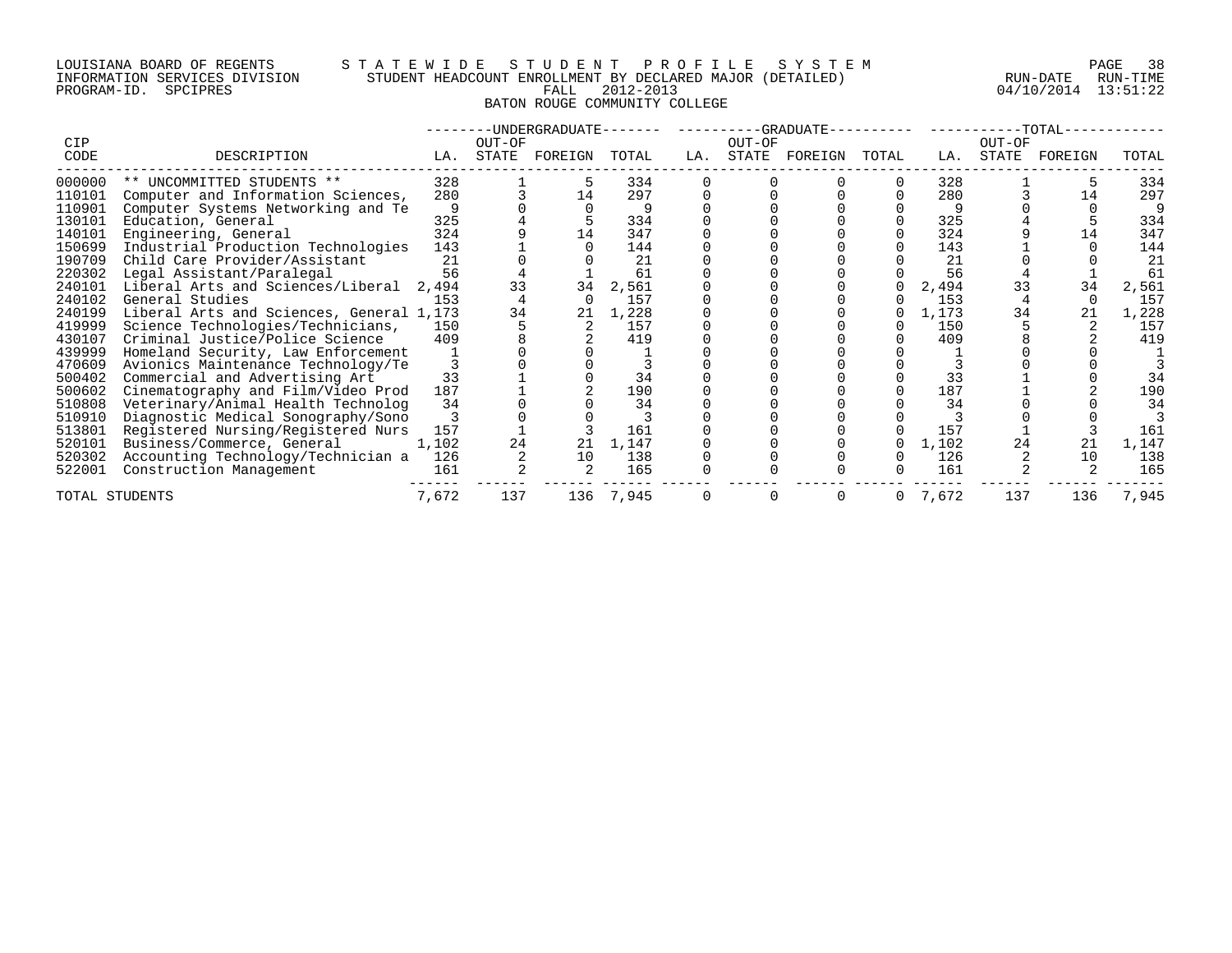LOUISIANA BOARD OF REGENTS — STATEWIDE STUDENT PROFILE SYSTEM
INFORMATION SERVICES DIVISION — STUDENT HEADCOUNT ENROLLMENT BY DECLARED MAJOR (DETAILED)
PROGRAM-ID. SPCIPRES — FALL 2012-2013 — RUN-DATE 04/10/2014 RUN-TIME 13:51:22

BATON ROUGE COMMUNITY COLLEGE

| CIP | | UNDERGRADUATE | | | | GRADUATE | | | | TOTAL | | | |
|---|---|---|---|---|---|---|---|---|---|---|---|---|---|
| CODE | DESCRIPTION | LA. | OUT-OF STATE | FOREIGN | TOTAL | LA. | OUT-OF STATE | FOREIGN | TOTAL | LA. | OUT-OF STATE | FOREIGN | TOTAL |
| 000000 | ** UNCOMMITTED STUDENTS ** | 328 | 1 | 5 | 334 | 0 | 0 | 0 | 0 | 328 | 1 | 5 | 334 |
| 110101 | Computer and Information Sciences, | 280 | 3 | 14 | 297 | 0 | 0 | 0 | 0 | 280 | 3 | 14 | 297 |
| 110901 | Computer Systems Networking and Te | 9 | 0 | 0 | 9 | 0 | 0 | 0 | 0 | 9 | 0 | 0 | 9 |
| 130101 | Education, General | 325 | 4 | 5 | 334 | 0 | 0 | 0 | 0 | 325 | 4 | 5 | 334 |
| 140101 | Engineering, General | 324 | 9 | 14 | 347 | 0 | 0 | 0 | 0 | 324 | 9 | 14 | 347 |
| 150699 | Industrial Production Technologies | 143 | 1 | 0 | 144 | 0 | 0 | 0 | 0 | 143 | 1 | 0 | 144 |
| 190709 | Child Care Provider/Assistant | 21 | 0 | 0 | 21 | 0 | 0 | 0 | 0 | 21 | 0 | 0 | 21 |
| 220302 | Legal Assistant/Paralegal | 56 | 4 | 1 | 61 | 0 | 0 | 0 | 0 | 56 | 4 | 1 | 61 |
| 240101 | Liberal Arts and Sciences/Liberal | 2,494 | 33 | 34 | 2,561 | 0 | 0 | 0 | 0 | 2,494 | 33 | 34 | 2,561 |
| 240102 | General Studies | 153 | 4 | 0 | 157 | 0 | 0 | 0 | 0 | 153 | 4 | 0 | 157 |
| 240199 | Liberal Arts and Sciences, General | 1,173 | 34 | 21 | 1,228 | 0 | 0 | 0 | 0 | 1,173 | 34 | 21 | 1,228 |
| 419999 | Science Technologies/Technicians, | 150 | 5 | 2 | 157 | 0 | 0 | 0 | 0 | 150 | 5 | 2 | 157 |
| 430107 | Criminal Justice/Police Science | 409 | 8 | 2 | 419 | 0 | 0 | 0 | 0 | 409 | 8 | 2 | 419 |
| 439999 | Homeland Security, Law Enforcement | 1 | 0 | 0 | 1 | 0 | 0 | 0 | 0 | 1 | 0 | 0 | 1 |
| 470609 | Avionics Maintenance Technology/Te | 3 | 0 | 0 | 3 | 0 | 0 | 0 | 0 | 3 | 0 | 0 | 3 |
| 500402 | Commercial and Advertising Art | 33 | 1 | 0 | 34 | 0 | 0 | 0 | 0 | 33 | 1 | 0 | 34 |
| 500602 | Cinematography and Film/Video Prod | 187 | 1 | 2 | 190 | 0 | 0 | 0 | 0 | 187 | 1 | 2 | 190 |
| 510808 | Veterinary/Animal Health Technolog | 34 | 0 | 0 | 34 | 0 | 0 | 0 | 0 | 34 | 0 | 0 | 34 |
| 510910 | Diagnostic Medical Sonography/Sono | 3 | 0 | 0 | 3 | 0 | 0 | 0 | 0 | 3 | 0 | 0 | 3 |
| 513801 | Registered Nursing/Registered Nurs | 157 | 1 | 3 | 161 | 0 | 0 | 0 | 0 | 157 | 1 | 3 | 161 |
| 520101 | Business/Commerce, General | 1,102 | 24 | 21 | 1,147 | 0 | 0 | 0 | 0 | 1,102 | 24 | 21 | 1,147 |
| 520302 | Accounting Technology/Technician a | 126 | 2 | 10 | 138 | 0 | 0 | 0 | 0 | 126 | 2 | 10 | 138 |
| 522001 | Construction Management | 161 | 2 | 2 | 165 | 0 | 0 | 0 | 0 | 161 | 2 | 2 | 165 |
| TOTAL STUDENTS | | 7,672 | 137 | 136 | 7,945 | 0 | 0 | 0 | 0 | 7,672 | 137 | 136 | 7,945 |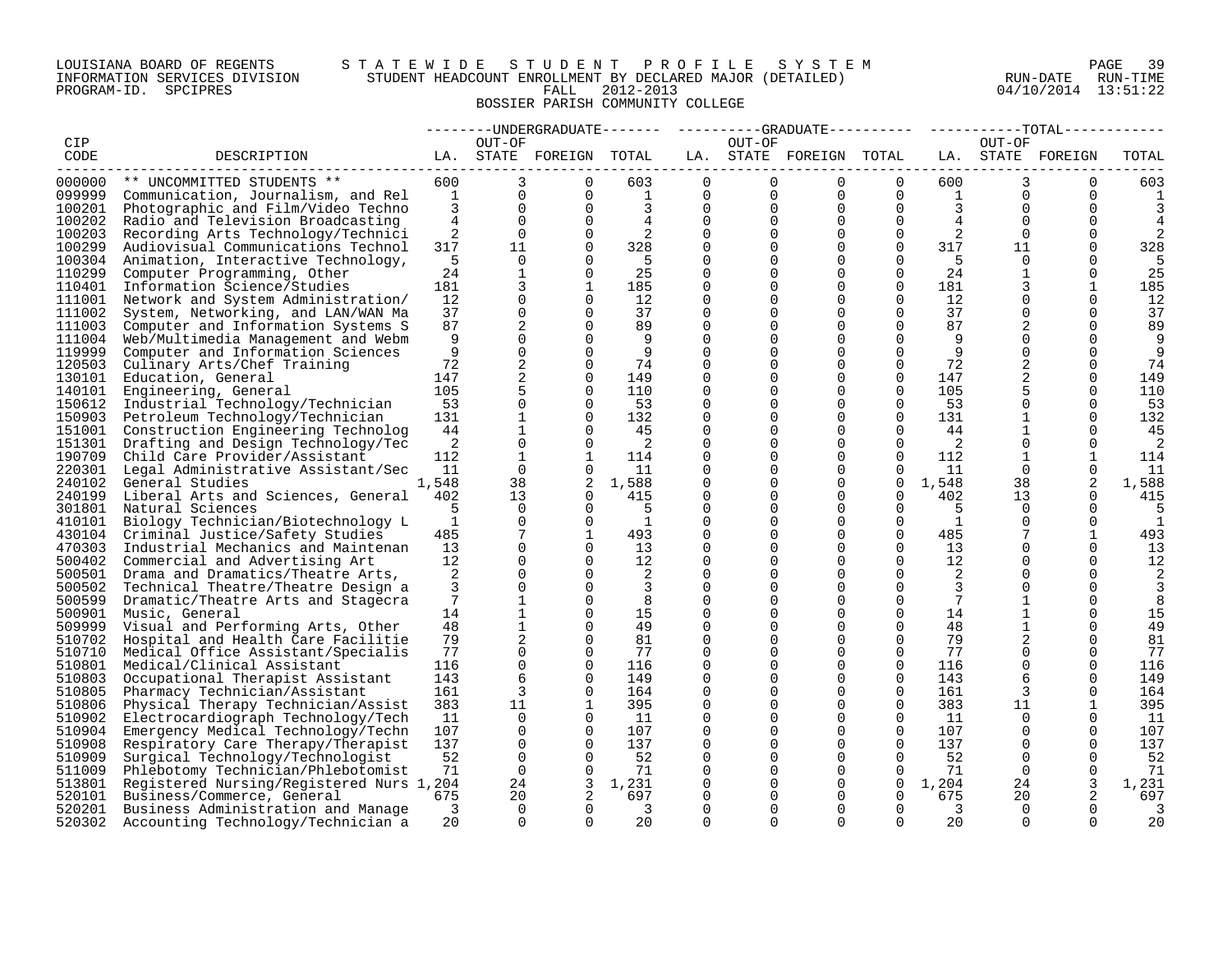LOUISIANA BOARD OF REGENTS — STATEWIDE STUDENT PROFILE SYSTEM
INFORMATION SERVICES DIVISION — STUDENT HEADCOUNT ENROLLMENT BY DECLARED MAJOR (DETAILED)
PROGRAM-ID. SPCIPRES — FALL 2012-2013 — RUN-DATE 04/10/2014 RUN-TIME 13:51:22

BOSSIER PARISH COMMUNITY COLLEGE

| CIP CODE | DESCRIPTION | UNDERGRADUATE LA. | UNDERGRADUATE OUT-OF STATE | UNDERGRADUATE FOREIGN | UNDERGRADUATE TOTAL | GRADUATE LA. | GRADUATE OUT-OF STATE | GRADUATE FOREIGN | GRADUATE TOTAL | TOTAL LA. | TOTAL OUT-OF STATE | TOTAL FOREIGN | TOTAL |
|---|---|---|---|---|---|---|---|---|---|---|---|---|---|
| 000000 | ** UNCOMMITTED STUDENTS ** | 600 | 3 | 0 | 603 | 0 | 0 | 0 | 0 | 600 | 3 | 0 | 603 |
| 099999 | Communication, Journalism, and Rel | 1 | 0 | 0 | 1 | 0 | 0 | 0 | 0 | 1 | 0 | 0 | 1 |
| 100201 | Photographic and Film/Video Techno | 3 | 0 | 0 | 3 | 0 | 0 | 0 | 0 | 3 | 0 | 0 | 3 |
| 100202 | Radio and Television Broadcasting | 4 | 0 | 0 | 4 | 0 | 0 | 0 | 0 | 4 | 0 | 0 | 4 |
| 100203 | Recording Arts Technology/Technici | 2 | 0 | 0 | 2 | 0 | 0 | 0 | 0 | 2 | 0 | 0 | 2 |
| 100299 | Audiovisual Communications Technol | 317 | 11 | 0 | 328 | 0 | 0 | 0 | 0 | 317 | 11 | 0 | 328 |
| 100304 | Animation, Interactive Technology, | 5 | 0 | 0 | 5 | 0 | 0 | 0 | 0 | 5 | 0 | 0 | 5 |
| 110299 | Computer Programming, Other | 24 | 1 | 0 | 25 | 0 | 0 | 0 | 0 | 24 | 1 | 0 | 25 |
| 110401 | Information Science/Studies | 181 | 3 | 1 | 185 | 0 | 0 | 0 | 0 | 181 | 3 | 1 | 185 |
| 111001 | Network and System Administration/ | 12 | 0 | 0 | 12 | 0 | 0 | 0 | 0 | 12 | 0 | 0 | 12 |
| 111002 | System, Networking, and LAN/WAN Ma | 37 | 0 | 0 | 37 | 0 | 0 | 0 | 0 | 37 | 0 | 0 | 37 |
| 111003 | Computer and Information Systems S | 87 | 2 | 0 | 89 | 0 | 0 | 0 | 0 | 87 | 2 | 0 | 89 |
| 111004 | Web/Multimedia Management and Webm | 9 | 0 | 0 | 9 | 0 | 0 | 0 | 0 | 9 | 0 | 0 | 9 |
| 119999 | Computer and Information Sciences | 9 | 0 | 0 | 9 | 0 | 0 | 0 | 0 | 9 | 0 | 0 | 9 |
| 120503 | Culinary Arts/Chef Training | 72 | 2 | 0 | 74 | 0 | 0 | 0 | 0 | 72 | 2 | 0 | 74 |
| 130101 | Education, General | 147 | 2 | 0 | 149 | 0 | 0 | 0 | 0 | 147 | 2 | 0 | 149 |
| 140101 | Engineering, General | 105 | 5 | 0 | 110 | 0 | 0 | 0 | 0 | 105 | 5 | 0 | 110 |
| 150612 | Industrial Technology/Technician | 53 | 0 | 0 | 53 | 0 | 0 | 0 | 0 | 53 | 0 | 0 | 53 |
| 150903 | Petroleum Technology/Technician | 131 | 1 | 0 | 132 | 0 | 0 | 0 | 0 | 131 | 1 | 0 | 132 |
| 151001 | Construction Engineering Technolog | 44 | 1 | 0 | 45 | 0 | 0 | 0 | 0 | 44 | 1 | 0 | 45 |
| 151301 | Drafting and Design Technology/Tec | 2 | 0 | 0 | 2 | 0 | 0 | 0 | 0 | 2 | 0 | 0 | 2 |
| 190709 | Child Care Provider/Assistant | 112 | 1 | 1 | 114 | 0 | 0 | 0 | 0 | 112 | 1 | 1 | 114 |
| 220301 | Legal Administrative Assistant/Sec | 11 | 0 | 0 | 11 | 0 | 0 | 0 | 0 | 11 | 0 | 0 | 11 |
| 240102 | General Studies | 1,548 | 38 | 2 | 1,588 | 0 | 0 | 0 | 0 | 1,548 | 38 | 2 | 1,588 |
| 240199 | Liberal Arts and Sciences, General | 402 | 13 | 0 | 415 | 0 | 0 | 0 | 0 | 402 | 13 | 0 | 415 |
| 301801 | Natural Sciences | 5 | 0 | 0 | 5 | 0 | 0 | 0 | 0 | 5 | 0 | 0 | 5 |
| 410101 | Biology Technician/Biotechnology L | 1 | 0 | 0 | 1 | 0 | 0 | 0 | 0 | 1 | 0 | 0 | 1 |
| 430104 | Criminal Justice/Safety Studies | 485 | 7 | 1 | 493 | 0 | 0 | 0 | 0 | 485 | 7 | 1 | 493 |
| 470303 | Industrial Mechanics and Maintenan | 13 | 0 | 0 | 13 | 0 | 0 | 0 | 0 | 13 | 0 | 0 | 13 |
| 500402 | Commercial and Advertising Art | 12 | 0 | 0 | 12 | 0 | 0 | 0 | 0 | 12 | 0 | 0 | 12 |
| 500501 | Drama and Dramatics/Theatre Arts, | 2 | 0 | 0 | 2 | 0 | 0 | 0 | 0 | 2 | 0 | 0 | 2 |
| 500502 | Technical Theatre/Theatre Design a | 3 | 0 | 0 | 3 | 0 | 0 | 0 | 0 | 3 | 0 | 0 | 3 |
| 500599 | Dramatic/Theatre Arts and Stagecra | 7 | 1 | 0 | 8 | 0 | 0 | 0 | 0 | 7 | 1 | 0 | 8 |
| 500901 | Music, General | 14 | 1 | 0 | 15 | 0 | 0 | 0 | 0 | 14 | 1 | 0 | 15 |
| 509999 | Visual and Performing Arts, Other | 48 | 1 | 0 | 49 | 0 | 0 | 0 | 0 | 48 | 1 | 0 | 49 |
| 510702 | Hospital and Health Care Facilitie | 79 | 2 | 0 | 81 | 0 | 0 | 0 | 0 | 79 | 2 | 0 | 81 |
| 510710 | Medical Office Assistant/Specialis | 77 | 0 | 0 | 77 | 0 | 0 | 0 | 0 | 77 | 0 | 0 | 77 |
| 510801 | Medical/Clinical Assistant | 116 | 0 | 0 | 116 | 0 | 0 | 0 | 0 | 116 | 0 | 0 | 116 |
| 510803 | Occupational Therapist Assistant | 143 | 6 | 0 | 149 | 0 | 0 | 0 | 0 | 143 | 6 | 0 | 149 |
| 510805 | Pharmacy Technician/Assistant | 161 | 3 | 0 | 164 | 0 | 0 | 0 | 0 | 161 | 3 | 0 | 164 |
| 510806 | Physical Therapy Technician/Assist | 383 | 11 | 1 | 395 | 0 | 0 | 0 | 0 | 383 | 11 | 1 | 395 |
| 510902 | Electrocardiograph Technology/Tech | 11 | 0 | 0 | 11 | 0 | 0 | 0 | 0 | 11 | 0 | 0 | 11 |
| 510904 | Emergency Medical Technology/Techn | 107 | 0 | 0 | 107 | 0 | 0 | 0 | 0 | 107 | 0 | 0 | 107 |
| 510908 | Respiratory Care Therapy/Therapist | 137 | 0 | 0 | 137 | 0 | 0 | 0 | 0 | 137 | 0 | 0 | 137 |
| 510909 | Surgical Technology/Technologist | 52 | 0 | 0 | 52 | 0 | 0 | 0 | 0 | 52 | 0 | 0 | 52 |
| 511009 | Phlebotomy Technician/Phlebotomist | 71 | 0 | 0 | 71 | 0 | 0 | 0 | 0 | 71 | 0 | 0 | 71 |
| 513801 | Registered Nursing/Registered Nurs | 1,204 | 24 | 3 | 1,231 | 0 | 0 | 0 | 0 | 1,204 | 24 | 3 | 1,231 |
| 520101 | Business/Commerce, General | 675 | 20 | 2 | 697 | 0 | 0 | 0 | 0 | 675 | 20 | 2 | 697 |
| 520201 | Business Administration and Manage | 3 | 0 | 0 | 3 | 0 | 0 | 0 | 0 | 3 | 0 | 0 | 3 |
| 520302 | Accounting Technology/Technician a | 20 | 0 | 0 | 20 | 0 | 0 | 0 | 0 | 20 | 0 | 0 | 20 |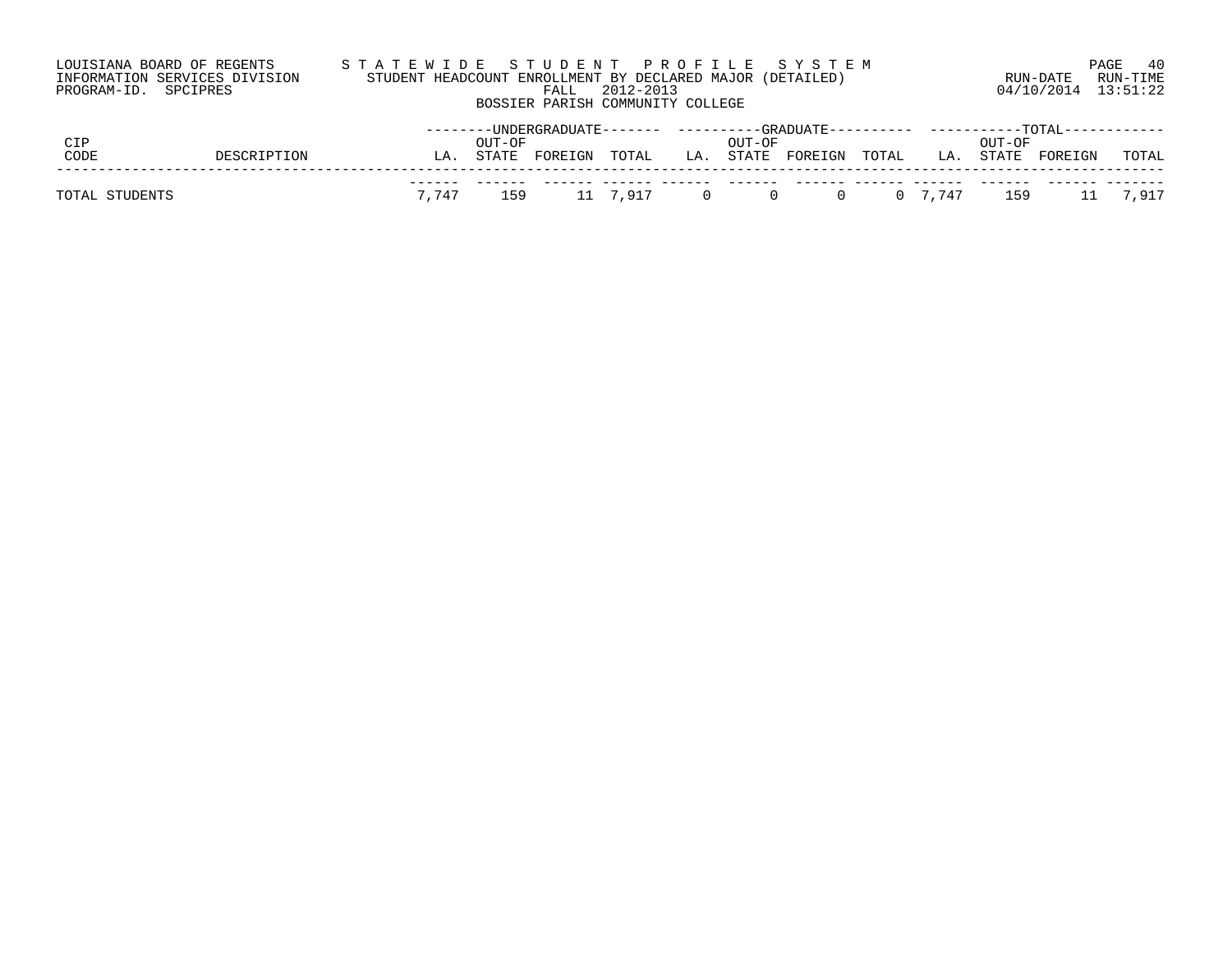LOUISIANA BOARD OF REGENTS — STATEWIDE STUDENT PROFILE SYSTEM
INFORMATION SERVICES DIVISION — STUDENT HEADCOUNT ENROLLMENT BY DECLARED MAJOR (DETAILED)
PROGRAM-ID. SPCIPRES — FALL 2012-2013 — RUN-DATE 04/10/2014 RUN-TIME 13:51:22

BOSSIER PARISH COMMUNITY COLLEGE

| CIP CODE | DESCRIPTION | UNDERGRADUATE | | | | GRADUATE | | | | TOTAL | | | |
|---|---|---|---|---|---|---|---|---|---|---|---|---|---|
| | | LA. | OUT-OF STATE | FOREIGN | TOTAL | LA. | OUT-OF STATE | FOREIGN | TOTAL | LA. | OUT-OF STATE | FOREIGN | TOTAL |
| TOTAL STUDENTS | | 7,747 | 159 | 11 | 7,917 | 0 | 0 | 0 | 0 | 7,747 | 159 | 11 | 7,917 |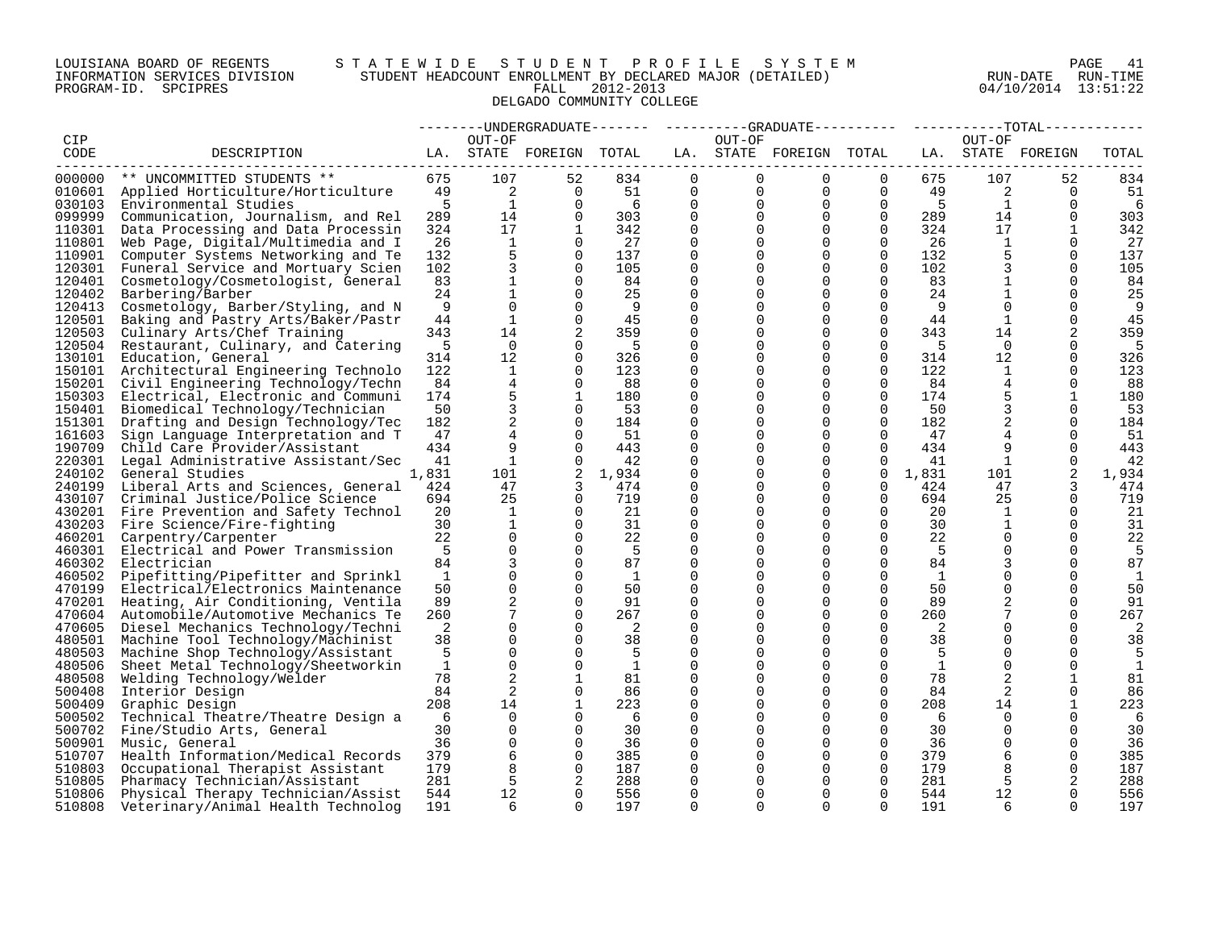LOUISIANA BOARD OF REGENTS
INFORMATION SERVICES DIVISION
PROGRAM-ID. SPCIPRES

STATEWIDE STUDENT PROFILE SYSTEM
STUDENT HEADCOUNT ENROLLMENT BY DECLARED MAJOR (DETAILED)
FALL 2012-2013
DELGADO COMMUNITY COLLEGE

RUN-DATE 04/10/2014 RUN-TIME 13:51:22

| CIP CODE | DESCRIPTION | UNDERGRADUATE LA. | UNDERGRADUATE OUT-OF STATE | UNDERGRADUATE FOREIGN | UNDERGRADUATE TOTAL | GRADUATE LA. | GRADUATE OUT-OF STATE | GRADUATE FOREIGN | GRADUATE TOTAL | TOTAL LA. | TOTAL OUT-OF STATE | TOTAL FOREIGN | TOTAL |
|---|---|---|---|---|---|---|---|---|---|---|---|---|---|
| 000000 | ** UNCOMMITTED STUDENTS ** | 675 | 107 | 52 | 834 | 0 | 0 | 0 | 0 | 675 | 107 | 52 | 834 |
| 010601 | Applied Horticulture/Horticulture | 49 | 2 | 0 | 51 | 0 | 0 | 0 | 0 | 49 | 2 | 0 | 51 |
| 030103 | Environmental Studies | 5 | 1 | 0 | 6 | 0 | 0 | 0 | 0 | 5 | 1 | 0 | 6 |
| 099999 | Communication, Journalism, and Rel | 289 | 14 | 0 | 303 | 0 | 0 | 0 | 0 | 289 | 14 | 0 | 303 |
| 110301 | Data Processing and Data Processin | 324 | 17 | 1 | 342 | 0 | 0 | 0 | 0 | 324 | 17 | 1 | 342 |
| 110801 | Web Page, Digital/Multimedia and I | 26 | 1 | 0 | 27 | 0 | 0 | 0 | 0 | 26 | 1 | 0 | 27 |
| 110901 | Computer Systems Networking and Te | 132 | 5 | 0 | 137 | 0 | 0 | 0 | 0 | 132 | 5 | 0 | 137 |
| 120301 | Funeral Service and Mortuary Scien | 102 | 3 | 0 | 105 | 0 | 0 | 0 | 0 | 102 | 3 | 0 | 105 |
| 120401 | Cosmetology/Cosmetologist, General | 83 | 1 | 0 | 84 | 0 | 0 | 0 | 0 | 83 | 1 | 0 | 84 |
| 120402 | Barbering/Barber | 24 | 1 | 0 | 25 | 0 | 0 | 0 | 0 | 24 | 1 | 0 | 25 |
| 120413 | Cosmetology, Barber/Styling, and N | 9 | 0 | 0 | 9 | 0 | 0 | 0 | 0 | 9 | 0 | 0 | 9 |
| 120501 | Baking and Pastry Arts/Baker/Pastr | 44 | 1 | 0 | 45 | 0 | 0 | 0 | 0 | 44 | 1 | 0 | 45 |
| 120503 | Culinary Arts/Chef Training | 343 | 14 | 2 | 359 | 0 | 0 | 0 | 0 | 343 | 14 | 2 | 359 |
| 120504 | Restaurant, Culinary, and Catering | 5 | 0 | 0 | 5 | 0 | 0 | 0 | 0 | 5 | 0 | 0 | 5 |
| 130101 | Education, General | 314 | 12 | 0 | 326 | 0 | 0 | 0 | 0 | 314 | 12 | 0 | 326 |
| 150101 | Architectural Engineering Technolo | 122 | 1 | 0 | 123 | 0 | 0 | 0 | 0 | 122 | 1 | 0 | 123 |
| 150201 | Civil Engineering Technology/Techn | 84 | 4 | 0 | 88 | 0 | 0 | 0 | 0 | 84 | 4 | 0 | 88 |
| 150303 | Electrical, Electronic and Communi | 174 | 5 | 1 | 180 | 0 | 0 | 0 | 0 | 174 | 5 | 1 | 180 |
| 150401 | Biomedical Technology/Technician | 50 | 3 | 0 | 53 | 0 | 0 | 0 | 0 | 50 | 3 | 0 | 53 |
| 151301 | Drafting and Design Technology/Tec | 182 | 2 | 0 | 184 | 0 | 0 | 0 | 0 | 182 | 2 | 0 | 184 |
| 161603 | Sign Language Interpretation and T | 47 | 4 | 0 | 51 | 0 | 0 | 0 | 0 | 47 | 4 | 0 | 51 |
| 190709 | Child Care Provider/Assistant | 434 | 9 | 0 | 443 | 0 | 0 | 0 | 0 | 434 | 9 | 0 | 443 |
| 220301 | Legal Administrative Assistant/Sec | 41 | 1 | 0 | 42 | 0 | 0 | 0 | 0 | 41 | 1 | 0 | 42 |
| 240102 | General Studies | 1,831 | 101 | 2 | 1,934 | 0 | 0 | 0 | 0 | 1,831 | 101 | 2 | 1,934 |
| 240199 | Liberal Arts and Sciences, General | 424 | 47 | 3 | 474 | 0 | 0 | 0 | 0 | 424 | 47 | 3 | 474 |
| 430107 | Criminal Justice/Police Science | 694 | 25 | 0 | 719 | 0 | 0 | 0 | 0 | 694 | 25 | 0 | 719 |
| 430201 | Fire Prevention and Safety Technol | 20 | 1 | 0 | 21 | 0 | 0 | 0 | 0 | 20 | 1 | 0 | 21 |
| 430203 | Fire Science/Fire-fighting | 30 | 1 | 0 | 31 | 0 | 0 | 0 | 0 | 30 | 1 | 0 | 31 |
| 460201 | Carpentry/Carpenter | 22 | 0 | 0 | 22 | 0 | 0 | 0 | 0 | 22 | 0 | 0 | 22 |
| 460301 | Electrical and Power Transmission | 5 | 0 | 0 | 5 | 0 | 0 | 0 | 0 | 5 | 0 | 0 | 5 |
| 460302 | Electrician | 84 | 3 | 0 | 87 | 0 | 0 | 0 | 0 | 84 | 3 | 0 | 87 |
| 460502 | Pipefitting/Pipefitter and Sprinkl | 1 | 0 | 0 | 1 | 0 | 0 | 0 | 0 | 1 | 0 | 0 | 1 |
| 470199 | Electrical/Electronics Maintenance | 50 | 0 | 0 | 50 | 0 | 0 | 0 | 0 | 50 | 0 | 0 | 50 |
| 470201 | Heating, Air Conditioning, Ventila | 89 | 2 | 0 | 91 | 0 | 0 | 0 | 0 | 89 | 2 | 0 | 91 |
| 470604 | Automobile/Automotive Mechanics Te | 260 | 7 | 0 | 267 | 0 | 0 | 0 | 0 | 260 | 7 | 0 | 267 |
| 470605 | Diesel Mechanics Technology/Techni | 2 | 0 | 0 | 2 | 0 | 0 | 0 | 0 | 2 | 0 | 0 | 2 |
| 480501 | Machine Tool Technology/Machinist | 38 | 0 | 0 | 38 | 0 | 0 | 0 | 0 | 38 | 0 | 0 | 38 |
| 480503 | Machine Shop Technology/Assistant | 5 | 0 | 0 | 5 | 0 | 0 | 0 | 0 | 5 | 0 | 0 | 5 |
| 480506 | Sheet Metal Technology/Sheetworkin | 1 | 0 | 0 | 1 | 0 | 0 | 0 | 0 | 1 | 0 | 0 | 1 |
| 480508 | Welding Technology/Welder | 78 | 2 | 1 | 81 | 0 | 0 | 0 | 0 | 78 | 2 | 1 | 81 |
| 500408 | Interior Design | 84 | 2 | 0 | 86 | 0 | 0 | 0 | 0 | 84 | 2 | 0 | 86 |
| 500409 | Graphic Design | 208 | 14 | 1 | 223 | 0 | 0 | 0 | 0 | 208 | 14 | 1 | 223 |
| 500502 | Technical Theatre/Theatre Design a | 6 | 0 | 0 | 6 | 0 | 0 | 0 | 0 | 6 | 0 | 0 | 6 |
| 500702 | Fine/Studio Arts, General | 30 | 0 | 0 | 30 | 0 | 0 | 0 | 0 | 30 | 0 | 0 | 30 |
| 500901 | Music, General | 36 | 0 | 0 | 36 | 0 | 0 | 0 | 0 | 36 | 0 | 0 | 36 |
| 510707 | Health Information/Medical Records | 379 | 6 | 0 | 385 | 0 | 0 | 0 | 0 | 379 | 6 | 0 | 385 |
| 510803 | Occupational Therapist Assistant | 179 | 8 | 0 | 187 | 0 | 0 | 0 | 0 | 179 | 8 | 0 | 187 |
| 510805 | Pharmacy Technician/Assistant | 281 | 5 | 2 | 288 | 0 | 0 | 0 | 0 | 281 | 5 | 2 | 288 |
| 510806 | Physical Therapy Technician/Assist | 544 | 12 | 0 | 556 | 0 | 0 | 0 | 0 | 544 | 12 | 0 | 556 |
| 510808 | Veterinary/Animal Health Technolog | 191 | 6 | 0 | 197 | 0 | 0 | 0 | 0 | 191 | 6 | 0 | 197 |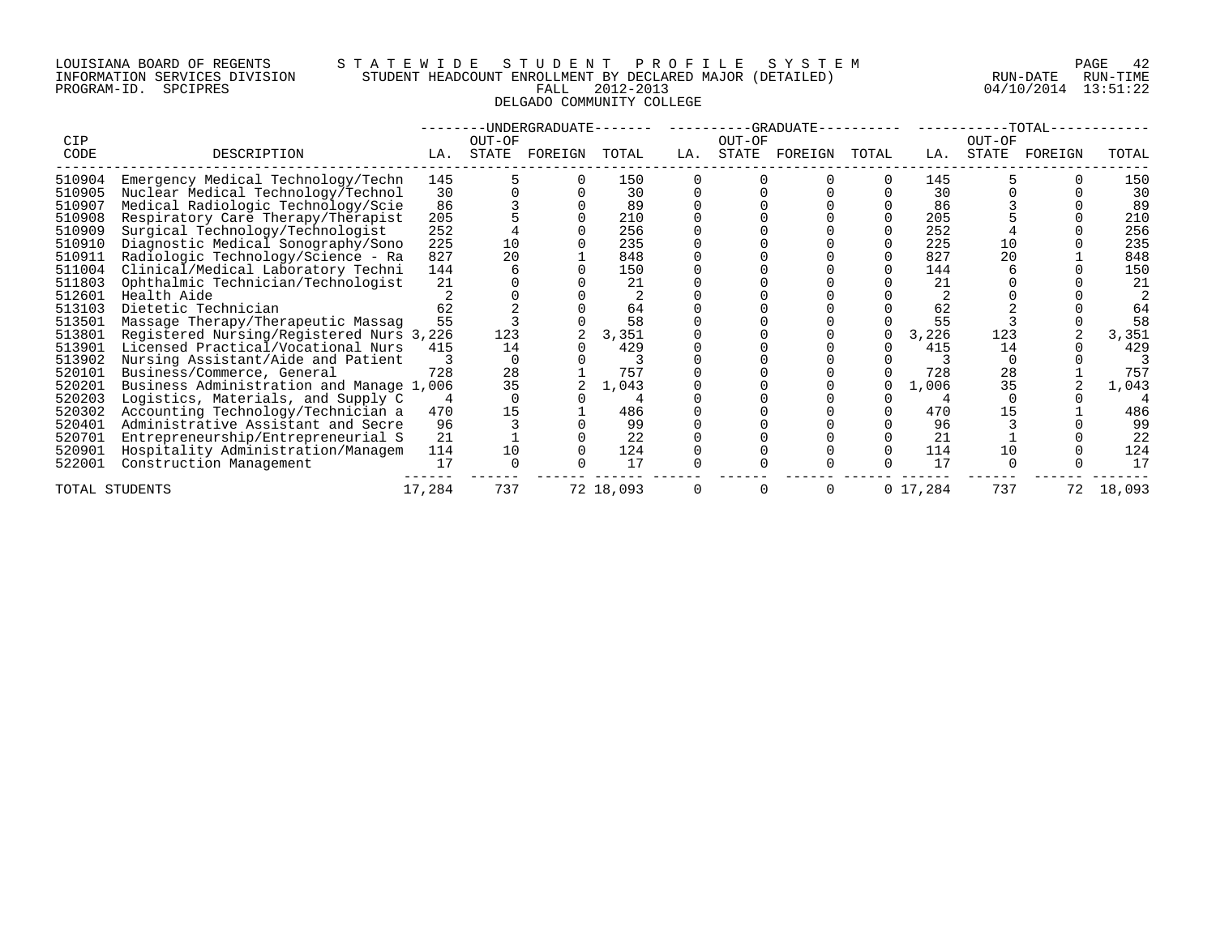LOUISIANA BOARD OF REGENTS — STATEWIDE STUDENT PROFILE SYSTEM
INFORMATION SERVICES DIVISION — STUDENT HEADCOUNT ENROLLMENT BY DECLARED MAJOR (DETAILED) — RUN-DATE 04/10/2014 RUN-TIME 13:51:22
PROGRAM-ID. SPCIPRES — FALL 2012-2013

DELGADO COMMUNITY COLLEGE

| CIP CODE | DESCRIPTION | UNDERGRADUATE LA. | UNDERGRADUATE OUT-OF STATE | UNDERGRADUATE FOREIGN | UNDERGRADUATE TOTAL | GRADUATE LA. | GRADUATE OUT-OF STATE | GRADUATE FOREIGN | GRADUATE TOTAL | TOTAL LA. | TOTAL OUT-OF STATE | TOTAL FOREIGN | TOTAL |
|---|---|---|---|---|---|---|---|---|---|---|---|---|---|
| 510904 | Emergency Medical Technology/Techn | 145 | 5 | 0 | 150 | 0 | 0 | 0 | 0 | 145 | 5 | 0 | 150 |
| 510905 | Nuclear Medical Technology/Technol | 30 | 0 | 0 | 30 | 0 | 0 | 0 | 0 | 30 | 0 | 0 | 30 |
| 510907 | Medical Radiologic Technology/Scie | 86 | 3 | 0 | 89 | 0 | 0 | 0 | 0 | 86 | 3 | 0 | 89 |
| 510908 | Respiratory Care Therapy/Therapist | 205 | 5 | 0 | 210 | 0 | 0 | 0 | 0 | 205 | 5 | 0 | 210 |
| 510909 | Surgical Technology/Technologist | 252 | 4 | 0 | 256 | 0 | 0 | 0 | 0 | 252 | 4 | 0 | 256 |
| 510910 | Diagnostic Medical Sonography/Sono | 225 | 10 | 0 | 235 | 0 | 0 | 0 | 0 | 225 | 10 | 0 | 235 |
| 510911 | Radiologic Technology/Science - Ra | 827 | 20 | 1 | 848 | 0 | 0 | 0 | 0 | 827 | 20 | 1 | 848 |
| 511004 | Clinical/Medical Laboratory Techni | 144 | 6 | 0 | 150 | 0 | 0 | 0 | 0 | 144 | 6 | 0 | 150 |
| 511803 | Ophthalmic Technician/Technologist | 21 | 0 | 0 | 21 | 0 | 0 | 0 | 0 | 21 | 0 | 0 | 21 |
| 512601 | Health Aide | 2 | 0 | 0 | 2 | 0 | 0 | 0 | 0 | 2 | 0 | 0 | 2 |
| 513103 | Dietetic Technician | 62 | 2 | 0 | 64 | 0 | 0 | 0 | 0 | 62 | 2 | 0 | 64 |
| 513501 | Massage Therapy/Therapeutic Massag | 55 | 3 | 0 | 58 | 0 | 0 | 0 | 0 | 55 | 3 | 0 | 58 |
| 513801 | Registered Nursing/Registered Nurs | 3,226 | 123 | 2 | 3,351 | 0 | 0 | 0 | 0 | 3,226 | 123 | 2 | 3,351 |
| 513901 | Licensed Practical/Vocational Nurs | 415 | 14 | 0 | 429 | 0 | 0 | 0 | 0 | 415 | 14 | 0 | 429 |
| 513902 | Nursing Assistant/Aide and Patient | 3 | 0 | 0 | 3 | 0 | 0 | 0 | 0 | 3 | 0 | 0 | 3 |
| 520101 | Business/Commerce, General | 728 | 28 | 1 | 757 | 0 | 0 | 0 | 0 | 728 | 28 | 1 | 757 |
| 520201 | Business Administration and Manage | 1,006 | 35 | 2 | 1,043 | 0 | 0 | 0 | 0 | 1,006 | 35 | 2 | 1,043 |
| 520203 | Logistics, Materials, and Supply C | 4 | 0 | 0 | 4 | 0 | 0 | 0 | 0 | 4 | 0 | 0 | 4 |
| 520302 | Accounting Technology/Technician a | 470 | 15 | 1 | 486 | 0 | 0 | 0 | 0 | 470 | 15 | 1 | 486 |
| 520401 | Administrative Assistant and Secre | 96 | 3 | 0 | 99 | 0 | 0 | 0 | 0 | 96 | 3 | 0 | 99 |
| 520701 | Entrepreneurship/Entrepreneurial S | 21 | 1 | 0 | 22 | 0 | 0 | 0 | 0 | 21 | 1 | 0 | 22 |
| 520901 | Hospitality Administration/Managem | 114 | 10 | 0 | 124 | 0 | 0 | 0 | 0 | 114 | 10 | 0 | 124 |
| 522001 | Construction Management | 17 | 0 | 0 | 17 | 0 | 0 | 0 | 0 | 17 | 0 | 0 | 17 |
| TOTAL STUDENTS | | 17,284 | 737 | 72 | 18,093 | 0 | 0 | 0 | 0 | 17,284 | 737 | 72 | 18,093 |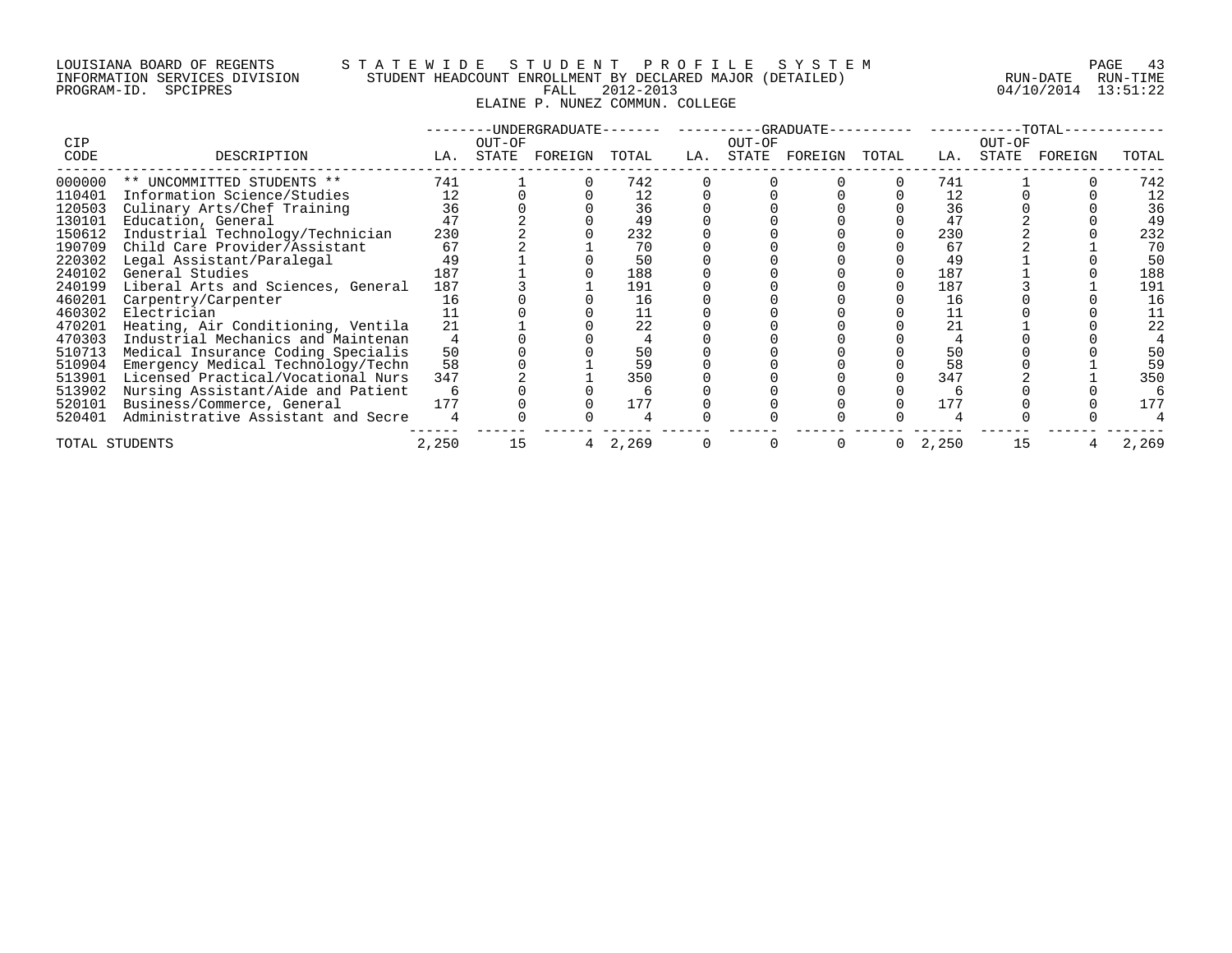LOUISIANA BOARD OF REGENTS — STATEWIDE STUDENT PROFILE SYSTEM
INFORMATION SERVICES DIVISION — STUDENT HEADCOUNT ENROLLMENT BY DECLARED MAJOR (DETAILED)
PROGRAM-ID. SPCIPRES — FALL 2012-2013 — RUN-DATE 04/10/2014 RUN-TIME 13:51:22

## ELAINE P. NUNEZ COMMUN. COLLEGE

| CIP CODE | DESCRIPTION | UNDERGRADUATE LA. | UNDERGRADUATE OUT-OF STATE | UNDERGRADUATE FOREIGN | UNDERGRADUATE TOTAL | GRADUATE LA. | GRADUATE OUT-OF STATE | GRADUATE FOREIGN | GRADUATE TOTAL | TOTAL LA. | TOTAL OUT-OF STATE | TOTAL FOREIGN | TOTAL TOTAL |
|---|---|---|---|---|---|---|---|---|---|---|---|---|---|
| 000000 | ** UNCOMMITTED STUDENTS ** | 741 | 1 | 0 | 742 | 0 | 0 | 0 | 0 | 741 | 1 | 0 | 742 |
| 110401 | Information Science/Studies | 12 | 0 | 0 | 12 | 0 | 0 | 0 | 0 | 12 | 0 | 0 | 12 |
| 120503 | Culinary Arts/Chef Training | 36 | 0 | 0 | 36 | 0 | 0 | 0 | 0 | 36 | 0 | 0 | 36 |
| 130101 | Education, General | 47 | 2 | 0 | 49 | 0 | 0 | 0 | 0 | 47 | 2 | 0 | 49 |
| 150612 | Industrial Technology/Technician | 230 | 2 | 0 | 232 | 0 | 0 | 0 | 0 | 230 | 2 | 0 | 232 |
| 190709 | Child Care Provider/Assistant | 67 | 2 | 1 | 70 | 0 | 0 | 0 | 0 | 67 | 2 | 1 | 70 |
| 220302 | Legal Assistant/Paralegal | 49 | 1 | 0 | 50 | 0 | 0 | 0 | 0 | 49 | 1 | 0 | 50 |
| 240102 | General Studies | 187 | 1 | 0 | 188 | 0 | 0 | 0 | 0 | 187 | 1 | 0 | 188 |
| 240199 | Liberal Arts and Sciences, General | 187 | 3 | 1 | 191 | 0 | 0 | 0 | 0 | 187 | 3 | 1 | 191 |
| 460201 | Carpentry/Carpenter | 16 | 0 | 0 | 16 | 0 | 0 | 0 | 0 | 16 | 0 | 0 | 16 |
| 460302 | Electrician | 11 | 0 | 0 | 11 | 0 | 0 | 0 | 0 | 11 | 0 | 0 | 11 |
| 470201 | Heating, Air Conditioning, Ventila | 21 | 1 | 0 | 22 | 0 | 0 | 0 | 0 | 21 | 1 | 0 | 22 |
| 470303 | Industrial Mechanics and Maintenan | 4 | 0 | 0 | 4 | 0 | 0 | 0 | 0 | 4 | 0 | 0 | 4 |
| 510713 | Medical Insurance Coding Specialis | 50 | 0 | 0 | 50 | 0 | 0 | 0 | 0 | 50 | 0 | 0 | 50 |
| 510904 | Emergency Medical Technology/Techn | 58 | 0 | 1 | 59 | 0 | 0 | 0 | 0 | 58 | 0 | 1 | 59 |
| 513901 | Licensed Practical/Vocational Nurs | 347 | 2 | 1 | 350 | 0 | 0 | 0 | 0 | 347 | 2 | 1 | 350 |
| 513902 | Nursing Assistant/Aide and Patient | 6 | 0 | 0 | 6 | 0 | 0 | 0 | 0 | 6 | 0 | 0 | 6 |
| 520101 | Business/Commerce, General | 177 | 0 | 0 | 177 | 0 | 0 | 0 | 0 | 177 | 0 | 0 | 177 |
| 520401 | Administrative Assistant and Secre | 4 | 0 | 0 | 4 | 0 | 0 | 0 | 0 | 4 | 0 | 0 | 4 |
| TOTAL STUDENTS | | 2,250 | 15 | 4 | 2,269 | 0 | 0 | 0 | 0 | 2,250 | 15 | 4 | 2,269 |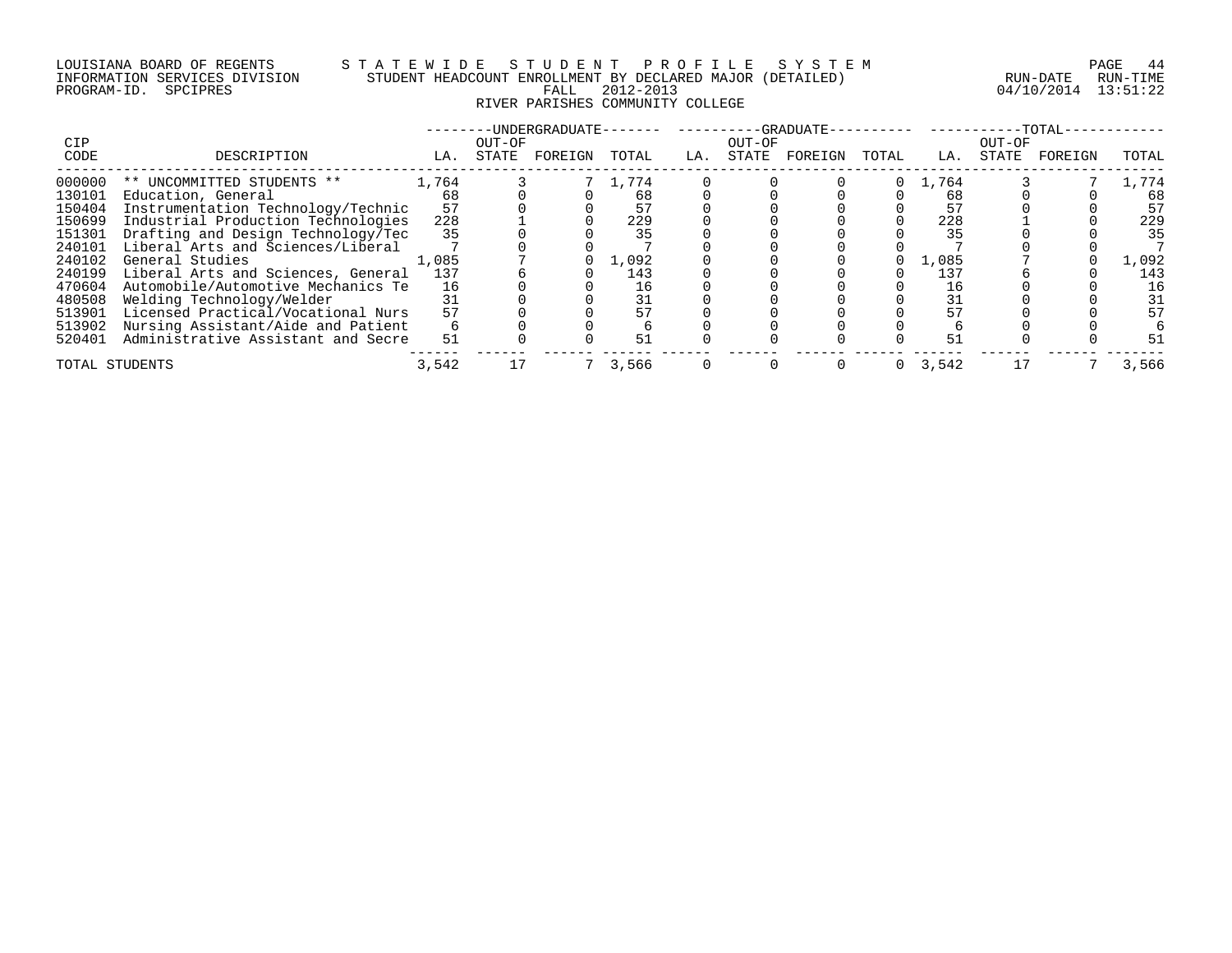LOUISIANA BOARD OF REGENTS — STATEWIDE STUDENT PROFILE SYSTEM
INFORMATION SERVICES DIVISION — STUDENT HEADCOUNT ENROLLMENT BY DECLARED MAJOR (DETAILED) — RUN-DATE 04/10/2014 RUN-TIME 13:51:22
PROGRAM-ID. SPCIPRES — FALL 2012-2013

RIVER PARISHES COMMUNITY COLLEGE

| CIP CODE | DESCRIPTION | UNDERGRADUATE LA. | | | | GRADUATE LA. | | | | TOTAL LA. | | | |
|---|---|---|---|---|---|---|---|---|---|---|---|---|---|
| | | LA. | OUT-OF STATE | FOREIGN | TOTAL | LA. | OUT-OF STATE | FOREIGN | TOTAL | LA. | OUT-OF STATE | FOREIGN | TOTAL |
| 000000 | ** UNCOMMITTED STUDENTS ** | 1,764 | 3 | 7 | 1,774 | 0 | 0 | 0 | 0 | 1,764 | 3 | 7 | 1,774 |
| 130101 | Education, General | 68 | 0 | 0 | 68 | 0 | 0 | 0 | 0 | 68 | 0 | 0 | 68 |
| 150404 | Instrumentation Technology/Technic | 57 | 0 | 0 | 57 | 0 | 0 | 0 | 0 | 57 | 0 | 0 | 57 |
| 150699 | Industrial Production Technologies | 228 | 1 | 0 | 229 | 0 | 0 | 0 | 0 | 228 | 1 | 0 | 229 |
| 151301 | Drafting and Design Technology/Tec | 35 | 0 | 0 | 35 | 0 | 0 | 0 | 0 | 35 | 0 | 0 | 35 |
| 240101 | Liberal Arts and Sciences/Liberal | 7 | 0 | 0 | 7 | 0 | 0 | 0 | 0 | 7 | 0 | 0 | 7 |
| 240102 | General Studies | 1,085 | 7 | 0 | 1,092 | 0 | 0 | 0 | 0 | 1,085 | 7 | 0 | 1,092 |
| 240199 | Liberal Arts and Sciences, General | 137 | 6 | 0 | 143 | 0 | 0 | 0 | 0 | 137 | 6 | 0 | 143 |
| 470604 | Automobile/Automotive Mechanics Te | 16 | 0 | 0 | 16 | 0 | 0 | 0 | 0 | 16 | 0 | 0 | 16 |
| 480508 | Welding Technology/Welder | 31 | 0 | 0 | 31 | 0 | 0 | 0 | 0 | 31 | 0 | 0 | 31 |
| 513901 | Licensed Practical/Vocational Nurs | 57 | 0 | 0 | 57 | 0 | 0 | 0 | 0 | 57 | 0 | 0 | 57 |
| 513902 | Nursing Assistant/Aide and Patient | 6 | 0 | 0 | 6 | 0 | 0 | 0 | 0 | 6 | 0 | 0 | 6 |
| 520401 | Administrative Assistant and Secre | 51 | 0 | 0 | 51 | 0 | 0 | 0 | 0 | 51 | 0 | 0 | 51 |
| TOTAL STUDENTS | | 3,542 | 17 | 7 | 3,566 | 0 | 0 | 0 | 0 | 3,542 | 17 | 7 | 3,566 |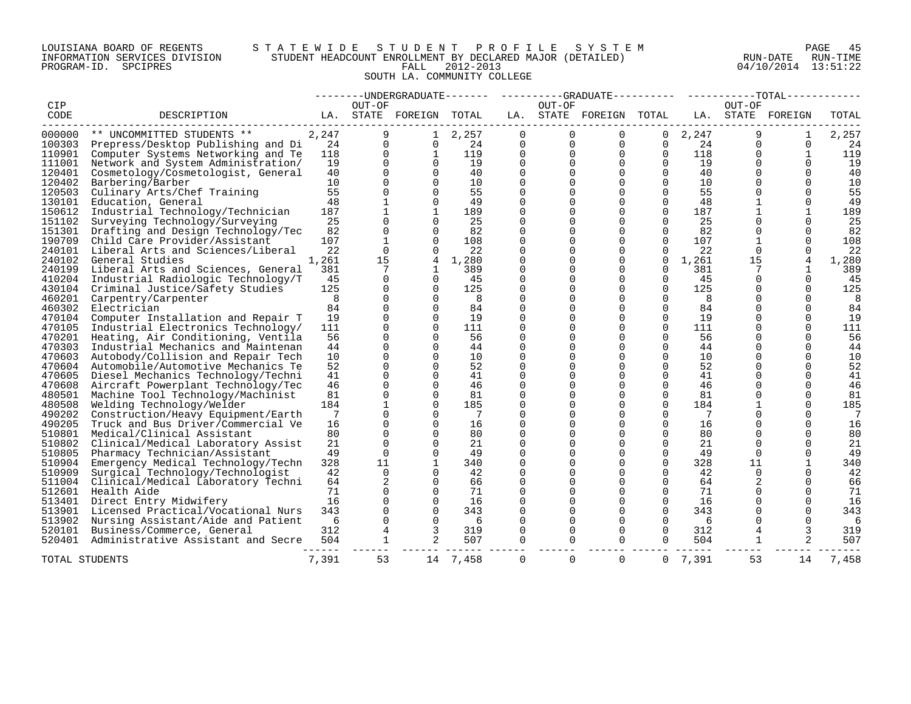LOUISIANA BOARD OF REGENTS — STATEWIDE STUDENT PROFILE SYSTEM
INFORMATION SERVICES DIVISION — STUDENT HEADCOUNT ENROLLMENT BY DECLARED MAJOR (DETAILED)
PROGRAM-ID. SPCIPRES — FALL 2012-2013 — RUN-DATE 04/10/2014 RUN-TIME 13:51:22

SOUTH LA. COMMUNITY COLLEGE

| CIP CODE | DESCRIPTION | UNDERGRADUATE LA. | UNDERGRADUATE OUT-OF STATE | UNDERGRADUATE FOREIGN | UNDERGRADUATE TOTAL | GRADUATE LA. | GRADUATE OUT-OF STATE | GRADUATE FOREIGN | GRADUATE TOTAL | TOTAL LA. | TOTAL OUT-OF STATE | TOTAL FOREIGN | TOTAL |
|---|---|---|---|---|---|---|---|---|---|---|---|---|---|
| 000000 | ** UNCOMMITTED STUDENTS ** | 2,247 | 9 | 1 | 2,257 | 0 | 0 | 0 | 0 | 2,247 | 9 | 1 | 2,257 |
| 100303 | Prepress/Desktop Publishing and Di | 24 | 0 | 0 | 24 | 0 | 0 | 0 | 0 | 24 | 0 | 0 | 24 |
| 110901 | Computer Systems Networking and Te | 118 | 0 | 1 | 119 | 0 | 0 | 0 | 0 | 118 | 0 | 1 | 119 |
| 111001 | Network and System Administration/ | 19 | 0 | 0 | 19 | 0 | 0 | 0 | 0 | 19 | 0 | 0 | 19 |
| 120401 | Cosmetology/Cosmetologist, General | 40 | 0 | 0 | 40 | 0 | 0 | 0 | 0 | 40 | 0 | 0 | 40 |
| 120402 | Barbering/Barber | 10 | 0 | 0 | 10 | 0 | 0 | 0 | 0 | 10 | 0 | 0 | 10 |
| 120503 | Culinary Arts/Chef Training | 55 | 0 | 0 | 55 | 0 | 0 | 0 | 0 | 55 | 0 | 0 | 55 |
| 130101 | Education, General | 48 | 1 | 0 | 49 | 0 | 0 | 0 | 0 | 48 | 1 | 0 | 49 |
| 150612 | Industrial Technology/Technician | 187 | 1 | 1 | 189 | 0 | 0 | 0 | 0 | 187 | 1 | 1 | 189 |
| 151102 | Surveying Technology/Surveying | 25 | 0 | 0 | 25 | 0 | 0 | 0 | 0 | 25 | 0 | 0 | 25 |
| 151301 | Drafting and Design Technology/Tec | 82 | 0 | 0 | 82 | 0 | 0 | 0 | 0 | 82 | 0 | 0 | 82 |
| 190709 | Child Care Provider/Assistant | 107 | 1 | 0 | 108 | 0 | 0 | 0 | 0 | 107 | 1 | 0 | 108 |
| 240101 | Liberal Arts and Sciences/Liberal | 22 | 0 | 0 | 22 | 0 | 0 | 0 | 0 | 22 | 0 | 0 | 22 |
| 240102 | General Studies | 1,261 | 15 | 4 | 1,280 | 0 | 0 | 0 | 0 | 1,261 | 15 | 4 | 1,280 |
| 240199 | Liberal Arts and Sciences, General | 381 | 7 | 1 | 389 | 0 | 0 | 0 | 0 | 381 | 7 | 1 | 389 |
| 410204 | Industrial Radiologic Technology/T | 45 | 0 | 0 | 45 | 0 | 0 | 0 | 0 | 45 | 0 | 0 | 45 |
| 430104 | Criminal Justice/Safety Studies | 125 | 0 | 0 | 125 | 0 | 0 | 0 | 0 | 125 | 0 | 0 | 125 |
| 460201 | Carpentry/Carpenter | 8 | 0 | 0 | 8 | 0 | 0 | 0 | 0 | 8 | 0 | 0 | 8 |
| 460302 | Electrician | 84 | 0 | 0 | 84 | 0 | 0 | 0 | 0 | 84 | 0 | 0 | 84 |
| 470104 | Computer Installation and Repair T | 19 | 0 | 0 | 19 | 0 | 0 | 0 | 0 | 19 | 0 | 0 | 19 |
| 470105 | Industrial Electronics Technology/ | 111 | 0 | 0 | 111 | 0 | 0 | 0 | 0 | 111 | 0 | 0 | 111 |
| 470201 | Heating, Air Conditioning, Ventila | 56 | 0 | 0 | 56 | 0 | 0 | 0 | 0 | 56 | 0 | 0 | 56 |
| 470303 | Industrial Mechanics and Maintenan | 44 | 0 | 0 | 44 | 0 | 0 | 0 | 0 | 44 | 0 | 0 | 44 |
| 470603 | Autobody/Collision and Repair Tech | 10 | 0 | 0 | 10 | 0 | 0 | 0 | 0 | 10 | 0 | 0 | 10 |
| 470604 | Automobile/Automotive Mechanics Te | 52 | 0 | 0 | 52 | 0 | 0 | 0 | 0 | 52 | 0 | 0 | 52 |
| 470605 | Diesel Mechanics Technology/Techni | 41 | 0 | 0 | 41 | 0 | 0 | 0 | 0 | 41 | 0 | 0 | 41 |
| 470608 | Aircraft Powerplant Technology/Tec | 46 | 0 | 0 | 46 | 0 | 0 | 0 | 0 | 46 | 0 | 0 | 46 |
| 480501 | Machine Tool Technology/Machinist | 81 | 0 | 0 | 81 | 0 | 0 | 0 | 0 | 81 | 0 | 0 | 81 |
| 480508 | Welding Technology/Welder | 184 | 1 | 0 | 185 | 0 | 0 | 0 | 0 | 184 | 1 | 0 | 185 |
| 490202 | Construction/Heavy Equipment/Earth | 7 | 0 | 0 | 7 | 0 | 0 | 0 | 0 | 7 | 0 | 0 | 7 |
| 490205 | Truck and Bus Driver/Commercial Ve | 16 | 0 | 0 | 16 | 0 | 0 | 0 | 0 | 16 | 0 | 0 | 16 |
| 510801 | Medical/Clinical Assistant | 80 | 0 | 0 | 80 | 0 | 0 | 0 | 0 | 80 | 0 | 0 | 80 |
| 510802 | Clinical/Medical Laboratory Assist | 21 | 0 | 0 | 21 | 0 | 0 | 0 | 0 | 21 | 0 | 0 | 21 |
| 510805 | Pharmacy Technician/Assistant | 49 | 0 | 0 | 49 | 0 | 0 | 0 | 0 | 49 | 0 | 0 | 49 |
| 510904 | Emergency Medical Technology/Techn | 328 | 11 | 1 | 340 | 0 | 0 | 0 | 0 | 328 | 11 | 1 | 340 |
| 510909 | Surgical Technology/Technologist | 42 | 0 | 0 | 42 | 0 | 0 | 0 | 0 | 42 | 0 | 0 | 42 |
| 511004 | Clinical/Medical Laboratory Techni | 64 | 2 | 0 | 66 | 0 | 0 | 0 | 0 | 64 | 2 | 0 | 66 |
| 512601 | Health Aide | 71 | 0 | 0 | 71 | 0 | 0 | 0 | 0 | 71 | 0 | 0 | 71 |
| 513401 | Direct Entry Midwifery | 16 | 0 | 0 | 16 | 0 | 0 | 0 | 0 | 16 | 0 | 0 | 16 |
| 513901 | Licensed Practical/Vocational Nurs | 343 | 0 | 0 | 343 | 0 | 0 | 0 | 0 | 343 | 0 | 0 | 343 |
| 513902 | Nursing Assistant/Aide and Patient | 6 | 0 | 0 | 6 | 0 | 0 | 0 | 0 | 6 | 0 | 0 | 6 |
| 520101 | Business/Commerce, General | 312 | 4 | 3 | 319 | 0 | 0 | 0 | 0 | 312 | 4 | 3 | 319 |
| 520401 | Administrative Assistant and Secre | 504 | 1 | 2 | 507 | 0 | 0 | 0 | 0 | 504 | 1 | 2 | 507 |
| TOTAL STUDENTS | | 7,391 | 53 | 14 | 7,458 | 0 | 0 | 0 | 0 | 7,391 | 53 | 14 | 7,458 |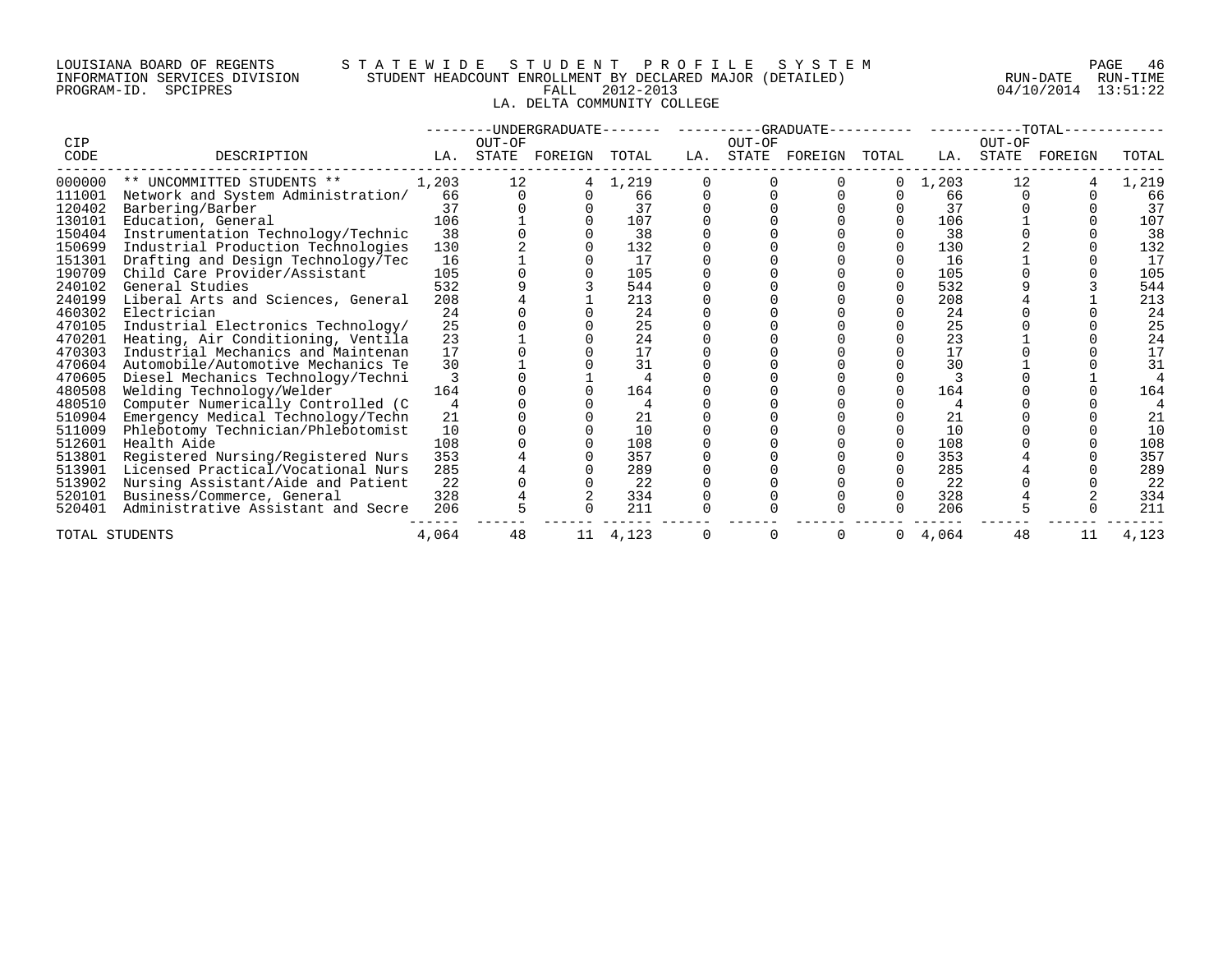LOUISIANA BOARD OF REGENTS
INFORMATION SERVICES DIVISION
PROGRAM-ID. SPCIPRES

# STATEWIDE STUDENT PROFILE SYSTEM
## STUDENT HEADCOUNT ENROLLMENT BY DECLARED MAJOR (DETAILED)
### FALL 2012-2013
### LA. DELTA COMMUNITY COLLEGE

RUN-DATE 04/10/2014 RUN-TIME 13:51:22

| CIP | | UNDERGRADUATE | | | | GRADUATE | | | | TOTAL | | | |
|---|---|---|---|---|---|---|---|---|---|---|---|---|---|
| CODE | DESCRIPTION | LA. | OUT-OF STATE | FOREIGN | TOTAL | LA. | OUT-OF STATE | FOREIGN | TOTAL | LA. | OUT-OF STATE | FOREIGN | TOTAL |
| 000000 | ** UNCOMMITTED STUDENTS ** | 1,203 | 12 | 4 | 1,219 | 0 | 0 | 0 | 0 | 1,203 | 12 | 4 | 1,219 |
| 111001 | Network and System Administration/ | 66 | 0 | 0 | 66 | 0 | 0 | 0 | 0 | 66 | 0 | 0 | 66 |
| 120402 | Barbering/Barber | 37 | 0 | 0 | 37 | 0 | 0 | 0 | 0 | 37 | 0 | 0 | 37 |
| 130101 | Education, General | 106 | 1 | 0 | 107 | 0 | 0 | 0 | 0 | 106 | 1 | 0 | 107 |
| 150404 | Instrumentation Technology/Technic | 38 | 0 | 0 | 38 | 0 | 0 | 0 | 0 | 38 | 0 | 0 | 38 |
| 150699 | Industrial Production Technologies | 130 | 2 | 0 | 132 | 0 | 0 | 0 | 0 | 130 | 2 | 0 | 132 |
| 151301 | Drafting and Design Technology/Tec | 16 | 1 | 0 | 17 | 0 | 0 | 0 | 0 | 16 | 1 | 0 | 17 |
| 190709 | Child Care Provider/Assistant | 105 | 0 | 0 | 105 | 0 | 0 | 0 | 0 | 105 | 0 | 0 | 105 |
| 240102 | General Studies | 532 | 9 | 3 | 544 | 0 | 0 | 0 | 0 | 532 | 9 | 3 | 544 |
| 240199 | Liberal Arts and Sciences, General | 208 | 4 | 1 | 213 | 0 | 0 | 0 | 0 | 208 | 4 | 1 | 213 |
| 460302 | Electrician | 24 | 0 | 0 | 24 | 0 | 0 | 0 | 0 | 24 | 0 | 0 | 24 |
| 470105 | Industrial Electronics Technology/ | 25 | 0 | 0 | 25 | 0 | 0 | 0 | 0 | 25 | 0 | 0 | 25 |
| 470201 | Heating, Air Conditioning, Ventila | 23 | 1 | 0 | 24 | 0 | 0 | 0 | 0 | 23 | 1 | 0 | 24 |
| 470303 | Industrial Mechanics and Maintenan | 17 | 0 | 0 | 17 | 0 | 0 | 0 | 0 | 17 | 0 | 0 | 17 |
| 470604 | Automobile/Automotive Mechanics Te | 30 | 1 | 0 | 31 | 0 | 0 | 0 | 0 | 30 | 1 | 0 | 31 |
| 470605 | Diesel Mechanics Technology/Techni | 3 | 0 | 1 | 4 | 0 | 0 | 0 | 0 | 3 | 0 | 1 | 4 |
| 480508 | Welding Technology/Welder | 164 | 0 | 0 | 164 | 0 | 0 | 0 | 0 | 164 | 0 | 0 | 164 |
| 480510 | Computer Numerically Controlled (C | 4 | 0 | 0 | 4 | 0 | 0 | 0 | 0 | 4 | 0 | 0 | 4 |
| 510904 | Emergency Medical Technology/Techn | 21 | 0 | 0 | 21 | 0 | 0 | 0 | 0 | 21 | 0 | 0 | 21 |
| 511009 | Phlebotomy Technician/Phlebotomist | 10 | 0 | 0 | 10 | 0 | 0 | 0 | 0 | 10 | 0 | 0 | 10 |
| 512601 | Health Aide | 108 | 0 | 0 | 108 | 0 | 0 | 0 | 0 | 108 | 0 | 0 | 108 |
| 513801 | Registered Nursing/Registered Nurs | 353 | 4 | 0 | 357 | 0 | 0 | 0 | 0 | 353 | 4 | 0 | 357 |
| 513901 | Licensed Practical/Vocational Nurs | 285 | 4 | 0 | 289 | 0 | 0 | 0 | 0 | 285 | 4 | 0 | 289 |
| 513902 | Nursing Assistant/Aide and Patient | 22 | 0 | 0 | 22 | 0 | 0 | 0 | 0 | 22 | 0 | 0 | 22 |
| 520101 | Business/Commerce, General | 328 | 4 | 2 | 334 | 0 | 0 | 0 | 0 | 328 | 4 | 2 | 334 |
| 520401 | Administrative Assistant and Secre | 206 | 5 | 0 | 211 | 0 | 0 | 0 | 0 | 206 | 5 | 0 | 211 |
| TOTAL STUDENTS | | 4,064 | 48 | 11 | 4,123 | 0 | 0 | 0 | 0 | 4,064 | 48 | 11 | 4,123 |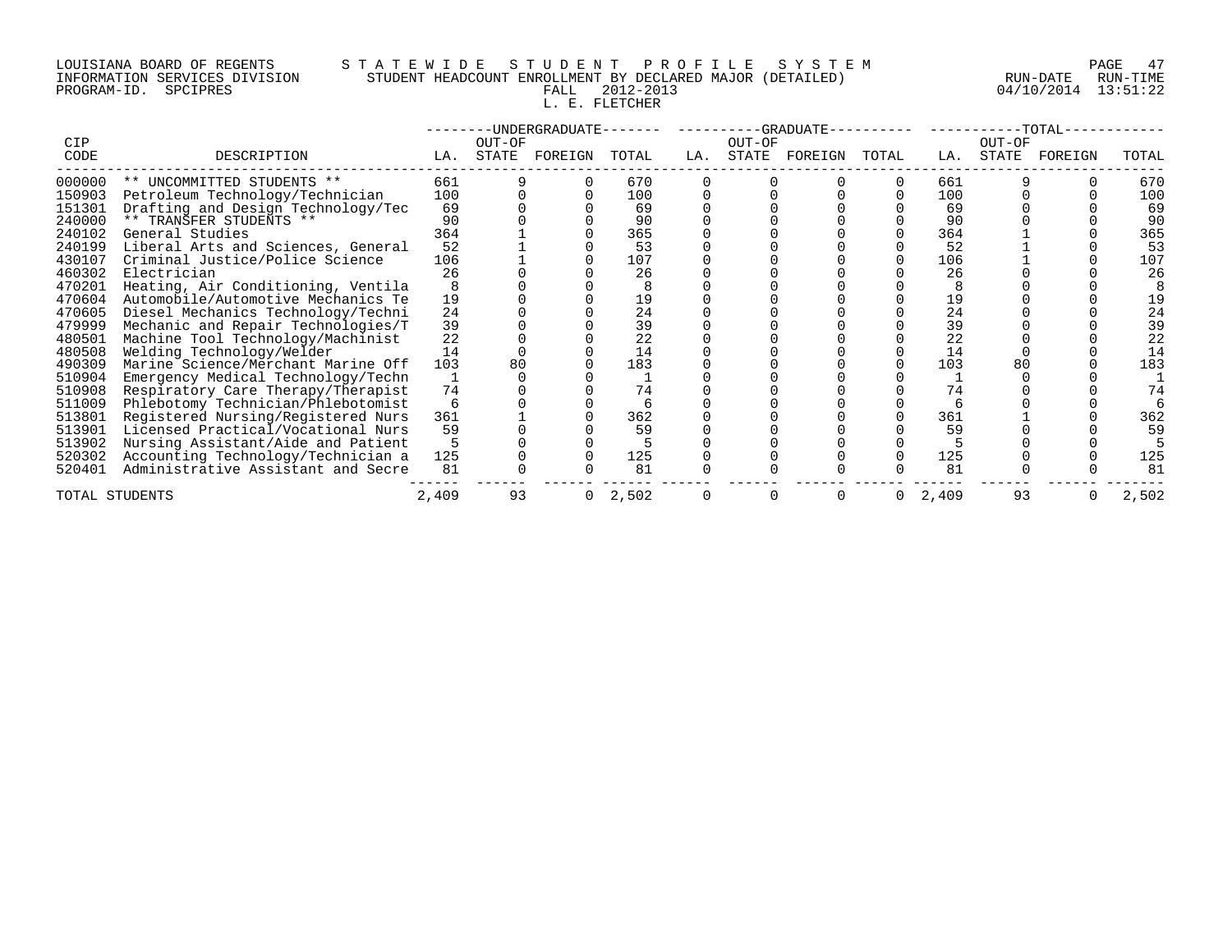LOUISIANA BOARD OF REGENTS — STATEWIDE STUDENT PROFILE SYSTEM
INFORMATION SERVICES DIVISION — STUDENT HEADCOUNT ENROLLMENT BY DECLARED MAJOR (DETAILED) — RUN-DATE 04/10/2014 RUN-TIME 13:51:22
PROGRAM-ID. SPCIPRES — FALL 2012-2013

L. E. FLETCHER

| CIP CODE | DESCRIPTION | UNDERGRADUATE LA. | UNDERGRADUATE OUT-OF STATE | UNDERGRADUATE FOREIGN | UNDERGRADUATE TOTAL | GRADUATE LA. | GRADUATE OUT-OF STATE | GRADUATE FOREIGN | GRADUATE TOTAL | TOTAL LA. | TOTAL OUT-OF STATE | TOTAL FOREIGN | TOTAL TOTAL |
|---|---|---|---|---|---|---|---|---|---|---|---|---|---|
| 000000 | ** UNCOMMITTED STUDENTS ** | 661 | 9 | 0 | 670 | 0 | 0 | 0 | 0 | 661 | 9 | 0 | 670 |
| 150903 | Petroleum Technology/Technician | 100 | 0 | 0 | 100 | 0 | 0 | 0 | 0 | 100 | 0 | 0 | 100 |
| 151301 | Drafting and Design Technology/Tec | 69 | 0 | 0 | 69 | 0 | 0 | 0 | 0 | 69 | 0 | 0 | 69 |
| 240000 | ** TRANSFER STUDENTS ** | 90 | 0 | 0 | 90 | 0 | 0 | 0 | 0 | 90 | 0 | 0 | 90 |
| 240102 | General Studies | 364 | 1 | 0 | 365 | 0 | 0 | 0 | 0 | 364 | 1 | 0 | 365 |
| 240199 | Liberal Arts and Sciences, General | 52 | 1 | 0 | 53 | 0 | 0 | 0 | 0 | 52 | 1 | 0 | 53 |
| 430107 | Criminal Justice/Police Science | 106 | 1 | 0 | 107 | 0 | 0 | 0 | 0 | 106 | 1 | 0 | 107 |
| 460302 | Electrician | 26 | 0 | 0 | 26 | 0 | 0 | 0 | 0 | 26 | 0 | 0 | 26 |
| 470201 | Heating, Air Conditioning, Ventila | 8 | 0 | 0 | 8 | 0 | 0 | 0 | 0 | 8 | 0 | 0 | 8 |
| 470604 | Automobile/Automotive Mechanics Te | 19 | 0 | 0 | 19 | 0 | 0 | 0 | 0 | 19 | 0 | 0 | 19 |
| 470605 | Diesel Mechanics Technology/Techni | 24 | 0 | 0 | 24 | 0 | 0 | 0 | 0 | 24 | 0 | 0 | 24 |
| 479999 | Mechanic and Repair Technologies/T | 39 | 0 | 0 | 39 | 0 | 0 | 0 | 0 | 39 | 0 | 0 | 39 |
| 480501 | Machine Tool Technology/Machinist | 22 | 0 | 0 | 22 | 0 | 0 | 0 | 0 | 22 | 0 | 0 | 22 |
| 480508 | Welding Technology/Welder | 14 | 0 | 0 | 14 | 0 | 0 | 0 | 0 | 14 | 0 | 0 | 14 |
| 490309 | Marine Science/Merchant Marine Off | 103 | 80 | 0 | 183 | 0 | 0 | 0 | 0 | 103 | 80 | 0 | 183 |
| 510904 | Emergency Medical Technology/Techn | 1 | 0 | 0 | 1 | 0 | 0 | 0 | 0 | 1 | 0 | 0 | 1 |
| 510908 | Respiratory Care Therapy/Therapist | 74 | 0 | 0 | 74 | 0 | 0 | 0 | 0 | 74 | 0 | 0 | 74 |
| 511009 | Phlebotomy Technician/Phlebotomist | 6 | 0 | 0 | 6 | 0 | 0 | 0 | 0 | 6 | 0 | 0 | 6 |
| 513801 | Registered Nursing/Registered Nurs | 361 | 1 | 0 | 362 | 0 | 0 | 0 | 0 | 361 | 1 | 0 | 362 |
| 513901 | Licensed Practical/Vocational Nurs | 59 | 0 | 0 | 59 | 0 | 0 | 0 | 0 | 59 | 0 | 0 | 59 |
| 513902 | Nursing Assistant/Aide and Patient | 5 | 0 | 0 | 5 | 0 | 0 | 0 | 0 | 5 | 0 | 0 | 5 |
| 520302 | Accounting Technology/Technician a | 125 | 0 | 0 | 125 | 0 | 0 | 0 | 0 | 125 | 0 | 0 | 125 |
| 520401 | Administrative Assistant and Secre | 81 | 0 | 0 | 81 | 0 | 0 | 0 | 0 | 81 | 0 | 0 | 81 |
| TOTAL STUDENTS | | 2,409 | 93 | 0 | 2,502 | 0 | 0 | 0 | 0 | 2,409 | 93 | 0 | 2,502 |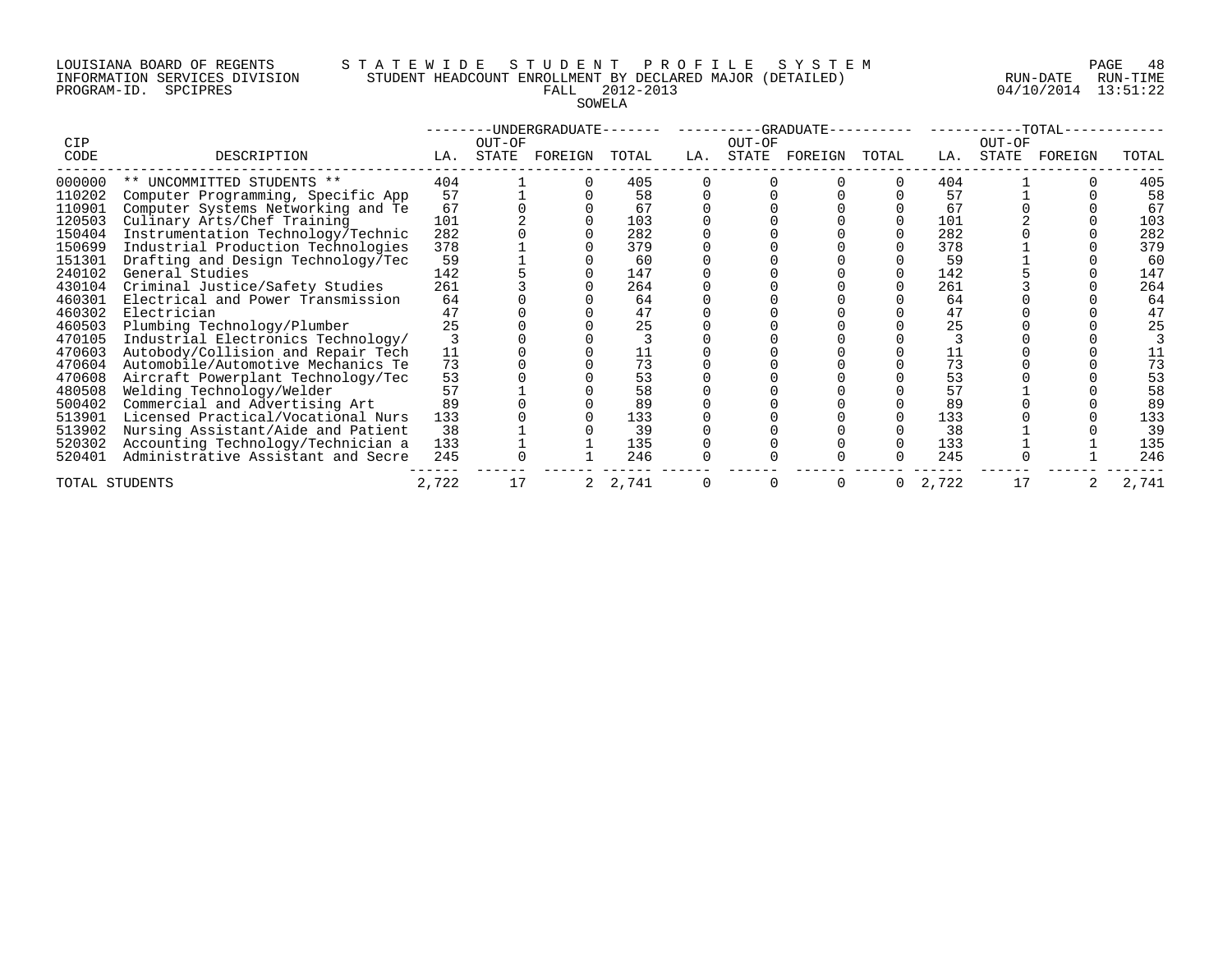LOUISIANA BOARD OF REGENTS — STATEWIDE STUDENT PROFILE SYSTEM
INFORMATION SERVICES DIVISION — STUDENT HEADCOUNT ENROLLMENT BY DECLARED MAJOR (DETAILED) — RUN-DATE 04/10/2014 RUN-TIME 13:51:22
PROGRAM-ID. SPCIPRES — FALL 2012-2013

SOWELA

| CIP | | UNDERGRADUATE | | | | GRADUATE | | | | TOTAL | | | |
|---|---|---|---|---|---|---|---|---|---|---|---|---|---|
| CODE | DESCRIPTION | LA. | OUT-OF STATE | FOREIGN | TOTAL | LA. | OUT-OF STATE | FOREIGN | TOTAL | LA. | OUT-OF STATE | FOREIGN | TOTAL |
| 000000 | ** UNCOMMITTED STUDENTS ** | 404 | 1 | 0 | 405 | 0 | 0 | 0 | 0 | 404 | 1 | 0 | 405 |
| 110202 | Computer Programming, Specific App | 57 | 1 | 0 | 58 | 0 | 0 | 0 | 0 | 57 | 1 | 0 | 58 |
| 110901 | Computer Systems Networking and Te | 67 | 0 | 0 | 67 | 0 | 0 | 0 | 0 | 67 | 0 | 0 | 67 |
| 120503 | Culinary Arts/Chef Training | 101 | 2 | 0 | 103 | 0 | 0 | 0 | 0 | 101 | 2 | 0 | 103 |
| 150404 | Instrumentation Technology/Technic | 282 | 0 | 0 | 282 | 0 | 0 | 0 | 0 | 282 | 0 | 0 | 282 |
| 150699 | Industrial Production Technologies | 378 | 1 | 0 | 379 | 0 | 0 | 0 | 0 | 378 | 1 | 0 | 379 |
| 151301 | Drafting and Design Technology/Tec | 59 | 1 | 0 | 60 | 0 | 0 | 0 | 0 | 59 | 1 | 0 | 60 |
| 240102 | General Studies | 142 | 5 | 0 | 147 | 0 | 0 | 0 | 0 | 142 | 5 | 0 | 147 |
| 430104 | Criminal Justice/Safety Studies | 261 | 3 | 0 | 264 | 0 | 0 | 0 | 0 | 261 | 3 | 0 | 264 |
| 460301 | Electrical and Power Transmission | 64 | 0 | 0 | 64 | 0 | 0 | 0 | 0 | 64 | 0 | 0 | 64 |
| 460302 | Electrician | 47 | 0 | 0 | 47 | 0 | 0 | 0 | 0 | 47 | 0 | 0 | 47 |
| 460503 | Plumbing Technology/Plumber | 25 | 0 | 0 | 25 | 0 | 0 | 0 | 0 | 25 | 0 | 0 | 25 |
| 470105 | Industrial Electronics Technology/ | 3 | 0 | 0 | 3 | 0 | 0 | 0 | 0 | 3 | 0 | 0 | 3 |
| 470603 | Autobody/Collision and Repair Tech | 11 | 0 | 0 | 11 | 0 | 0 | 0 | 0 | 11 | 0 | 0 | 11 |
| 470604 | Automobile/Automotive Mechanics Te | 73 | 0 | 0 | 73 | 0 | 0 | 0 | 0 | 73 | 0 | 0 | 73 |
| 470608 | Aircraft Powerplant Technology/Tec | 53 | 0 | 0 | 53 | 0 | 0 | 0 | 0 | 53 | 0 | 0 | 53 |
| 480508 | Welding Technology/Welder | 57 | 1 | 0 | 58 | 0 | 0 | 0 | 0 | 57 | 1 | 0 | 58 |
| 500402 | Commercial and Advertising Art | 89 | 0 | 0 | 89 | 0 | 0 | 0 | 0 | 89 | 0 | 0 | 89 |
| 513901 | Licensed Practical/Vocational Nurs | 133 | 0 | 0 | 133 | 0 | 0 | 0 | 0 | 133 | 0 | 0 | 133 |
| 513902 | Nursing Assistant/Aide and Patient | 38 | 1 | 0 | 39 | 0 | 0 | 0 | 0 | 38 | 1 | 0 | 39 |
| 520302 | Accounting Technology/Technician a | 133 | 1 | 1 | 135 | 0 | 0 | 0 | 0 | 133 | 1 | 1 | 135 |
| 520401 | Administrative Assistant and Secre | 245 | 0 | 1 | 246 | 0 | 0 | 0 | 0 | 245 | 0 | 1 | 246 |
| TOTAL STUDENTS | | 2,722 | 17 | 2 | 2,741 | 0 | 0 | 0 | 0 | 2,722 | 17 | 2 | 2,741 |